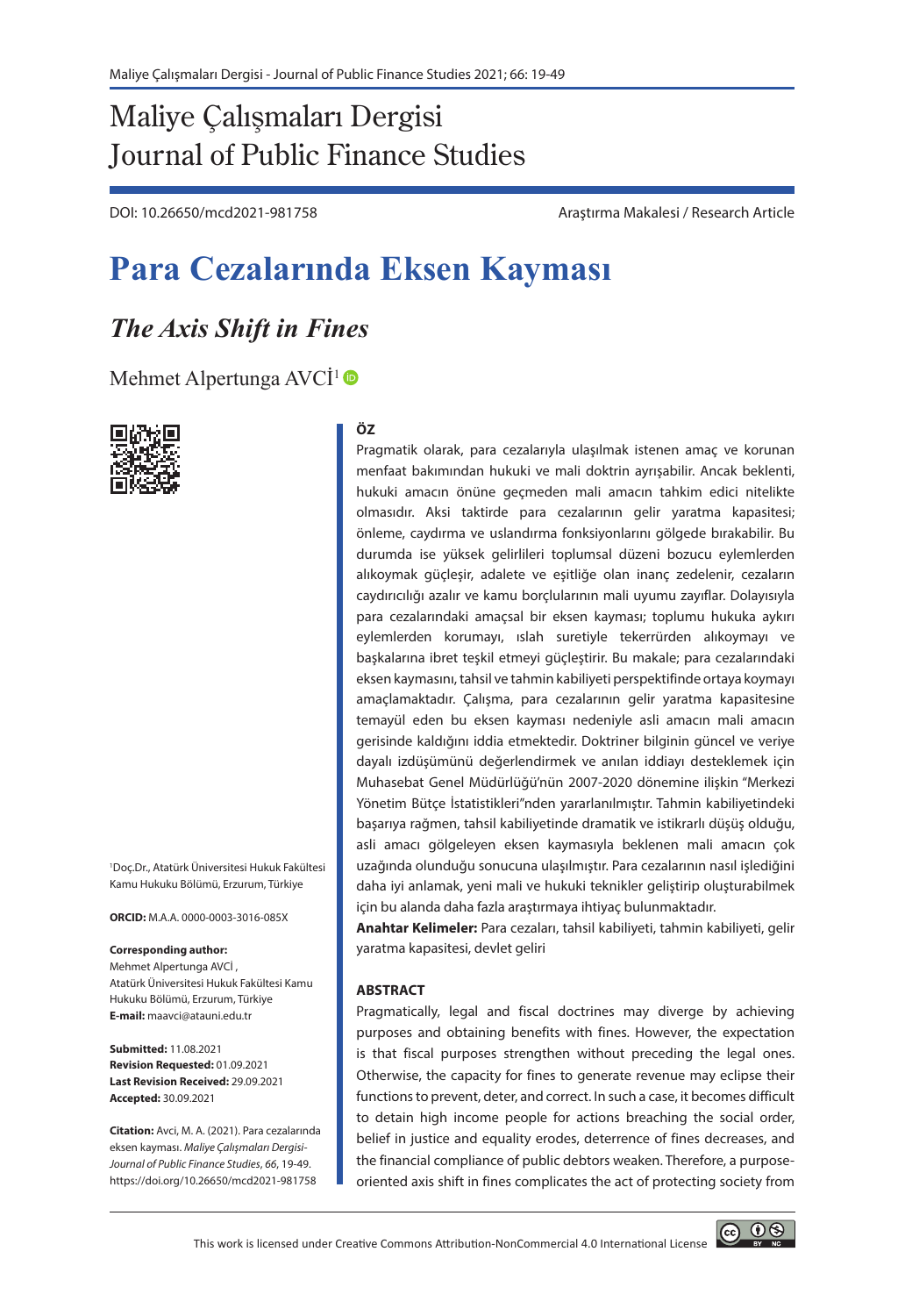# Maliye Çalışmaları Dergisi
# Journal of Public Finance Studies

DOI: 10.26650/mcd2021-981758

Araştırma Makalesi / Research Article

# Para Cezalarında Eksen Kayması

## *The Axis Shift in Fines*

Mehmet Alpertunga AVCİ[1]

[1]Doç.Dr., Atatürk Üniversitesi Hukuk Fakültesi Kamu Hukuku Bölümü, Erzurum, Türkiye

**ORCID:** M.A.A. 0000-0003-3016-085X

**Corresponding author:**
Mehmet Alpertunga AVCİ ,
Atatürk Üniversitesi Hukuk Fakültesi Kamu Hukuku Bölümü, Erzurum, Türkiye
**E-mail:** maavci@atauni.edu.tr

**Submitted:** 11.08.2021
**Revision Requested:** 01.09.2021
**Last Revision Received:** 29.09.2021
**Accepted:** 30.09.2021

**Citation:** Avci, M. A. (2021). Para cezalarında eksen kayması. *Maliye Çalışmaları Dergisi-Journal of Public Finance Studies*, *66*, 19-49. https://doi.org/10.26650/mcd2021-981758

**ÖZ**

Pragmatik olarak, para cezalarıyla ulaşılmak istenen amaç ve korunan menfaat bakımından hukuki ve mali doktrin ayrışabilir. Ancak beklenti, hukuki amacın önüne geçmeden mali amacın tahkim edici nitelikte olmasıdır. Aksi taktirde para cezalarının gelir yaratma kapasitesi; önleme, caydırma ve uslandırma fonksiyonlarını gölgede bırakabilir. Bu durumda ise yüksek gelirlileri toplumsal düzeni bozucu eylemlerden alıkoymak güçleşir, adalete ve eşitliğe olan inanç zedelenir, cezaların caydırıcılığı azalır ve kamu borçlularının mali uyumu zayıflar. Dolayısıyla para cezalarındaki amaçsal bir eksen kayması; toplumu hukuka aykırı eylemlerden korumayı, ıslah suretiyle tekerrürden alıkoymayı ve başkalarına ibret teşkil etmeyi güçleştirir. Bu makale; para cezalarındaki eksen kaymasını, tahsil ve tahmin kabiliyeti perspektifinde ortaya koymayı amaçlamaktadır. Çalışma, para cezalarının gelir yaratma kapasitesine temayül eden bu eksen kayması nedeniyle asli amacın mali amacın gerisinde kaldığını iddia etmektedir. Doktriner bilginin güncel ve veriye dayalı izdüşümünü değerlendirmek ve anılan iddiayı desteklemek için Muhasebat Genel Müdürlüğü'nün 2007-2020 dönemine ilişkin "Merkezi Yönetim Bütçe İstatistikleri"nden yararlanılmıştır. Tahmin kabiliyetindeki başarıya rağmen, tahsil kabiliyetinde dramatik ve istikrarlı düşüş olduğu, asli amacı gölgeleyen eksen kaymasıyla beklenen mali amacın çok uzağında olunduğu sonucuna ulaşılmıştır. Para cezalarının nasıl işlediğini daha iyi anlamak, yeni mali ve hukuki teknikler geliştirip oluşturabilmek için bu alanda daha fazla araştırmaya ihtiyaç bulunmaktadır.

**Anahtar Kelimeler:** Para cezaları, tahsil kabiliyeti, tahmin kabiliyeti, gelir yaratma kapasitesi, devlet geliri

**ABSTRACT**

Pragmatically, legal and fiscal doctrines may diverge by achieving purposes and obtaining benefits with fines. However, the expectation is that fiscal purposes strengthen without preceding the legal ones. Otherwise, the capacity for fines to generate revenue may eclipse their functions to prevent, deter, and correct. In such a case, it becomes difficult to detain high income people for actions breaching the social order, belief in justice and equality erodes, deterrence of fines decreases, and the financial compliance of public debtors weaken. Therefore, a purpose-oriented axis shift in fines complicates the act of protecting society from

This work is licensed under Creative Commons Attribution-NonCommercial 4.0 International License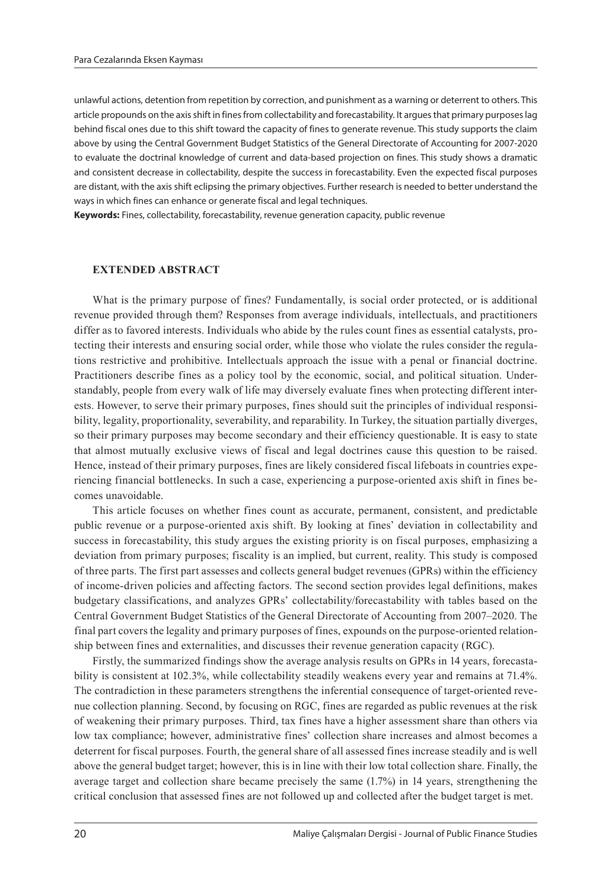unlawful actions, detention from repetition by correction, and punishment as a warning or deterrent to others. This article propounds on the axis shift in fines from collectability and forecastability. It argues that primary purposes lag behind fiscal ones due to this shift toward the capacity of fines to generate revenue. This study supports the claim above by using the Central Government Budget Statistics of the General Directorate of Accounting for 2007-2020 to evaluate the doctrinal knowledge of current and data-based projection on fines. This study shows a dramatic and consistent decrease in collectability, despite the success in forecastability. Even the expected fiscal purposes are distant, with the axis shift eclipsing the primary objectives. Further research is needed to better understand the ways in which fines can enhance or generate fiscal and legal techniques.

**Keywords:** Fines, collectability, forecastability, revenue generation capacity, public revenue

## EXTENDED ABSTRACT

What is the primary purpose of fines? Fundamentally, is social order protected, or is additional revenue provided through them? Responses from average individuals, intellectuals, and practitioners differ as to favored interests. Individuals who abide by the rules count fines as essential catalysts, protecting their interests and ensuring social order, while those who violate the rules consider the regulations restrictive and prohibitive. Intellectuals approach the issue with a penal or financial doctrine. Practitioners describe fines as a policy tool by the economic, social, and political situation. Understandably, people from every walk of life may diversely evaluate fines when protecting different interests. However, to serve their primary purposes, fines should suit the principles of individual responsibility, legality, proportionality, severability, and reparability. In Turkey, the situation partially diverges, so their primary purposes may become secondary and their efficiency questionable. It is easy to state that almost mutually exclusive views of fiscal and legal doctrines cause this question to be raised. Hence, instead of their primary purposes, fines are likely considered fiscal lifeboats in countries experiencing financial bottlenecks. In such a case, experiencing a purpose-oriented axis shift in fines becomes unavoidable.

This article focuses on whether fines count as accurate, permanent, consistent, and predictable public revenue or a purpose-oriented axis shift. By looking at fines' deviation in collectability and success in forecastability, this study argues the existing priority is on fiscal purposes, emphasizing a deviation from primary purposes; fiscality is an implied, but current, reality. This study is composed of three parts. The first part assesses and collects general budget revenues (GPRs) within the efficiency of income-driven policies and affecting factors. The second section provides legal definitions, makes budgetary classifications, and analyzes GPRs' collectability/forecastability with tables based on the Central Government Budget Statistics of the General Directorate of Accounting from 2007–2020. The final part covers the legality and primary purposes of fines, expounds on the purpose-oriented relationship between fines and externalities, and discusses their revenue generation capacity (RGC).

Firstly, the summarized findings show the average analysis results on GPRs in 14 years, forecastability is consistent at 102.3%, while collectability steadily weakens every year and remains at 71.4%. The contradiction in these parameters strengthens the inferential consequence of target-oriented revenue collection planning. Second, by focusing on RGC, fines are regarded as public revenues at the risk of weakening their primary purposes. Third, tax fines have a higher assessment share than others via low tax compliance; however, administrative fines' collection share increases and almost becomes a deterrent for fiscal purposes. Fourth, the general share of all assessed fines increase steadily and is well above the general budget target; however, this is in line with their low total collection share. Finally, the average target and collection share became precisely the same (1.7%) in 14 years, strengthening the critical conclusion that assessed fines are not followed up and collected after the budget target is met.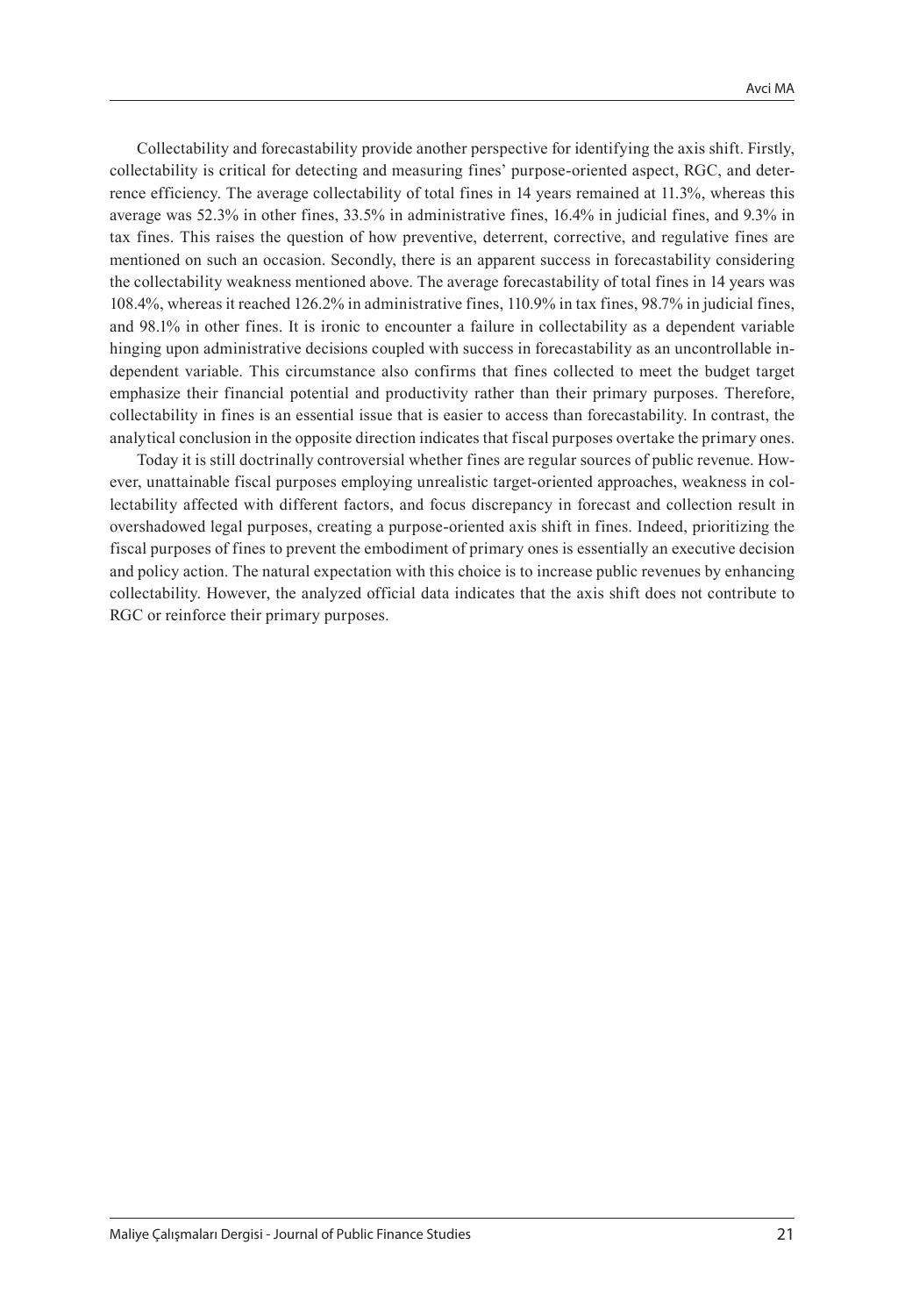Collectability and forecastability provide another perspective for identifying the axis shift. Firstly, collectability is critical for detecting and measuring fines' purpose-oriented aspect, RGC, and deterrence efficiency. The average collectability of total fines in 14 years remained at 11.3%, whereas this average was 52.3% in other fines, 33.5% in administrative fines, 16.4% in judicial fines, and 9.3% in tax fines. This raises the question of how preventive, deterrent, corrective, and regulative fines are mentioned on such an occasion. Secondly, there is an apparent success in forecastability considering the collectability weakness mentioned above. The average forecastability of total fines in 14 years was 108.4%, whereas it reached 126.2% in administrative fines, 110.9% in tax fines, 98.7% in judicial fines, and 98.1% in other fines. It is ironic to encounter a failure in collectability as a dependent variable hinging upon administrative decisions coupled with success in forecastability as an uncontrollable independent variable. This circumstance also confirms that fines collected to meet the budget target emphasize their financial potential and productivity rather than their primary purposes. Therefore, collectability in fines is an essential issue that is easier to access than forecastability. In contrast, the analytical conclusion in the opposite direction indicates that fiscal purposes overtake the primary ones.

Today it is still doctrinally controversial whether fines are regular sources of public revenue. However, unattainable fiscal purposes employing unrealistic target-oriented approaches, weakness in collectability affected with different factors, and focus discrepancy in forecast and collection result in overshadowed legal purposes, creating a purpose-oriented axis shift in fines. Indeed, prioritizing the fiscal purposes of fines to prevent the embodiment of primary ones is essentially an executive decision and policy action. The natural expectation with this choice is to increase public revenues by enhancing collectability. However, the analyzed official data indicates that the axis shift does not contribute to RGC or reinforce their primary purposes.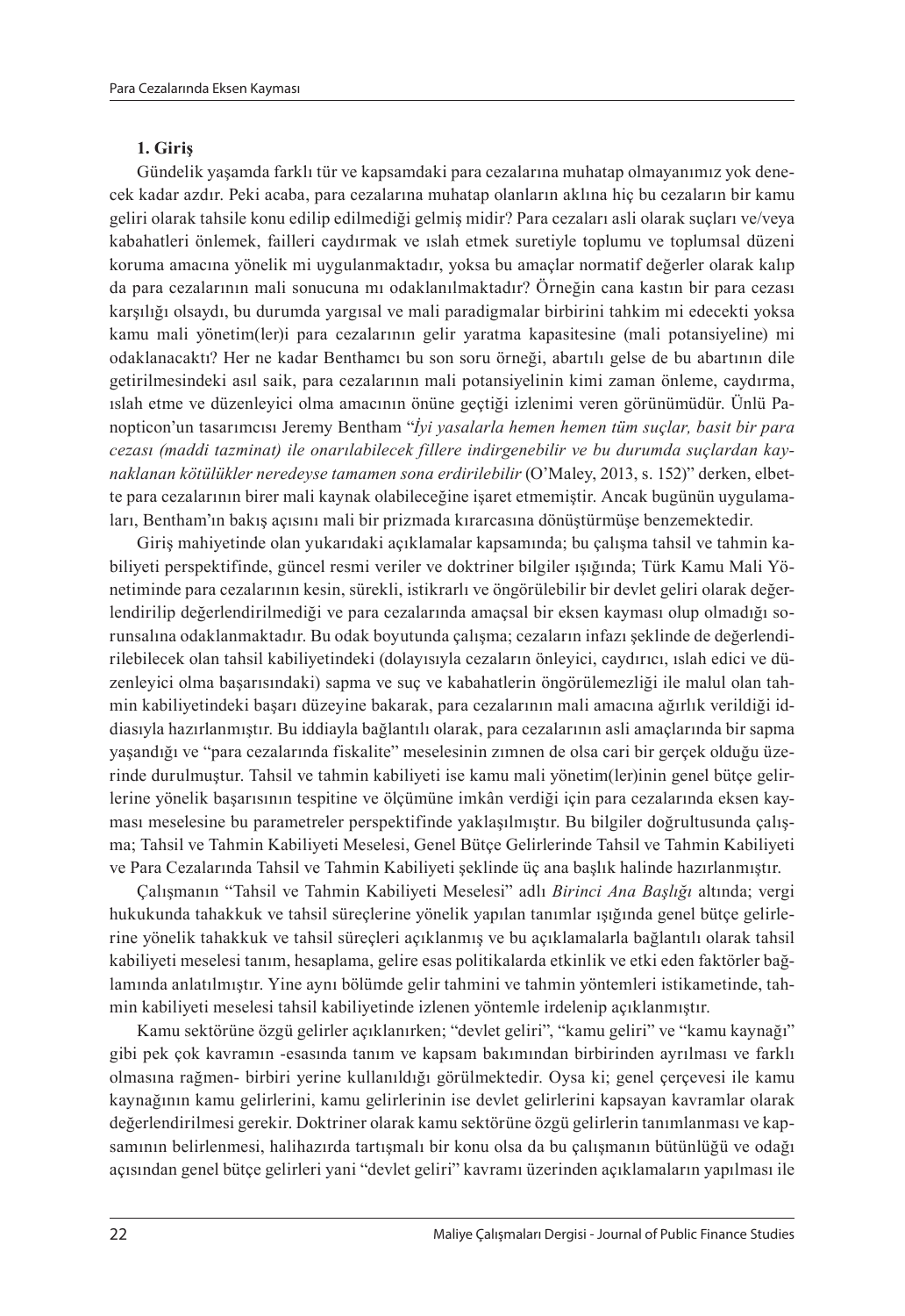## 1. Giriş

Gündelik yaşamda farklı tür ve kapsamdaki para cezalarına muhatap olmayanımız yok denecek kadar azdır. Peki acaba, para cezalarına muhatap olanların aklına hiç bu cezaların bir kamu geliri olarak tahsile konu edilip edilmediği gelmiş midir? Para cezaları asli olarak suçları ve/veya kabahatleri önlemek, failleri caydırmak ve ıslah etmek suretiyle toplumu ve toplumsal düzeni koruma amacına yönelik mi uygulanmaktadır, yoksa bu amaçlar normatif değerler olarak kalıp da para cezalarının mali sonucuna mı odaklanılmaktadır? Örneğin cana kastın bir para cezası karşılığı olsaydı, bu durumda yargısal ve mali paradigmalar birbirini tahkim mi edecekti yoksa kamu mali yönetim(ler)i para cezalarının gelir yaratma kapasitesine (mali potansiyeline) mi odaklanacaktı? Her ne kadar Benthamcı bu son soru örneği, abartılı gelse de bu abartının dile getirilmesindeki asıl saik, para cezalarının mali potansiyelinin kimi zaman önleme, caydırma, ıslah etme ve düzenleyici olma amacının önüne geçtiği izlenimi veren görünümüdür. Ünlü Panopticon'un tasarımcısı Jeremy Bentham "*İyi yasalarla hemen hemen tüm suçlar, basit bir para cezası (maddi tazminat) ile onarılabilecek fillere indirgenebilir ve bu durumda suçlardan kaynaklanan kötülükler neredeyse tamamen sona erdirilebilir* (O'Maley, 2013, s. 152)" derken, elbette para cezalarının birer mali kaynak olabileceğine işaret etmemiştir. Ancak bugünün uygulamaları, Bentham'ın bakış açısını mali bir prizmada kırarcasına dönüştürmüşe benzemektedir.

Giriş mahiyetinde olan yukarıdaki açıklamalar kapsamında; bu çalışma tahsil ve tahmin kabiliyeti perspektifinde, güncel resmi veriler ve doktriner bilgiler ışığında; Türk Kamu Mali Yönetiminde para cezalarının kesin, sürekli, istikrarlı ve öngörülebilir bir devlet geliri olarak değerlendirilip değerlendirilmediği ve para cezalarında amaçsal bir eksen kayması olup olmadığı sorunsalına odaklanmaktadır. Bu odak boyutunda çalışma; cezaların infazı şeklinde de değerlendirilebilecek olan tahsil kabiliyetindeki (dolayısıyla cezaların önleyici, caydırıcı, ıslah edici ve düzenleyici olma başarısındaki) sapma ve suç ve kabahatlerin öngörülemezliği ile malul olan tahmin kabiliyetindeki başarı düzeyine bakarak, para cezalarının mali amacına ağırlık verildiği iddiasıyla hazırlanmıştır. Bu iddiayla bağlantılı olarak, para cezalarının asli amaçlarında bir sapma yaşandığı ve "para cezalarında fiskalite" meselesinin zımnen de olsa cari bir gerçek olduğu üzerinde durulmuştur. Tahsil ve tahmin kabiliyeti ise kamu mali yönetim(ler)inin genel bütçe gelirlerine yönelik başarısının tespitine ve ölçümüne imkân verdiği için para cezalarında eksen kayması meselesine bu parametreler perspektifinde yaklaşılmıştır. Bu bilgiler doğrultusunda çalışma; Tahsil ve Tahmin Kabiliyeti Meselesi, Genel Bütçe Gelirlerinde Tahsil ve Tahmin Kabiliyeti ve Para Cezalarında Tahsil ve Tahmin Kabiliyeti şeklinde üç ana başlık halinde hazırlanmıştır.

Çalışmanın "Tahsil ve Tahmin Kabiliyeti Meselesi" adlı *Birinci Ana Başlığı* altında; vergi hukukunda tahakkuk ve tahsil süreçlerine yönelik yapılan tanımlar ışığında genel bütçe gelirlerine yönelik tahakkuk ve tahsil süreçleri açıklanmış ve bu açıklamalara bağlantılı olarak tahsil kabiliyeti meselesi tanım, hesaplama, gelire esas politikalarda etkinlik ve etki eden faktörler bağlamında anlatılmıştır. Yine aynı bölümde gelir tahmini ve tahmin yöntemleri istikametinde, tahmin kabiliyeti meselesi tahsil kabiliyetinde izlenen yöntemle irdelenip açıklanmıştır.

Kamu sektörüne özgü gelirler açıklanırken; "devlet geliri", "kamu geliri" ve "kamu kaynağı" gibi pek çok kavramın -esasında tanım ve kapsam bakımından birbirinden ayrılması ve farklı olmasına rağmen- birbiri yerine kullanıldığı görülmektedir. Oysa ki; genel çerçevesi ile kamu kaynağının kamu gelirlerini, kamu gelirlerinin ise devlet gelirlerini kapsayan kavramlar olarak değerlendirilmesi gerekir. Doktriner olarak kamu sektörüne özgü gelirlerin tanımlanması ve kapsamının belirlenmesi, halihazırda tartışmalı bir konu olsa da bu çalışmanın bütünlüğü ve odağı açısından genel bütçe gelirleri yani "devlet geliri" kavramı üzerinden açıklamaların yapılması ile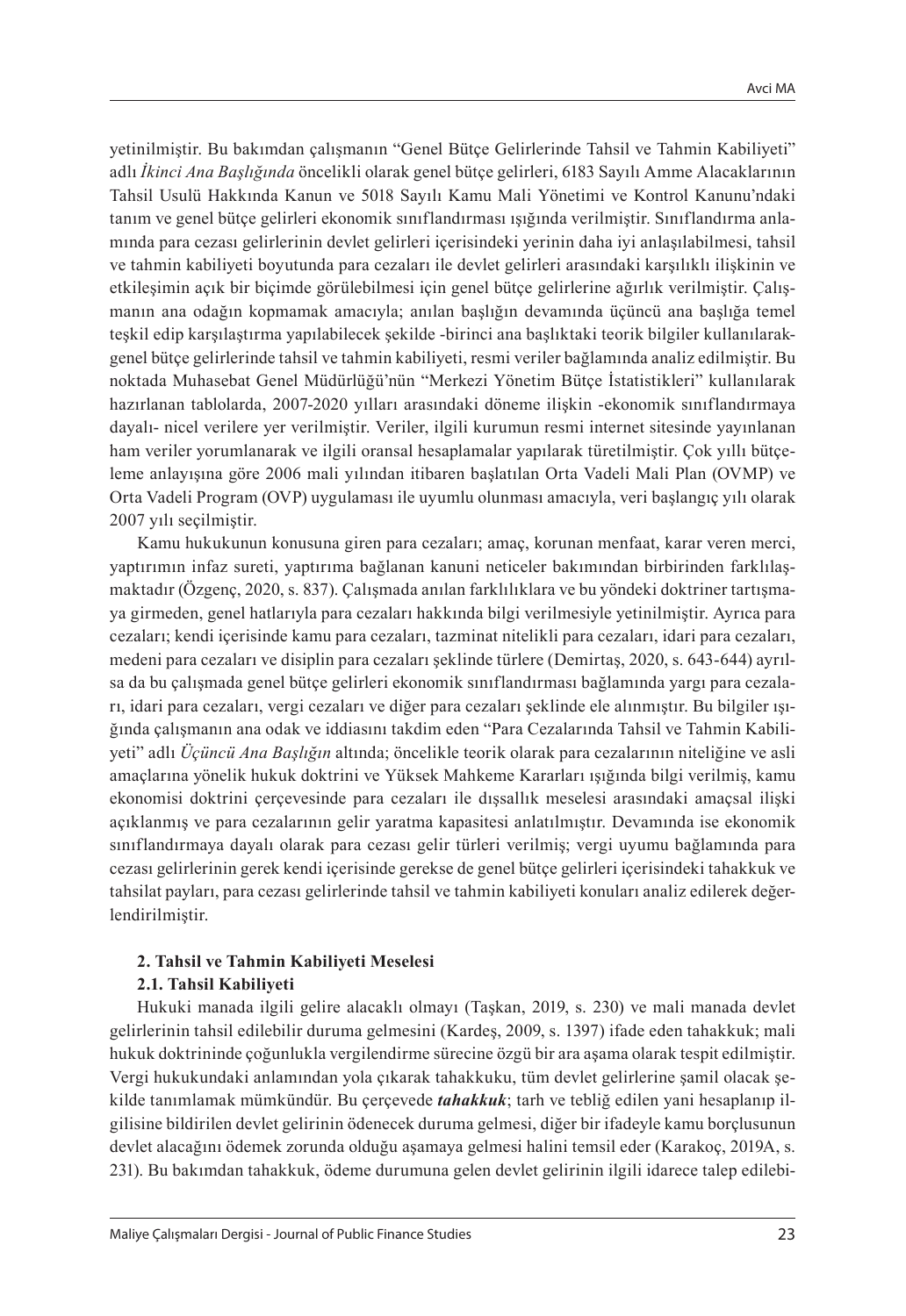yetinilmiştir. Bu bakımdan çalışmanın "Genel Bütçe Gelirlerinde Tahsil ve Tahmin Kabiliyeti" adlı *İkinci Ana Başlığında* öncelikli olarak genel bütçe gelirleri, 6183 Sayılı Amme Alacaklarının Tahsil Usulü Hakkında Kanun ve 5018 Sayılı Kamu Mali Yönetimi ve Kontrol Kanunu'ndaki tanım ve genel bütçe gelirleri ekonomik sınıflandırması ışığında verilmiştir. Sınıflandırma anlamında para cezası gelirlerinin devlet gelirleri içerisindeki yerinin daha iyi anlaşılabilmesi, tahsil ve tahmin kabiliyeti boyutunda para cezaları ile devlet gelirleri arasındaki karşılıklı ilişkinin ve etkileşimin açık bir biçimde görülebilmesi için genel bütçe gelirlerine ağırlık verilmiştir. Çalışmanın ana odağın kopmamak amacıyla; anılan başlığın devamında üçüncü ana başlığa temel teşkil edip karşılaştırma yapılabilecek şekilde -birinci ana başlıktaki teorik bilgiler kullanılarak- genel bütçe gelirlerinde tahsil ve tahmin kabiliyeti, resmi veriler bağlamında analiz edilmiştir. Bu noktada Muhasebat Genel Müdürlüğü'nün "Merkezi Yönetim Bütçe İstatistikleri" kullanılarak hazırlanan tablolarda, 2007-2020 yılları arasındaki döneme ilişkin -ekonomik sınıflandırmaya dayalı- nicel verilere yer verilmiştir. Veriler, ilgili kurumun resmi internet sitesinde yayınlanan ham veriler yorumlanarak ve ilgili oransal hesaplamalar yapılarak türetilmiştir. Çok yıllı bütçeleme anlayışına göre 2006 mali yılından itibaren başlatılan Orta Vadeli Mali Plan (OVMP) ve Orta Vadeli Program (OVP) uygulaması ile uyumlu olunması amacıyla, veri başlangıç yılı olarak 2007 yılı seçilmiştir.

Kamu hukukunun konusuna giren para cezaları; amaç, korunan menfaat, karar veren merci, yaptırımın infaz sureti, yaptırıma bağlanan kanuni neticeler bakımından birbirinden farklılaşmaktadır (Özgenç, 2020, s. 837). Çalışmada anılan farklılıklara ve bu yöndeki doktriner tartışmaya girmeden, genel hatlarıyla para cezaları hakkında bilgi verilmesiyle yetinilmiştir. Ayrıca para cezaları; kendi içerisinde kamu para cezaları, tazminat nitelikli para cezaları, idari para cezaları, medeni para cezaları ve disiplin para cezaları şeklinde türlere (Demirtaş, 2020, s. 643-644) ayrılsa da bu çalışmada genel bütçe gelirleri ekonomik sınıflandırması bağlamında yargı para cezaları, idari para cezaları, vergi cezaları ve diğer para cezaları şeklinde ele alınmıştır. Bu bilgiler ışığında çalışmanın ana odak ve iddiasını takdim eden "Para Cezalarında Tahsil ve Tahmin Kabiliyeti" adlı *Üçüncü Ana Başlığın* altında; öncelikle teorik olarak para cezalarının niteliğine ve asli amaçlarına yönelik hukuk doktrini ve Yüksek Mahkeme Kararları ışığında bilgi verilmiş, kamu ekonomisi doktrini çerçevesinde para cezaları ile dışsallık meselesi arasındaki amaçsal ilişki açıklanmış ve para cezalarının gelir yaratma kapasitesi anlatılmıştır. Devamında ise ekonomik sınıflandırmaya dayalı olarak para cezası gelir türleri verilmiş; vergi uyumu bağlamında para cezası gelirlerinin gerek kendi içerisinde gerekse de genel bütçe gelirleri içerisindeki tahakkuk ve tahsilat payları, para cezası gelirlerinde tahsil ve tahmin kabiliyeti konuları analiz edilerek değerlendirilmiştir.

## 2. Tahsil ve Tahmin Kabiliyeti Meselesi

### 2.1. Tahsil Kabiliyeti

Hukuki manada ilgili gelire alacaklı olmayı (Taşkan, 2019, s. 230) ve mali manada devlet gelirlerinin tahsil edilebilir duruma gelmesini (Kardeş, 2009, s. 1397) ifade eden tahakkuk; mali hukuk doktrininde çoğunlukla vergilendirme sürecine özgü bir ara aşama olarak tespit edilmiştir. Vergi hukukundaki anlamından yola çıkarak tahakkuku, tüm devlet gelirlerine şamil olacak şekilde tanımlamak mümkündür. Bu çerçevede ***tahakkuk***; tarh ve tebliğ edilen yani hesaplanıp ilgilisine bildirilen devlet gelirinin ödenecek duruma gelmesi, diğer bir ifadeyle kamu borçlusunun devlet alacağını ödemek zorunda olduğu aşamaya gelmesi halini temsil eder (Karakoç, 2019A, s. 231). Bu bakımdan tahakkuk, ödeme durumuna gelen devlet gelirinin ilgili idarece talep edilebi-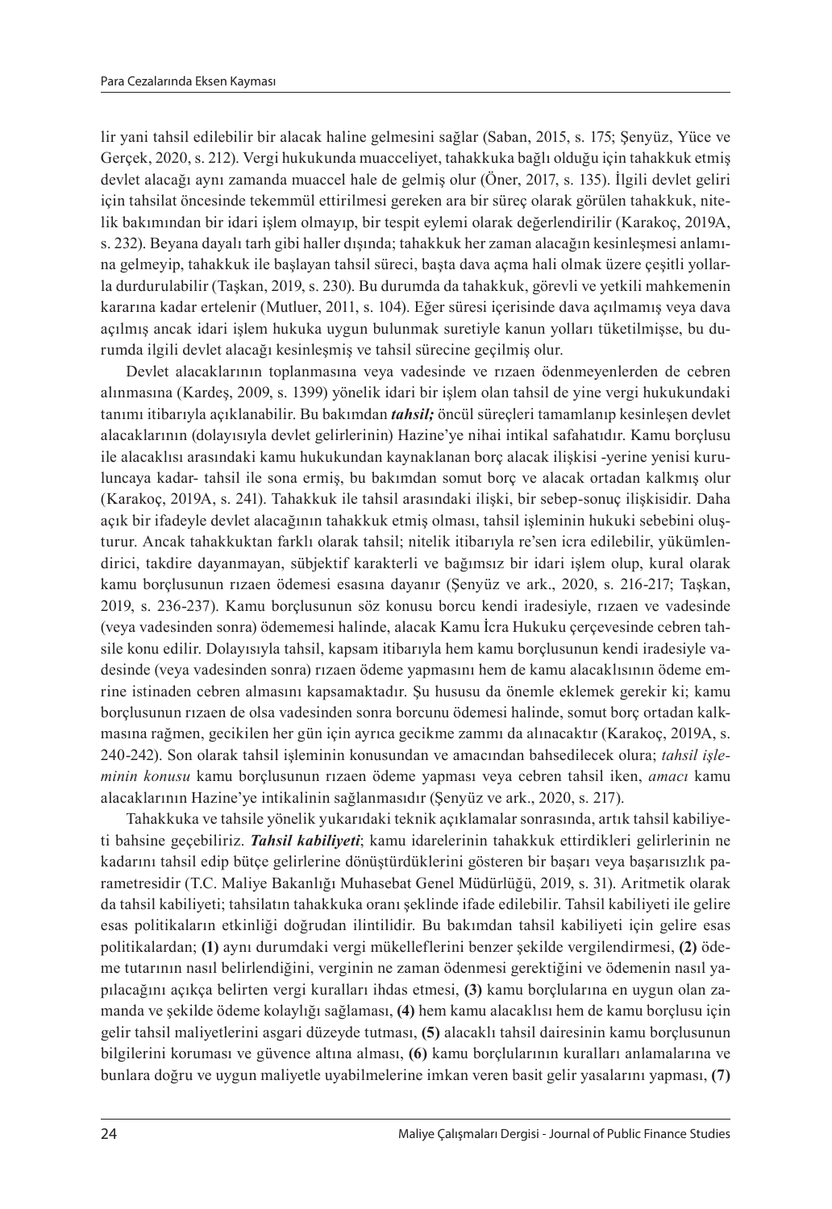lir yani tahsil edilebilir bir alacak haline gelmesini sağlar (Saban, 2015, s. 175; Şenyüz, Yüce ve Gerçek, 2020, s. 212). Vergi hukukunda muacceliyet, tahakkuka bağlı olduğu için tahakkuk etmiş devlet alacağı aynı zamanda muaccel hale de gelmiş olur (Öner, 2017, s. 135). İlgili devlet geliri için tahsilat öncesinde tekemmül ettirilmesi gereken ara bir süreç olarak görülen tahakkuk, nitelik bakımından bir idari işlem olmayıp, bir tespit eylemi olarak değerlendirilir (Karakoç, 2019A, s. 232). Beyana dayalı tarh gibi haller dışında; tahakkuk her zaman alacağın kesinleşmesi anlamına gelmeyip, tahakkuk ile başlayan tahsil süreci, başta dava açma hali olmak üzere çeşitli yollarla durdurulabilir (Taşkan, 2019, s. 230). Bu durumda da tahakkuk, görevli ve yetkili mahkemenin kararına kadar ertelenir (Mutluer, 2011, s. 104). Eğer süresi içerisinde dava açılmamış veya dava açılmış ancak idari işlem hukuka uygun bulunmak suretiyle kanun yolları tüketilmişse, bu durumda ilgili devlet alacağı kesinleşmiş ve tahsil sürecine geçilmiş olur.

Devlet alacaklarının toplanmasına veya vadesinde ve rızaen ödenmeyenlerden de cebren alınmasına (Kardeş, 2009, s. 1399) yönelik idari bir işlem olan tahsil de yine vergi hukukundaki tanımı itibarıyla açıklanabilir. Bu bakımdan ***tahsil;*** öncül süreçleri tamamlanıp kesinleşen devlet alacaklarının (dolayısıyla devlet gelirlerinin) Hazine'ye nihai intikal safahatıdır. Kamu borçlusu ile alacaklısı arasındaki kamu hukukundan kaynaklanan borç alacak ilişkisi -yerine yenisi kuruluncaya kadar- tahsil ile sona ermiş, bu bakımdan somut borç ve alacak ortadan kalkmış olur (Karakoç, 2019A, s. 241). Tahakkuk ile tahsil arasındaki ilişki, bir sebep-sonuç ilişkisidir. Daha açık bir ifadeyle devlet alacağının tahakkuk etmiş olması, tahsil işleminin hukuki sebebini oluşturur. Ancak tahakkuktan farklı olarak tahsil; nitelik itibarıyla re'sen icra edilebilir, yükümlendirici, takdire dayanmayan, sübjektif karakterli ve bağımsız bir idari işlem olup, kural olarak kamu borçlusunun rızaen ödemesi esasına dayanır (Şenyüz ve ark., 2020, s. 216-217; Taşkan, 2019, s. 236-237). Kamu borçlusunun söz konusu borcu kendi iradesiyle, rızaen ve vadesinde (veya vadesinden sonra) ödememesi halinde, alacak Kamu İcra Hukuku çerçevesinde cebren tahsile konu edilir. Dolayısıyla tahsil, kapsam itibarıyla hem kamu borçlusunun kendi iradesiyle vadesinde (veya vadesinden sonra) rızaen ödeme yapmasını hem de kamu alacaklısının ödeme emrine istinaden cebren almasını kapsamaktadır. Şu hususu da önemle eklemek gerekir ki; kamu borçlusunun rızaen de olsa vadesinden sonra borcunu ödemesi halinde, somut borç ortadan kalkmasına rağmen, gecikilen her gün için ayrıca gecikme zammı da alınacaktır (Karakoç, 2019A, s. 240-242). Son olarak tahsil işleminin konusundan ve amacından bahsedilecek olura; *tahsil işleminin konusu* kamu borçlusunun rızaen ödeme yapması veya cebren tahsil iken, *amacı* kamu alacaklarının Hazine'ye intikalinin sağlanmasıdır (Şenyüz ve ark., 2020, s. 217).

Tahakkuka ve tahsile yönelik yukarıdaki teknik açıklamalar sonrasında, artık tahsil kabiliyeti bahsine geçebiliriz. ***Tahsil kabiliyeti***; kamu idarelerinin tahakkuk ettirdikleri gelirlerinin ne kadarını tahsil edip bütçe gelirlerine dönüştürdüklerini gösteren bir başarı veya başarısızlık parametresidir (T.C. Maliye Bakanlığı Muhasebat Genel Müdürlüğü, 2019, s. 31). Aritmetik olarak da tahsil kabiliyeti; tahsilatın tahakkuka oranı şeklinde ifade edilebilir. Tahsil kabiliyeti ile gelire esas politikaların etkinliği doğrudan ilintilidir. Bu bakımdan tahsil kabiliyeti için gelire esas politikalardan; **(1)** aynı durumdaki vergi mükelleflerini benzer şekilde vergilendirmesi, **(2)** ödeme tutarının nasıl belirlendiğini, verginin ne zaman ödenmesi gerektiğini ve ödemenin nasıl yapılacağını açıkça belirten vergi kuralları ihdas etmesi, **(3)** kamu borçlularına en uygun olan zamanda ve şekilde ödeme kolaylığı sağlaması, **(4)** hem kamu alacaklısı hem de kamu borçlusu için gelir tahsil maliyetlerini asgari düzeyde tutması, **(5)** alacaklı tahsil dairesinin kamu borçlusunun bilgilerini koruması ve güvence altına alması, **(6)** kamu borçlularının kuralları anlamalarına ve bunlara doğru ve uygun maliyetle uyabilmelerine imkan veren basit gelir yasalarını yapması, **(7)**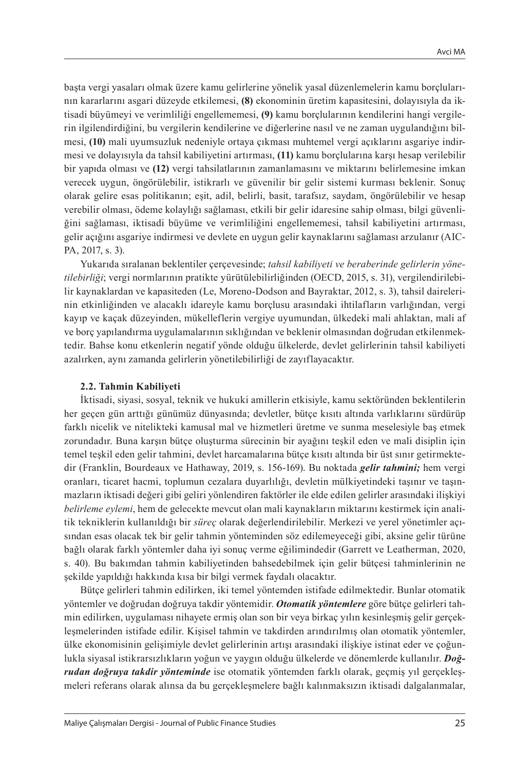başta vergi yasaları olmak üzere kamu gelirlerine yönelik yasal düzenlemelerin kamu borçlularının kararlarını asgari düzeyde etkilemesi, **(8)** ekonominin üretim kapasitesini, dolayısıyla da iktisadi büyümeyi ve verimliliği engellememesi, **(9)** kamu borçlularının kendilerini hangi vergilerin ilgilendirdiğini, bu vergilerin kendilerine ve diğerlerine nasıl ve ne zaman uygulandığını bilmesi, **(10)** mali uyumsuzluk nedeniyle ortaya çıkması muhtemel vergi açıklarını asgariye indirmesi ve dolayısıyla da tahsil kabiliyetini artırması, **(11)** kamu borçlularına karşı hesap verilebilir bir yapıda olması ve **(12)** vergi tahsilatlarının zamanlamasını ve miktarını belirlemesine imkan verecek uygun, öngörülebilir, istikrarlı ve güvenilir bir gelir sistemi kurması beklenir. Sonuç olarak gelire esas politikanın; eşit, adil, belirli, basit, tarafsız, saydam, öngörülebilir ve hesap verebilir olması, ödeme kolaylığı sağlaması, etkili bir gelir idaresine sahip olması, bilgi güvenliğini sağlaması, iktisadi büyüme ve verimliliğini engellememesi, tahsil kabiliyetini artırması, gelir açığını asgariye indirmesi ve devlete en uygun gelir kaynaklarını sağlaması arzulanır (AICPA, 2017, s. 3).

Yukarıda sıralanan beklentiler çerçevesinde; *tahsil kabiliyeti ve beraberinde gelirlerin yönetilebilirliği*; vergi normlarının pratikte yürütülebilirliğinden (OECD, 2015, s. 31), vergilendirilebilir kaynaklardan ve kapasiteden (Le, Moreno-Dodson and Bayraktar, 2012, s. 3), tahsil dairelerinin etkinliğinden ve alacaklı idareyle kamu borçlusu arasındaki ihtilafların varlığından, vergi kayıp ve kaçak düzeyinden, mükelleflerin vergiye uyumundan, ülkedeki mali ahlaktan, mali af ve borç yapılandırma uygulamalarının sıklığından ve beklenir olmasından doğrudan etkilenmektedir. Bahse konu etkenlerin negatif yönde olduğu ülkelerde, devlet gelirlerinin tahsil kabiliyeti azalırken, aynı zamanda gelirlerin yönetilebilirliği de zayıflayacaktır.

### 2.2. Tahmin Kabiliyeti

İktisadi, siyasi, sosyal, teknik ve hukuki amillerin etkisiyle, kamu sektöründen beklentilerin her geçen gün arttığı günümüz dünyasında; devletler, bütçe kısıtı altında varlıklarını sürdürüp farklı nicelik ve nitelikteki kamusal mal ve hizmetleri üretme ve sunma meselesiyle baş etmek zorundadır. Buna karşın bütçe oluşturma sürecinin bir ayağını teşkil eden ve mali disiplin için temel teşkil eden gelir tahmini, devlet harcamalarına bütçe kısıtı altında bir üst sınır getirmektedir (Franklin, Bourdeaux ve Hathaway, 2019, s. 156-169). Bu noktada ***gelir tahmini;*** hem vergi oranları, ticaret hacmi, toplumun cezalara duyarlılığı, devletin mülkiyetindeki taşınır ve taşınmazların iktisadi değeri gibi geliri yönlendiren faktörler ile elde edilen gelirler arasındaki ilişkiyi *belirleme eylemi*, hem de gelecekte mevcut olan mali kaynakların miktarını kestirmek için analitik tekniklerin kullanıldığı bir *süreç* olarak değerlendirilebilir. Merkezi ve yerel yönetimler açısından esas olacak tek bir gelir tahmin yönteminden söz edilemeyeceği gibi, aksine gelir türüne bağlı olarak farklı yöntemler daha iyi sonuç verme eğilimindedir (Garrett ve Leatherman, 2020, s. 40). Bu bakımdan tahmin kabiliyetinden bahsedebilmek için gelir bütçesi tahminlerinin ne şekilde yapıldığı hakkında kısa bir bilgi vermek faydalı olacaktır.

Bütçe gelirleri tahmin edilirken, iki temel yöntemden istifade edilmektedir. Bunlar otomatik yöntemler ve doğrudan doğruya takdir yöntemidir. ***Otomatik yöntemlere*** göre bütçe gelirleri tahmin edilirken, uygulaması nihayete ermiş olan son bir veya birkaç yılın kesinleşmiş gelir gerçekleşmelerinden istifade edilir. Kişisel tahmin ve takdirden arındırılmış olan otomatik yöntemler, ülke ekonomisinin gelişimiyle devlet gelirlerinin artışı arasındaki ilişkiye istinat eder ve çoğunlukla siyasal istikrarsızlıkların yoğun ve yaygın olduğu ülkelerde ve dönemlerde kullanılır. ***Doğrudan doğruya takdir yönteminde*** ise otomatik yöntemden farklı olarak, geçmiş yıl gerçekleşmeleri referans olarak alınsa da bu gerçekleşmelere bağlı kalınmaksızın iktisadi dalgalanmalar,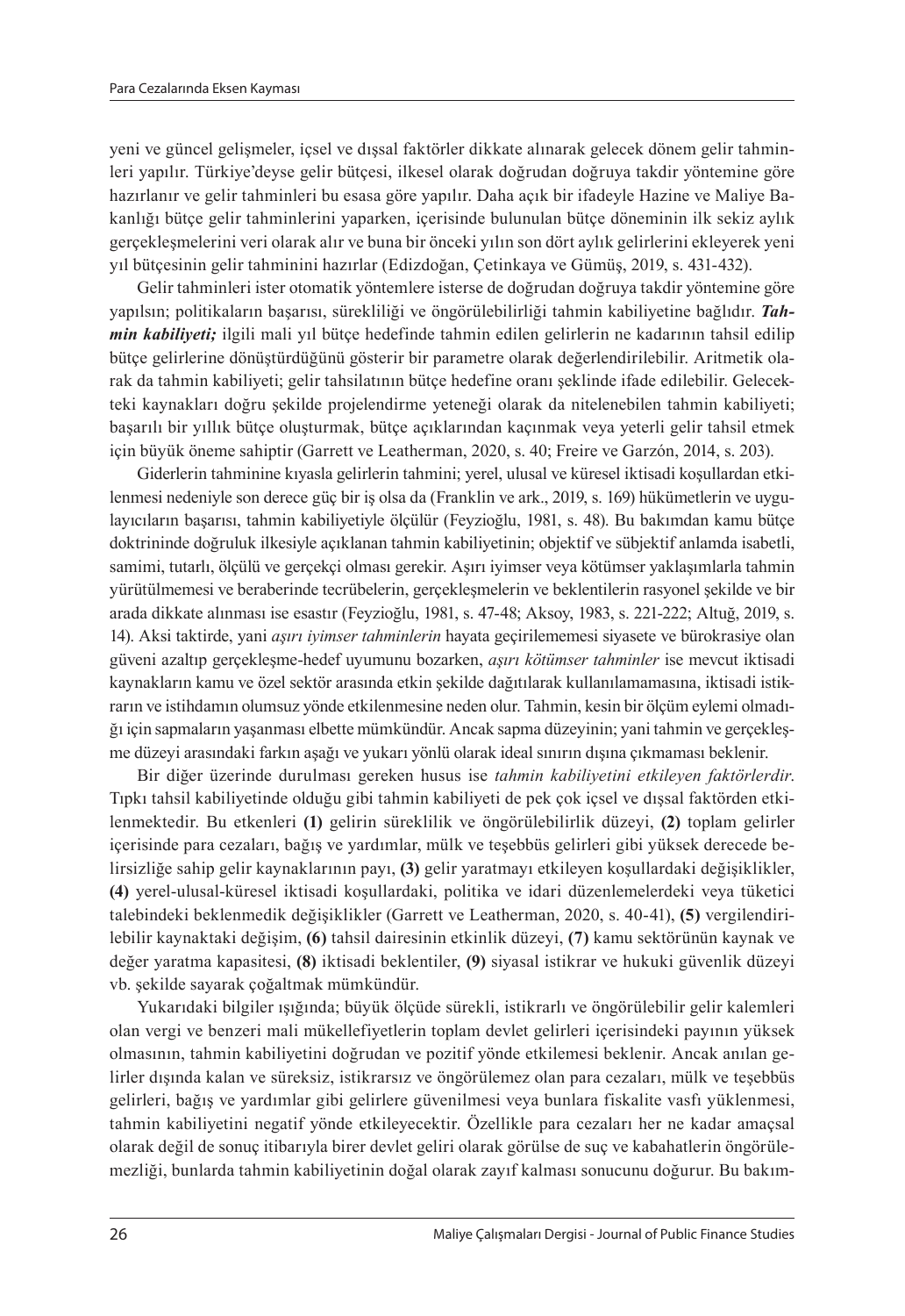yeni ve güncel gelişmeler, içsel ve dışsal faktörler dikkate alınarak gelecek dönem gelir tahminleri yapılır. Türkiye'deyse gelir bütçesi, ilkesel olarak doğrudan doğruya takdir yöntemine göre hazırlanır ve gelir tahminleri bu esasa göre yapılır. Daha açık bir ifadeyle Hazine ve Maliye Bakanlığı bütçe gelir tahminlerini yaparken, içerisinde bulunulan bütçe döneminin ilk sekiz aylık gerçekleşmelerini veri olarak alır ve buna bir önceki yılın son dört aylık gelirlerini ekleyerek yeni yıl bütçesinin gelir tahminini hazırlar (Edizdoğan, Çetinkaya ve Gümüş, 2019, s. 431-432).

Gelir tahminleri ister otomatik yöntemlere isterse de doğrudan doğruya takdir yöntemine göre yapılsın; politikaların başarısı, sürekliliği ve öngörülebilirliği tahmin kabiliyetine bağlıdır. ***Tahmin kabiliyeti;*** ilgili mali yıl bütçe hedefinde tahmin edilen gelirlerin ne kadarının tahsil edilip bütçe gelirlerine dönüştürdüğünü gösterir bir parametre olarak değerlendirilebilir. Aritmetik olarak da tahmin kabiliyeti; gelir tahsilatının bütçe hedefine oranı şeklinde ifade edilebilir. Gelecekteki kaynakları doğru şekilde projelendirme yeteneği olarak da nitelenebilen tahmin kabiliyeti; başarılı bir yıllık bütçe oluşturmak, bütçe açıklarından kaçınmak veya yeterli gelir tahsil etmek için büyük öneme sahiptir (Garrett ve Leatherman, 2020, s. 40; Freire ve Garzón, 2014, s. 203).

Giderlerin tahminine kıyasla gelirlerin tahmini; yerel, ulusal ve küresel iktisadi koşullardan etkilenmesi nedeniyle son derece güç bir iş olsa da (Franklin ve ark., 2019, s. 169) hükümetlerin ve uygulayıcıların başarısı, tahmin kabiliyetiyle ölçülür (Feyzioğlu, 1981, s. 48). Bu bakımdan kamu bütçe doktrininde doğruluk ilkesiyle açıklanan tahmin kabiliyetinin; objektif ve sübjektif anlamda isabetli, samimi, tutarlı, ölçülü ve gerçekçi olması gerekir. Aşırı iyimser veya kötümser yaklaşımlarla tahmin yürütülmemesi ve beraberinde tecrübelerin, gerçekleşmelerin ve beklentilerin rasyonel şekilde ve bir arada dikkate alınması ise esastır (Feyzioğlu, 1981, s. 47-48; Aksoy, 1983, s. 221-222; Altuğ, 2019, s. 14). Aksi taktirde, yani *aşırı iyimser tahminlerin* hayata geçirilememesi siyasete ve bürokrasiye olan güveni azaltıp gerçekleşme-hedef uyumunu bozarken, *aşırı kötümser tahminler* ise mevcut iktisadi kaynakların kamu ve özel sektör arasında etkin şekilde dağıtılarak kullanılamamasına, iktisadi istikrarın ve istihdamın olumsuz yönde etkilenmesine neden olur. Tahmin, kesin bir ölçüm eylemi olmadığı için sapmaların yaşanması elbette mümkündür. Ancak sapma düzeyinin; yani tahmin ve gerçekleşme düzeyi arasındaki farkın aşağı ve yukarı yönlü olarak ideal sınırın dışına çıkmaması beklenir.

Bir diğer üzerinde durulması gereken husus ise *tahmin kabiliyetini etkileyen faktörlerdir*. Tıpkı tahsil kabiliyetinde olduğu gibi tahmin kabiliyeti de pek çok içsel ve dışsal faktörden etkilenmektedir. Bu etkenleri **(1)** gelirin süreklilik ve öngörülebilirlik düzeyi, **(2)** toplam gelirler içerisinde para cezaları, bağış ve yardımlar, mülk ve teşebbüs gelirleri gibi yüksek derecede belirsizliğe sahip gelir kaynaklarının payı, **(3)** gelir yaratmayı etkileyen koşullardaki değişiklikler, **(4)** yerel-ulusal-küresel iktisadi koşullardaki, politika ve idari düzenlemelerdeki veya tüketici talebindeki beklenmedik değişiklikler (Garrett ve Leatherman, 2020, s. 40-41), **(5)** vergilendirilebilir kaynaktaki değişim, **(6)** tahsil dairesinin etkinlik düzeyi, **(7)** kamu sektörünün kaynak ve değer yaratma kapasitesi, **(8)** iktisadi beklentiler, **(9)** siyasal istikrar ve hukuki güvenlik düzeyi vb. şekilde sayarak çoğaltmak mümkündür.

Yukarıdaki bilgiler ışığında; büyük ölçüde sürekli, istikrarlı ve öngörülebilir gelir kalemleri olan vergi ve benzeri mali mükellefiyetlerin toplam devlet gelirleri içerisindeki payının yüksek olmasının, tahmin kabiliyetini doğrudan ve pozitif yönde etkilemesi beklenir. Ancak anılan gelirler dışında kalan ve süreksiz, istikrarsız ve öngörülemez olan para cezaları, mülk ve teşebbüs gelirleri, bağış ve yardımlar gibi gelirlere güvenilmesi veya bunlara fiskalite vasfı yüklenmesi, tahmin kabiliyetini negatif yönde etkileyecektir. Özellikle para cezaları her ne kadar amaçsal olarak değil de sonuç itibarıyla birer devlet geliri olarak görülse de suç ve kabahatlerin öngörülemezliği, bunlarda tahmin kabiliyetinin doğal olarak zayıf kalması sonucunu doğurur. Bu bakım-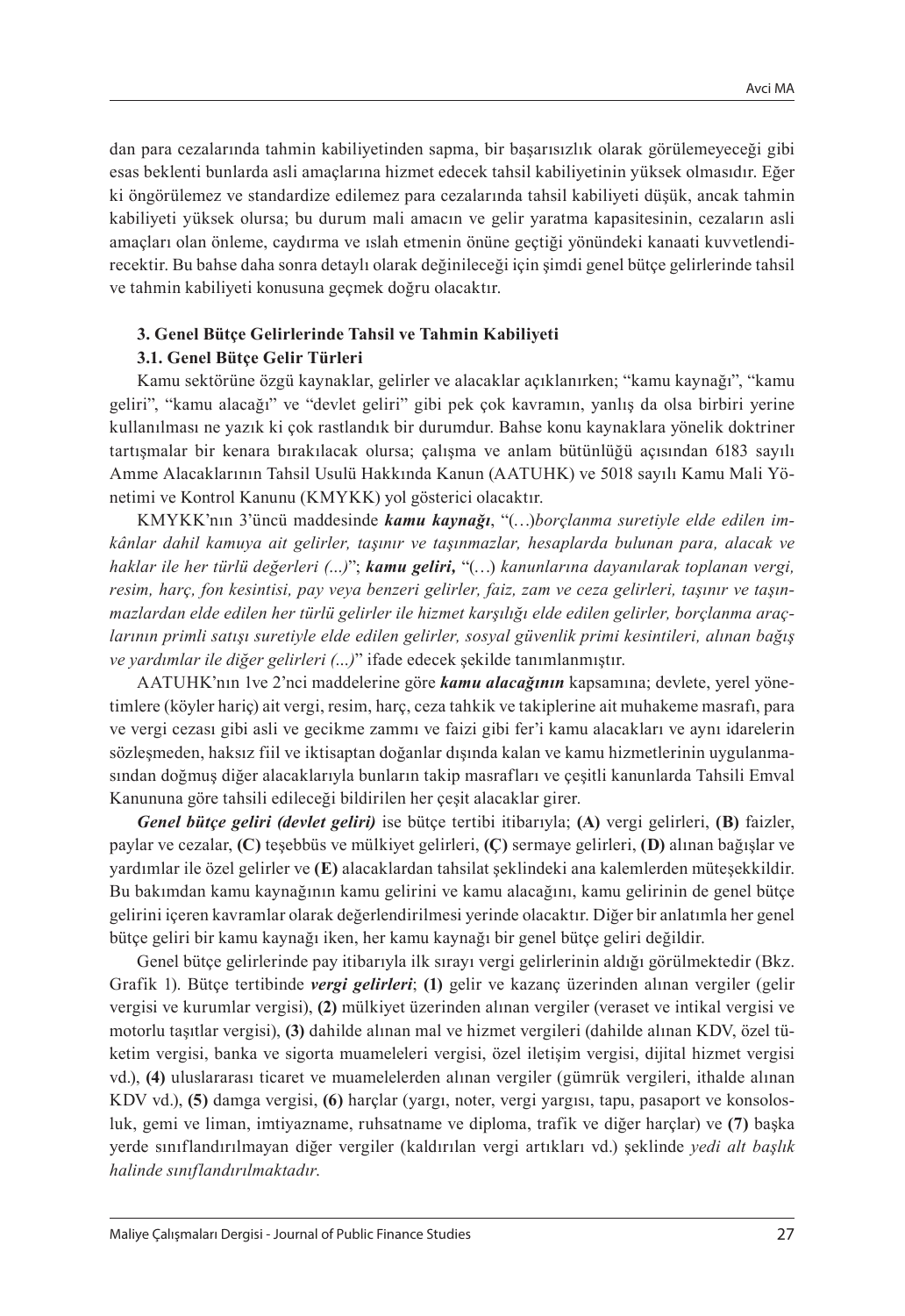dan para cezalarında tahmin kabiliyetinden sapma, bir başarısızlık olarak görülemeyeceği gibi esas beklenti bunlarda asli amaçlarına hizmet edecek tahsil kabiliyetinin yüksek olmasıdır. Eğer ki öngörülemez ve standardize edilemez para cezalarında tahsil kabiliyeti düşük, ancak tahmin kabiliyeti yüksek olursa; bu durum mali amacın ve gelir yaratma kapasitesinin, cezaların asli amaçları olan önleme, caydırma ve ıslah etmenin önüne geçtiği yönündeki kanaati kuvvetlendirecektir. Bu bahse daha sonra detaylı olarak değinileceği için şimdi genel bütçe gelirlerinde tahsil ve tahmin kabiliyeti konusuna geçmek doğru olacaktır.

## 3. Genel Bütçe Gelirlerinde Tahsil ve Tahmin Kabiliyeti

### 3.1. Genel Bütçe Gelir Türleri

Kamu sektörüne özgü kaynaklar, gelirler ve alacaklar açıklanırken; "kamu kaynağı", "kamu geliri", "kamu alacağı" ve "devlet geliri" gibi pek çok kavramın, yanlış da olsa birbiri yerine kullanılması ne yazık ki çok rastlandık bir durumdur. Bahse konu kaynaklara yönelik doktriner tartışmalar bir kenara bırakılacak olursa; çalışma ve anlam bütünlüğü açısından 6183 sayılı Amme Alacaklarının Tahsil Usulü Hakkında Kanun (AATUHK) ve 5018 sayılı Kamu Mali Yönetimi ve Kontrol Kanunu (KMYKK) yol gösterici olacaktır.

KMYKK'nın 3'üncü maddesinde ***kamu kaynağı***, "(…)*borçlanma suretiyle elde edilen imkânlar dahil kamuya ait gelirler, taşınır ve taşınmazlar, hesaplarda bulunan para, alacak ve haklar ile her türlü değerleri (...)*"; ***kamu geliri,*** "(…) *kanunlarına dayanılarak toplanan vergi, resim, harç, fon kesintisi, pay veya benzeri gelirler, faiz, zam ve ceza gelirleri, taşınır ve taşınmazlardan elde edilen her türlü gelirler ile hizmet karşılığı elde edilen gelirler, borçlanma araçlarının primli satışı suretiyle elde edilen gelirler, sosyal güvenlik primi kesintileri, alınan bağış ve yardımlar ile diğer gelirleri (...)*" ifade edecek şekilde tanımlanmıştır.

AATUHK'nın 1ve 2'nci maddelerine göre ***kamu alacağının*** kapsamına; devlete, yerel yönetimlere (köyler hariç) ait vergi, resim, harç, ceza tahkik ve takiplerine ait muhakeme masrafı, para ve vergi cezası gibi asli ve gecikme zammı ve faizi gibi fer'i kamu alacakları ve aynı idarelerin sözleşmeden, haksız fiil ve iktisaptan doğanlar dışında kalan ve kamu hizmetlerinin uygulanmasından doğmuş diğer alacaklarıyla bunların takip masrafları ve çeşitli kanunlarda Tahsili Emval Kanununa göre tahsili edileceği bildirilen her çeşit alacaklar girer.

***Genel bütçe geliri (devlet geliri)*** ise bütçe tertibi itibarıyla; **(A)** vergi gelirleri, **(B)** faizler, paylar ve cezalar, **(C)** teşebbüs ve mülkiyet gelirleri, **(Ç)** sermaye gelirleri, **(D)** alınan bağışlar ve yardımlar ile özel gelirler ve **(E)** alacaklardan tahsilat şeklindeki ana kalemlerden müteşekkildir. Bu bakımdan kamu kaynağının kamu gelirini ve kamu alacağını, kamu gelirinin de genel bütçe gelirini içeren kavramlar olarak değerlendirilmesi yerinde olacaktır. Diğer bir anlatımla her genel bütçe geliri bir kamu kaynağı iken, her kamu kaynağı bir genel bütçe geliri değildir.

Genel bütçe gelirlerinde pay itibarıyla ilk sırayı vergi gelirlerinin aldığı görülmektedir (Bkz. Grafik 1). Bütçe tertibinde ***vergi gelirleri***; **(1)** gelir ve kazanç üzerinden alınan vergiler (gelir vergisi ve kurumlar vergisi), **(2)** mülkiyet üzerinden alınan vergiler (veraset ve intikal vergisi ve motorlu taşıtlar vergisi), **(3)** dahilde alınan mal ve hizmet vergileri (dahilde alınan KDV, özel tüketim vergisi, banka ve sigorta muameleleri vergisi, özel iletişim vergisi, dijital hizmet vergisi vd.), **(4)** uluslararası ticaret ve muamelelerden alınan vergiler (gümrük vergileri, ithalde alınan KDV vd.), **(5)** damga vergisi, **(6)** harçlar (yargı, noter, vergi yargısı, tapu, pasaport ve konsolosluk, gemi ve liman, imtiyazname, ruhsatname ve diploma, trafik ve diğer harçlar) ve **(7)** başka yerde sınıflandırılmayan diğer vergiler (kaldırılan vergi artıkları vd.) şeklinde *yedi alt başlık halinde sınıflandırılmaktadır*.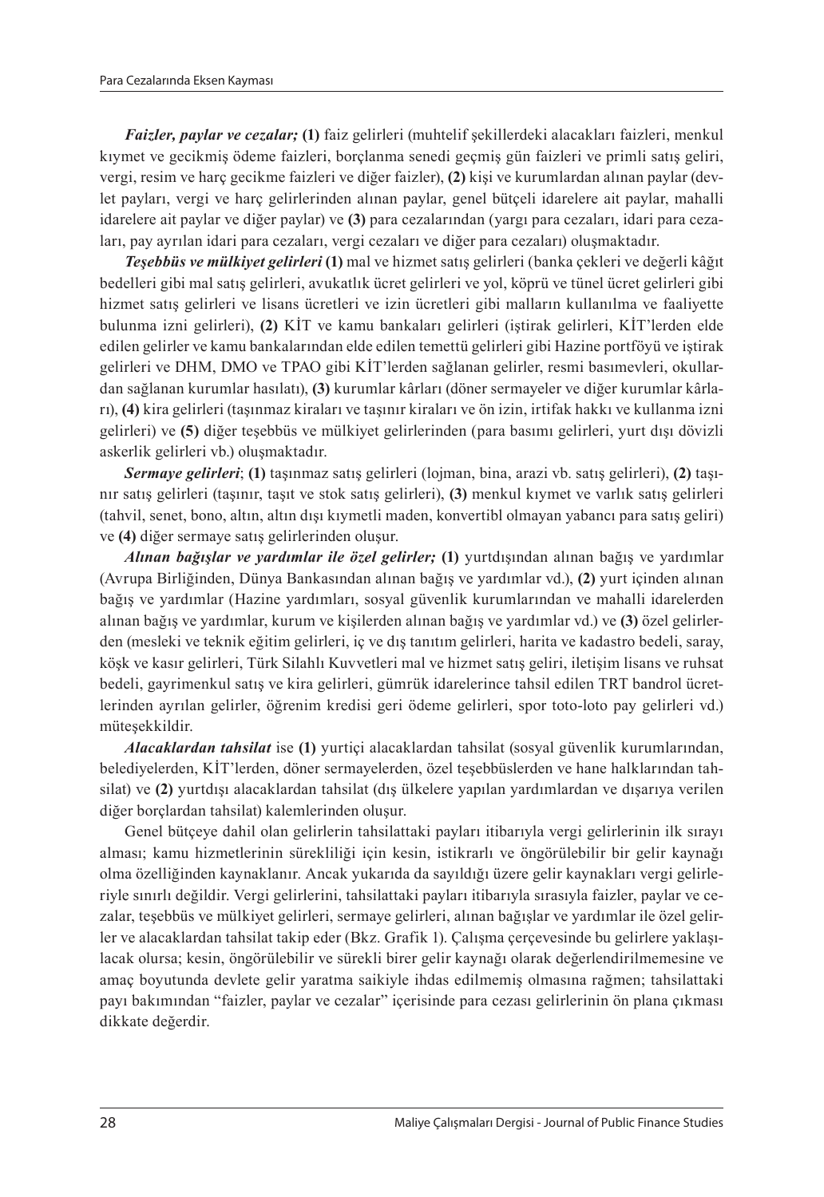***Faizler, paylar ve cezalar;*** **(1)** faiz gelirleri (muhtelif şekillerdeki alacakları faizleri, menkul kıymet ve gecikmiş ödeme faizleri, borçlanma senedi geçmiş gün faizleri ve primli satış geliri, vergi, resim ve harç gecikme faizleri ve diğer faizler), **(2)** kişi ve kurumlardan alınan paylar (devlet payları, vergi ve harç gelirlerinden alınan paylar, genel bütçeli idarelere ait paylar, mahalli idarelere ait paylar ve diğer paylar) ve **(3)** para cezalarından (yargı para cezaları, idari para cezaları, pay ayrılan idari para cezaları, vergi cezaları ve diğer para cezaları) oluşmaktadır.

***Teşebbüs ve mülkiyet gelirleri*** **(1)** mal ve hizmet satış gelirleri (banka çekleri ve değerli kâğıt bedelleri gibi mal satış gelirleri, avukatlık ücret gelirleri ve yol, köprü ve tünel ücret gelirleri gibi hizmet satış gelirleri ve lisans ücretleri ve izin ücretleri gibi malların kullanılma ve faaliyette bulunma izni gelirleri), **(2)** KİT ve kamu bankaları gelirleri (iştirak gelirleri, KİT'lerden elde edilen gelirler ve kamu bankalarından elde edilen temettü gelirleri gibi Hazine portföyü ve iştirak gelirleri ve DHM, DMO ve TPAO gibi KİT'lerden sağlanan gelirler, resmi basımevleri, okullardan sağlanan kurumlar hasılatı), **(3)** kurumlar kârları (döner sermayeler ve diğer kurumlar kârları), **(4)** kira gelirleri (taşınmaz kiraları ve taşınır kiraları ve ön izin, irtifak hakkı ve kullanma izni gelirleri) ve **(5)** diğer teşebbüs ve mülkiyet gelirlerinden (para basımı gelirleri, yurt dışı dövizli askerlik gelirleri vb.) oluşmaktadır.

***Sermaye gelirleri***; **(1)** taşınmaz satış gelirleri (lojman, bina, arazi vb. satış gelirleri), **(2)** taşınır satış gelirleri (taşınır, taşıt ve stok satış gelirleri), **(3)** menkul kıymet ve varlık satış gelirleri (tahvil, senet, bono, altın, altın dışı kıymetli maden, konvertibl olmayan yabancı para satış geliri) ve **(4)** diğer sermaye satış gelirlerinden oluşur.

***Alınan bağışlar ve yardımlar ile özel gelirler;*** **(1)** yurtdışından alınan bağış ve yardımlar (Avrupa Birliğinden, Dünya Bankasından alınan bağış ve yardımlar vd.), **(2)** yurt içinden alınan bağış ve yardımlar (Hazine yardımları, sosyal güvenlik kurumlarından ve mahalli idarelerden alınan bağış ve yardımlar, kurum ve kişilerden alınan bağış ve yardımlar vd.) ve **(3)** özel gelirlerden (mesleki ve teknik eğitim gelirleri, iç ve dış tanıtım gelirleri, harita ve kadastro bedeli, saray, köşk ve kasır gelirleri, Türk Silahlı Kuvvetleri mal ve hizmet satış geliri, iletişim lisans ve ruhsat bedeli, gayrimenkul satış ve kira gelirleri, gümrük idarelerince tahsil edilen TRT bandrol ücretlerinden ayrılan gelirler, öğrenim kredisi geri ödeme gelirleri, spor toto-loto pay gelirleri vd.) müteşekkildir.

***Alacaklardan tahsilat*** ise **(1)** yurtiçi alacaklardan tahsilat (sosyal güvenlik kurumlarından, belediyelerden, KİT'lerden, döner sermayelerden, özel teşebbüslerden ve hane halklarından tahsilat) ve **(2)** yurtdışı alacaklardan tahsilat (dış ülkelere yapılan yardımlardan ve dışarıya verilen diğer borçlardan tahsilat) kalemlerinden oluşur.

Genel bütçeye dahil olan gelirlerin tahsilattaki payları itibarıyla vergi gelirlerinin ilk sırayı alması; kamu hizmetlerinin sürekliliği için kesin, istikrarlı ve öngörülebilir bir gelir kaynağı olma özelliğinden kaynaklanır. Ancak yukarıda da sayıldığı üzere gelir kaynakları vergi gelirleriyle sınırlı değildir. Vergi gelirlerini, tahsilattaki payları itibarıyla sırasıyla faizler, paylar ve cezalar, teşebbüs ve mülkiyet gelirleri, sermaye gelirleri, alınan bağışlar ve yardımlar ile özel gelirler ve alacaklardan tahsilat takip eder (Bkz. Grafik 1). Çalışma çerçevesinde bu gelirlere yaklaşılacak olursa; kesin, öngörülebilir ve sürekli birer gelir kaynağı olarak değerlendirilmemesine ve amaç boyutunda devlete gelir yaratma saikiyle ihdas edilmemiş olmasına rağmen; tahsilattaki payı bakımından "faizler, paylar ve cezalar" içerisinde para cezası gelirlerinin ön plana çıkması dikkate değerdir.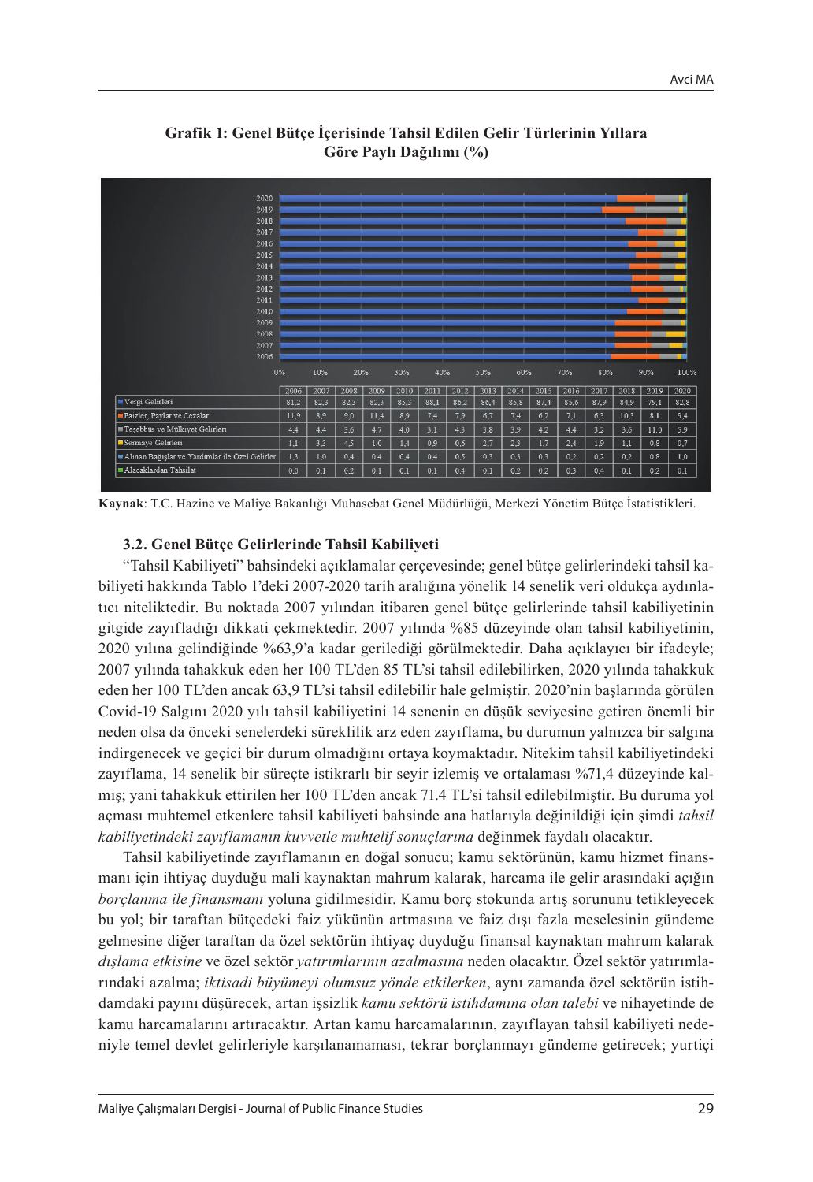**Grafik 1: Genel Bütçe İçerisinde Tahsil Edilen Gelir Türlerinin Yıllara Göre Paylı Dağılımı (%)**

| | 2006 | 2007 | 2008 | 2009 | 2010 | 2011 | 2012 | 2013 | 2014 | 2015 | 2016 | 2017 | 2018 | 2019 | 2020 |
|---|---|---|---|---|---|---|---|---|---|---|---|---|---|---|---|
| Vergi Gelirleri | 81,2 | 82,3 | 82,3 | 82,3 | 85,3 | 88,1 | 86,2 | 86,4 | 85,8 | 87,4 | 85,6 | 87,9 | 84,9 | 79,1 | 82,8 |
| Faizler, Paylar ve Cezalar | 11,9 | 8,9 | 9,0 | 11,4 | 8,9 | 7,4 | 7,9 | 6,7 | 7,4 | 6,2 | 7,1 | 6,3 | 10,3 | 8,1 | 9,4 |
| Teşebbüs ve Mülkiyet Gelirleri | 4,4 | 4,4 | 3,6 | 4,7 | 4,0 | 3,1 | 4,3 | 3,8 | 3,9 | 4,2 | 4,4 | 3,2 | 3,6 | 11,0 | 5,9 |
| Sermaye Gelirleri | 1,1 | 3,3 | 4,5 | 1,0 | 1,4 | 0,9 | 0,6 | 2,7 | 2,3 | 1,7 | 2,4 | 1,9 | 1,1 | 0,8 | 0,7 |
| Alınan Bağışlar ve Yardımlar ile Özel Gelirler | 1,3 | 1,0 | 0,4 | 0,4 | 0,4 | 0,4 | 0,5 | 0,3 | 0,3 | 0,3 | 0,2 | 0,2 | 0,2 | 0,8 | 1,0 |
| Alacaklardan Tahsilat | 0,0 | 0,1 | 0,2 | 0,1 | 0,1 | 0,1 | 0,4 | 0,1 | 0,2 | 0,2 | 0,3 | 0,4 | 0,1 | 0,2 | 0,1 |

**Kaynak**: T.C. Hazine ve Maliye Bakanlığı Muhasebat Genel Müdürlüğü, Merkezi Yönetim Bütçe İstatistikleri.

### 3.2. Genel Bütçe Gelirlerinde Tahsil Kabiliyeti

"Tahsil Kabiliyeti" bahsindeki açıklamalar çerçevesinde; genel bütçe gelirlerindeki tahsil kabiliyeti hakkında Tablo 1'deki 2007-2020 tarih aralığına yönelik 14 senelik veri oldukça aydınlatıcı niteliktedir. Bu noktada 2007 yılından itibaren genel bütçe gelirlerinde tahsil kabiliyetinin gitgide zayıfladığı dikkati çekmektedir. 2007 yılında %85 düzeyinde olan tahsil kabiliyetinin, 2020 yılına gelindiğinde %63,9'a kadar gerilediği görülmektedir. Daha açıklayıcı bir ifadeyle; 2007 yılında tahakkuk eden her 100 TL'den 85 TL'si tahsil edilebilirken, 2020 yılında tahakkuk eden her 100 TL'den ancak 63,9 TL'si tahsil edilebilir hale gelmiştir. 2020'nin başlarında görülen Covid-19 Salgını 2020 yılı tahsil kabiliyetini 14 senenin en düşük seviyesine getiren önemli bir neden olsa da önceki senelerdeki süreklilik arz eden zayıflama, bu durumun yalnızca bir salgına indirgenecek ve geçici bir durum olmadığını ortaya koymaktadır. Nitekim tahsil kabiliyetindeki zayıflama, 14 senelik bir süreçte istikrarlı bir seyir izlemiş ve ortalaması %71,4 düzeyinde kalmış; yani tahakkuk ettirilen her 100 TL'den ancak 71.4 TL'si tahsil edilebilmiştir. Bu duruma yol açması muhtemel etkenlere tahsil kabiliyeti bahsinde ana hatlarıyla değinildiği için şimdi *tahsil kabiliyetindeki zayıflamanın kuvvetle muhtelif sonuçlarına* değinmek faydalı olacaktır.

Tahsil kabiliyetinde zayıflamanın en doğal sonucu; kamu sektörünün, kamu hizmet finansmanı için ihtiyaç duyduğu mali kaynaktan mahrum kalarak, harcama ile gelir arasındaki açığın *borçlanma ile finansmanı* yoluna gidilmesidir. Kamu borç stokunda artış sorununu tetikleyecek bu yol; bir taraftan bütçedeki faiz yükünün artmasına ve faiz dışı fazla meselesinin gündeme gelmesine diğer taraftan da özel sektörün ihtiyaç duyduğu finansal kaynaktan mahrum kalarak *dışlama etkisine* ve özel sektör *yatırımlarının azalmasına* neden olacaktır. Özel sektör yatırımlarındaki azalma; *iktisadi büyümeyi olumsuz yönde etkilerken*, aynı zamanda özel sektörün istihdamdaki payını düşürecek, artan işsizlik *kamu sektörü istihdamına olan talebi* ve nihayetinde de kamu harcamalarını artıracaktır. Artan kamu harcamalarının, zayıflayan tahsil kabiliyeti nedeniyle temel devlet gelirleriyle karşılanamaması, tekrar borçlanmayı gündeme getirecek; yurtiçi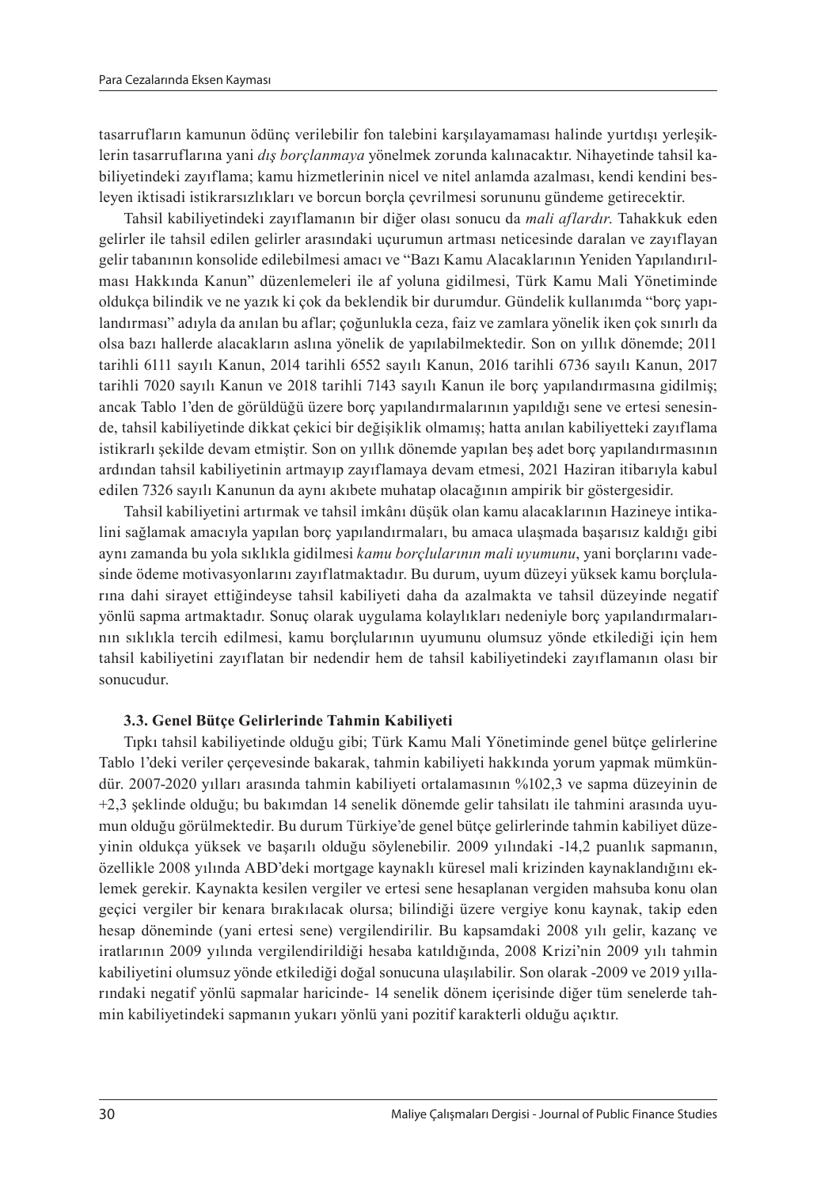tasarrufların kamunun ödünç verilebilir fon talebini karşılayamaması halinde yurtdışı yerleşiklerin tasarruflarına yani *dış borçlanmaya* yönelmek zorunda kalınacaktır. Nihayetinde tahsil kabiliyetindeki zayıflama; kamu hizmetlerinin nicel ve nitel anlamda azalması, kendi kendini besleyen iktisadi istikrarsızlıkları ve borcun borçla çevrilmesi sorununu gündeme getirecektir.

Tahsil kabiliyetindeki zayıflamanın bir diğer olası sonucu da *mali aflardır*. Tahakkuk eden gelirler ile tahsil edilen gelirler arasındaki uçurumun artması neticesinde daralan ve zayıflayan gelir tabanının konsolide edilebilmesi amacı ve "Bazı Kamu Alacaklarının Yeniden Yapılandırılması Hakkında Kanun" düzenlemeleri ile af yoluna gidilmesi, Türk Kamu Mali Yönetiminde oldukça bilindik ve ne yazık ki çok da beklendik bir durumdur. Gündelik kullanımda "borç yapılandırması" adıyla da anılan bu aflar; çoğunlukla ceza, faiz ve zamlara yönelik iken çok sınırlı da olsa bazı hallerde alacakların aslına yönelik de yapılabilmektedir. Son on yıllık dönemde; 2011 tarihli 6111 sayılı Kanun, 2014 tarihli 6552 sayılı Kanun, 2016 tarihli 6736 sayılı Kanun, 2017 tarihli 7020 sayılı Kanun ve 2018 tarihli 7143 sayılı Kanun ile borç yapılandırmasına gidilmiş; ancak Tablo 1'den de görüldüğü üzere borç yapılandırmalarının yapıldığı sene ve ertesi senesinde, tahsil kabiliyetinde dikkat çekici bir değişiklik olmamış; hatta anılan kabiliyetteki zayıflama istikrarlı şekilde devam etmiştir. Son on yıllık dönemde yapılan beş adet borç yapılandırmasının ardından tahsil kabiliyetinin artmayıp zayıflamaya devam etmesi, 2021 Haziran itibarıyla kabul edilen 7326 sayılı Kanunun da aynı akıbete muhatap olacağının ampirik bir göstergesidir.

Tahsil kabiliyetini artırmak ve tahsil imkânı düşük olan kamu alacaklarının Hazineye intikalini sağlamak amacıyla yapılan borç yapılandırmaları, bu amaca ulaşmada başarısız kaldığı gibi aynı zamanda bu yola sıklıkla gidilmesi *kamu borçlularının mali uyumunu*, yani borçlarını vadesinde ödeme motivasyonlarını zayıflatmaktadır. Bu durum, uyum düzeyi yüksek kamu borçlularına dahi sirayet ettiğindeyse tahsil kabiliyeti daha da azalmakta ve tahsil düzeyinde negatif yönlü sapma artmaktadır. Sonuç olarak uygulama kolaylıkları nedeniyle borç yapılandırmalarının sıklıkla tercih edilmesi, kamu borçlularının uyumunu olumsuz yönde etkilediği için hem tahsil kabiliyetini zayıflatan bir nedendir hem de tahsil kabiliyetindeki zayıflamanın olası bir sonucudur.

### 3.3. Genel Bütçe Gelirlerinde Tahmin Kabiliyeti

Tıpkı tahsil kabiliyetinde olduğu gibi; Türk Kamu Mali Yönetiminde genel bütçe gelirlerine Tablo 1'deki veriler çerçevesinde bakarak, tahmin kabiliyeti hakkında yorum yapmak mümkündür. 2007-2020 yılları arasında tahmin kabiliyeti ortalamasının %102,3 ve sapma düzeyinin de +2,3 şeklinde olduğu; bu bakımdan 14 senelik dönemde gelir tahsilatı ile tahmini arasında uyumun olduğu görülmektedir. Bu durum Türkiye'de genel bütçe gelirlerinde tahmin kabiliyet düzeyinin oldukça yüksek ve başarılı olduğu söylenebilir. 2009 yılındaki -14,2 puanlık sapmanın, özellikle 2008 yılında ABD'deki mortgage kaynaklı küresel mali krizinden kaynaklandığını eklemek gerekir. Kaynakta kesilen vergiler ve ertesi sene hesaplanan vergiden mahsuba konu olan geçici vergiler bir kenara bırakılacak olursa; bilindiği üzere vergiye konu kaynak, takip eden hesap döneminde (yani ertesi sene) vergilendirilir. Bu kapsamdaki 2008 yılı gelir, kazanç ve iratlarının 2009 yılında vergilendirildiği hesaba katıldığında, 2008 Krizi'nin 2009 yılı tahmin kabiliyetini olumsuz yönde etkilediği doğal sonucuna ulaşılabilir. Son olarak -2009 ve 2019 yıllarındaki negatif yönlü sapmalar haricinde- 14 senelik dönem içerisinde diğer tüm senelerde tahmin kabiliyetindeki sapmanın yukarı yönlü yani pozitif karakterli olduğu açıktır.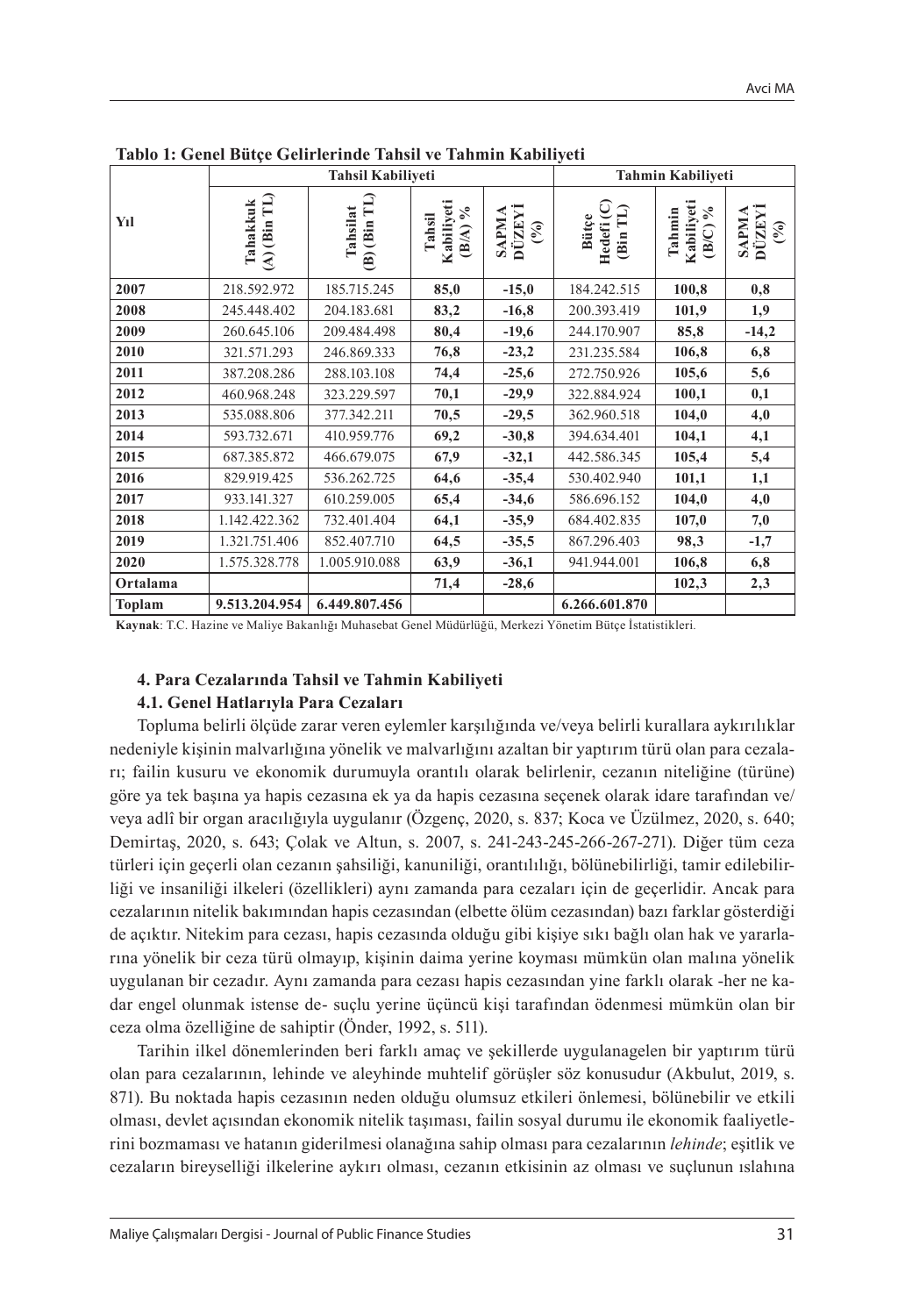**Tablo 1: Genel Bütçe Gelirlerinde Tahsil ve Tahmin Kabiliyeti**

| Yıl | Tahsil Kabiliyeti | | | | Tahmin Kabiliyeti | | |
|---|---|---|---|---|---|---|---|
| | Tahakkuk (A) (Bin TL) | Tahsilat (B) (Bin TL) | Tahsil Kabiliyeti (B/A) % | SAPMA DÜZEYİ (%) | Bütçe Hedefi (C) (Bin TL) | Tahmin Kabiliyeti (B/C) % | SAPMA DÜZEYİ (%) |
| **2007** | 218.592.972 | 185.715.245 | **85,0** | **-15,0** | 184.242.515 | **100,8** | **0,8** |
| **2008** | 245.448.402 | 204.183.681 | **83,2** | **-16,8** | 200.393.419 | **101,9** | **1,9** |
| **2009** | 260.645.106 | 209.484.498 | **80,4** | **-19,6** | 244.170.907 | **85,8** | **-14,2** |
| **2010** | 321.571.293 | 246.869.333 | **76,8** | **-23,2** | 231.235.584 | **106,8** | **6,8** |
| **2011** | 387.208.286 | 288.103.108 | **74,4** | **-25,6** | 272.750.926 | **105,6** | **5,6** |
| **2012** | 460.968.248 | 323.229.597 | **70,1** | **-29,9** | 322.884.924 | **100,1** | **0,1** |
| **2013** | 535.088.806 | 377.342.211 | **70,5** | **-29,5** | 362.960.518 | **104,0** | **4,0** |
| **2014** | 593.732.671 | 410.959.776 | **69,2** | **-30,8** | 394.634.401 | **104,1** | **4,1** |
| **2015** | 687.385.872 | 466.679.075 | **67,9** | **-32,1** | 442.586.345 | **105,4** | **5,4** |
| **2016** | 829.919.425 | 536.262.725 | **64,6** | **-35,4** | 530.402.940 | **101,1** | **1,1** |
| **2017** | 933.141.327 | 610.259.005 | **65,4** | **-34,6** | 586.696.152 | **104,0** | **4,0** |
| **2018** | 1.142.422.362 | 732.401.404 | **64,1** | **-35,9** | 684.402.835 | **107,0** | **7,0** |
| **2019** | 1.321.751.406 | 852.407.710 | **64,5** | **-35,5** | 867.296.403 | **98,3** | **-1,7** |
| **2020** | 1.575.328.778 | 1.005.910.088 | **63,9** | **-36,1** | 941.944.001 | **106,8** | **6,8** |
| **Ortalama** | | | **71,4** | **-28,6** | | **102,3** | **2,3** |
| **Toplam** | **9.513.204.954** | **6.449.807.456** | | | **6.266.601.870** | | |

**Kaynak**: T.C. Hazine ve Maliye Bakanlığı Muhasebat Genel Müdürlüğü, Merkezi Yönetim Bütçe İstatistikleri.

## 4. Para Cezalarında Tahsil ve Tahmin Kabiliyeti

### 4.1. Genel Hatlarıyla Para Cezaları

Topluma belirli ölçüde zarar veren eylemler karşılığında ve/veya belirli kurallara aykırılıklar nedeniyle kişinin malvarlığına yönelik ve malvarlığını azaltan bir yaptırım türü olan para cezaları; failin kusuru ve ekonomik durumuyla orantılı olarak belirlenir, cezanın niteliğine (türüne) göre ya tek başına ya hapis cezasına ek ya da hapis cezasına seçenek olarak idare tarafından ve/veya adlî bir organ aracılığıyla uygulanır (Özgenç, 2020, s. 837; Koca ve Üzülmez, 2020, s. 640; Demirtaş, 2020, s. 643; Çolak ve Altun, s. 2007, s. 241-243-245-266-267-271). Diğer tüm ceza türleri için geçerli olan cezanın şahsiliği, kanuniliği, orantılılığı, bölünebilirliği, tamir edilebilirliği ve insaniliği ilkeleri (özellikleri) aynı zamanda para cezaları için de geçerlidir. Ancak para cezalarının nitelik bakımından hapis cezasından (elbette ölüm cezasından) bazı farklar gösterdiği de açıktır. Nitekim para cezası, hapis cezasında olduğu gibi kişiye sıkı bağlı olan hak ve yararlarına yönelik bir ceza türü olmayıp, kişinin daima yerine koyması mümkün olan malına yönelik uygulanan bir cezadır. Aynı zamanda para cezası hapis cezasından yine farklı olarak -her ne kadar engel olunmak istense de- suçlu yerine üçüncü kişi tarafından ödenmesi mümkün olan bir ceza olma özelliğine de sahiptir (Önder, 1992, s. 511).

Tarihin ilkel dönemlerinden beri farklı amaç ve şekillerde uygulanagelen bir yaptırım türü olan para cezalarının, lehinde ve aleyhinde muhtelif görüşler söz konusudur (Akbulut, 2019, s. 871). Bu noktada hapis cezasının neden olduğu olumsuz etkileri önlemesi, bölünebilir ve etkili olması, devlet açısından ekonomik nitelik taşıması, failin sosyal durumu ile ekonomik faaliyetlerini bozmaması ve hatanın giderilmesi olanağına sahip olması para cezalarının *lehinde*; eşitlik ve cezaların bireyselliği ilkelerine aykırı olması, cezanın etkisinin az olması ve suçlunun ıslahına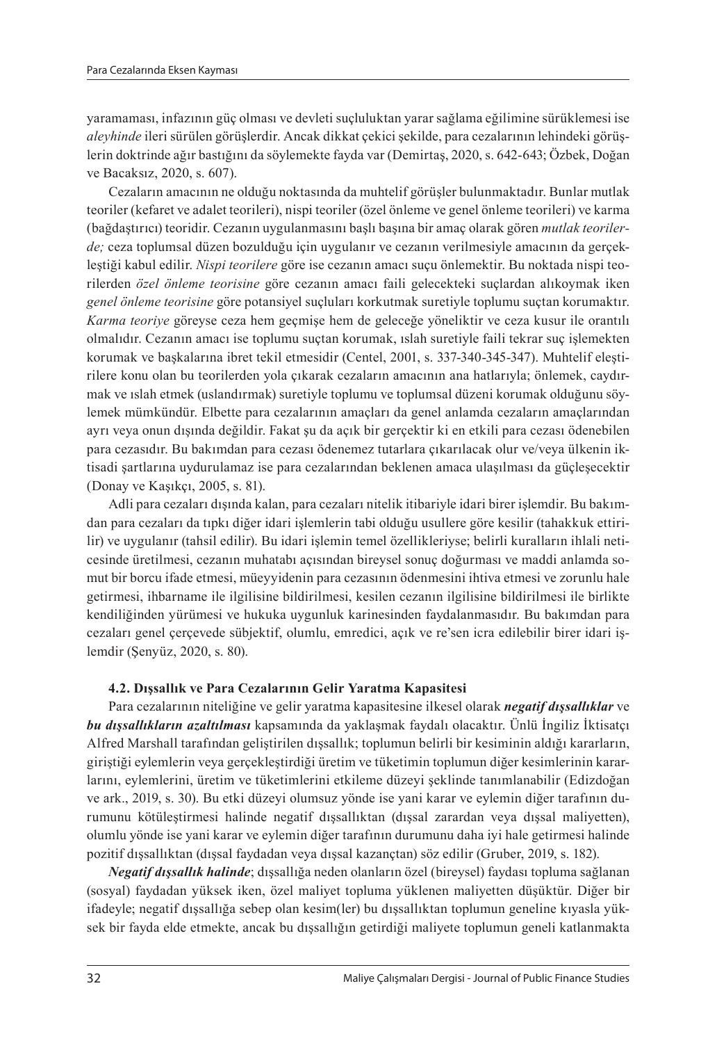yaramaması, infazının güç olması ve devleti suçluluktan yarar sağlama eğilimine sürüklemesi ise *aleyhinde* ileri sürülen görüşlerdir. Ancak dikkat çekici şekilde, para cezalarının lehindeki görüşlerin doktrinde ağır bastığını da söylemekte fayda var (Demirtaş, 2020, s. 642-643; Özbek, Doğan ve Bacaksız, 2020, s. 607).

Cezaların amacının ne olduğu noktasında da muhtelif görüşler bulunmaktadır. Bunlar mutlak teoriler (kefaret ve adalet teorileri), nispi teoriler (özel önleme ve genel önleme teorileri) ve karma (bağdaştırıcı) teoridir. Cezanın uygulanmasını başlı başına bir amaç olarak gören *mutlak teorilerde;* ceza toplumsal düzen bozulduğu için uygulanır ve cezanın verilmesiyle amacının da gerçekleştiği kabul edilir. *Nispi teorilere* göre ise cezanın amacı suçu önlemektir. Bu noktada nispi teorilerden *özel önleme teorisine* göre cezanın amacı faili gelecekteki suçlardan alıkoymak iken *genel önleme teorisine* göre potansiyel suçluları korkutmak suretiyle toplumu suçtan korumaktır. *Karma teoriye* göreyse ceza hem geçmişe hem de geleceğe yöneliktir ve ceza kusur ile orantılı olmalıdır. Cezanın amacı ise toplumu suçtan korumak, ıslah suretiyle faili tekrar suç işlemekten korumak ve başkalarına ibret tekil etmesidir (Centel, 2001, s. 337-340-345-347). Muhtelif eleştirilere konu olan bu teorilerden yola çıkarak cezaların amacının ana hatlarıyla; önlemek, caydırmak ve ıslah etmek (uslandırmak) suretiyle toplumu ve toplumsal düzeni korumak olduğunu söylemek mümkündür. Elbette para cezalarının amaçları da genel anlamda cezaların amaçlarından ayrı veya onun dışında değildir. Fakat şu da açık bir gerçektir ki en etkili para cezası ödenebilen para cezasıdır. Bu bakımdan para cezası ödenemez tutarlara çıkarılacak olur ve/veya ülkenin iktisadi şartlarına uydurulamaz ise para cezalarından beklenen amaca ulaşılması da güçleşecektir (Donay ve Kaşıkçı, 2005, s. 81).

Adli para cezaları dışında kalan, para cezaları nitelik itibariyle idari birer işlemdir. Bu bakımdan para cezaları da tıpkı diğer idari işlemlerin tabi olduğu usullere göre kesilir (tahakkuk ettirilir) ve uygulanır (tahsil edilir). Bu idari işlemin temel özellikleriyse; belirli kuralların ihlali neticesinde üretilmesi, cezanın muhatabı açısından bireysel sonuç doğurması ve maddi anlamda somut bir borcu ifade etmesi, müeyyidenin para cezasının ödenmesini ihtiva etmesi ve zorunlu hale getirmesi, ihbarname ile ilgilisine bildirilmesi, kesilen cezanın ilgilisine bildirilmesi ile birlikte kendiliğinden yürümesi ve hukuka uygunluk karinesinden faydalanmasıdır. Bu bakımdan para cezaları genel çerçevede sübjektif, olumlu, emredici, açık ve re'sen icra edilebilir birer idari işlemdir (Şenyüz, 2020, s. 80).

### 4.2. Dışsallık ve Para Cezalarının Gelir Yaratma Kapasitesi

Para cezalarının niteliğine ve gelir yaratma kapasitesine ilkesel olarak ***negatif dışsallıklar*** ve ***bu dışsallıkların azaltılması*** kapsamında da yaklaşmak faydalı olacaktır. Ünlü İngiliz İktisatçı Alfred Marshall tarafından geliştirilen dışsallık; toplumun belirli bir kesiminin aldığı kararların, giriştiği eylemlerin veya gerçekleştirdiği üretim ve tüketimin toplumun diğer kesimlerinin kararlarını, eylemlerini, üretim ve tüketimlerini etkileme düzeyi şeklinde tanımlanabilir (Edizdoğan ve ark., 2019, s. 30). Bu etki düzeyi olumsuz yönde ise yani karar ve eylemin diğer tarafının durumunu kötüleştirmesi halinde negatif dışsallıktan (dışsal zarardan veya dışsal maliyetten), olumlu yönde ise yani karar ve eylemin diğer tarafının durumunu daha iyi hale getirmesi halinde pozitif dışsallıktan (dışsal faydadan veya dışsal kazançtan) söz edilir (Gruber, 2019, s. 182).

***Negatif dışsallık halinde***; dışsallığa neden olanların özel (bireysel) faydası topluma sağlanan (sosyal) faydadan yüksek iken, özel maliyet topluma yüklenen maliyetten düşüktür. Diğer bir ifadeyle; negatif dışsallığa sebep olan kesim(ler) bu dışsallıktan toplumun geneline kıyasla yüksek bir fayda elde etmekte, ancak bu dışsallığın getirdiği maliyete toplumun geneli katlanmakta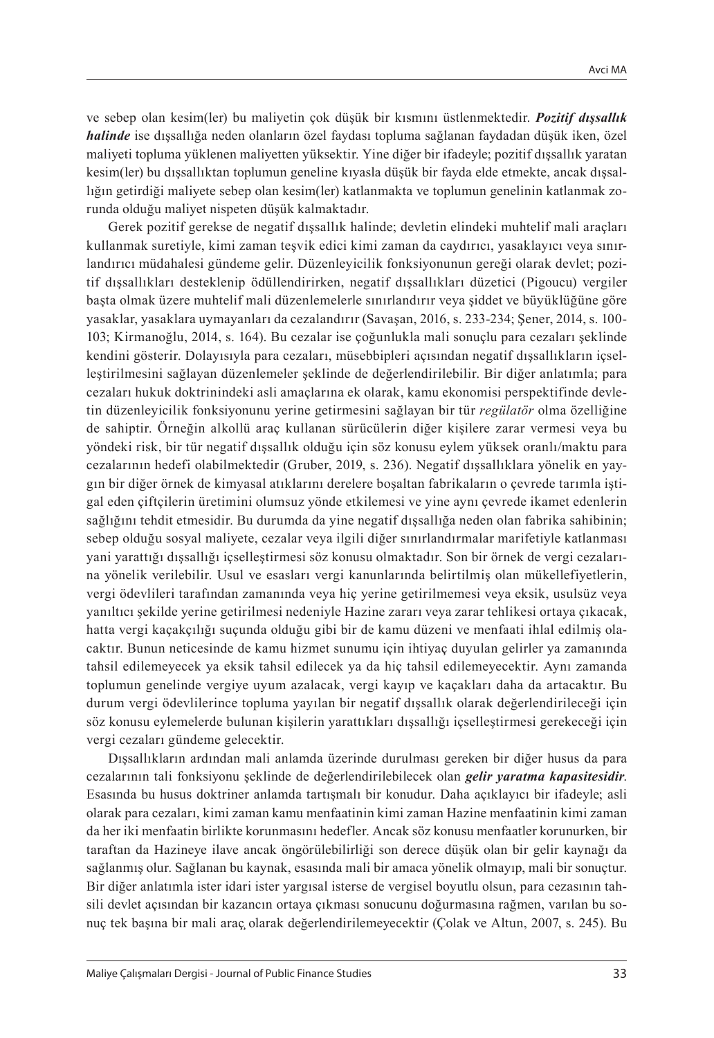ve sebep olan kesim(ler) bu maliyetin çok düşük bir kısmını üstlenmektedir. ***Pozitif dışsallık halinde*** ise dışsallığa neden olanların özel faydası topluma sağlanan faydadan düşük iken, özel maliyeti topluma yüklenen maliyetten yüksektir. Yine diğer bir ifadeyle; pozitif dışsallık yaratan kesim(ler) bu dışsallıktan toplumun geneline kıyasla düşük bir fayda elde etmekte, ancak dışsallığın getirdiği maliyete sebep olan kesim(ler) katlanmakta ve toplumun genelinin katlanmak zorunda olduğu maliyet nispeten düşük kalmaktadır.

Gerek pozitif gerekse de negatif dışsallık halinde; devletin elindeki muhtelif mali araçları kullanmak suretiyle, kimi zaman teşvik edici kimi zaman da caydırıcı, yasaklayıcı veya sınırlandırıcı müdahalesi gündeme gelir. Düzenleyicilik fonksiyonunun gereği olarak devlet; pozitif dışsallıkları desteklenip ödüllendirirken, negatif dışsallıkları düzetici (Pigoucu) vergiler başta olmak üzere muhtelif mali düzenlemelerle sınırlandırır veya şiddet ve büyüklüğüne göre yasaklar, yasaklara uymayanları da cezalandırır (Savaşan, 2016, s. 233-234; Şener, 2014, s. 100-103; Kirmanoğlu, 2014, s. 164). Bu cezalar ise çoğunlukla mali sonuçlu para cezaları şeklinde kendini gösterir. Dolayısıyla para cezaları, müsebbipleri açısından negatif dışsallıkların içselleştirilmesini sağlayan düzenlemeler şeklinde de değerlendirilebilir. Bir diğer anlatımla; para cezaları hukuk doktrinindeki asli amaçlarına ek olarak, kamu ekonomisi perspektifinde devletin düzenleyicilik fonksiyonunu yerine getirmesini sağlayan bir tür *regülatör* olma özelliğine de sahiptir. Örneğin alkollü araç kullanan sürücülerin diğer kişilere zarar vermesi veya bu yöndeki risk, bir tür negatif dışsallık olduğu için söz konusu eylem yüksek oranlı/maktu para cezalarının hedefi olabilmektedir (Gruber, 2019, s. 236). Negatif dışsallıklara yönelik en yaygın bir diğer örnek de kimyasal atıklarını derelere boşaltan fabrikaların o çevrede tarımla iştigal eden çiftçilerin üretimini olumsuz yönde etkilemesi ve yine aynı çevrede ikamet edenlerin sağlığını tehdit etmesidir. Bu durumda da yine negatif dışsallığa neden olan fabrika sahibinin; sebep olduğu sosyal maliyete, cezalar veya ilgili diğer sınırlandırmalar marifetiyle katlanması yani yarattığı dışsallığı içselleştirmesi söz konusu olmaktadır. Son bir örnek de vergi cezalarına yönelik verilebilir. Usul ve esasları vergi kanunlarında belirtilmiş olan mükellefiyetlerin, vergi ödevlileri tarafından zamanında veya hiç yerine getirilmemesi veya eksik, usulsüz veya yanıltıcı şekilde yerine getirilmesi nedeniyle Hazine zararı veya zarar tehlikesi ortaya çıkacak, hatta vergi kaçakçılığı suçunda olduğu gibi bir de kamu düzeni ve menfaati ihlal edilmiş olacaktır. Bunun neticesinde de kamu hizmet sunumu için ihtiyaç duyulan gelirler ya zamanında tahsil edilemeyecek ya eksik tahsil edilecek ya da hiç tahsil edilemeyecektir. Aynı zamanda toplumun genelinde vergiye uyum azalacak, vergi kayıp ve kaçakları daha da artacaktır. Bu durum vergi ödevlilerince topluma yayılan bir negatif dışsallık olarak değerlendirileceği için söz konusu eylemelerde bulunan kişilerin yarattıkları dışsallığı içselleştirmesi gerekeceği için vergi cezaları gündeme gelecektir.

Dışsallıkların ardından mali anlamda üzerinde durulması gereken bir diğer husus da para cezalarının tali fonksiyonu şeklinde de değerlendirilebilecek olan ***gelir yaratma kapasitesidir***. Esasında bu husus doktriner anlamda tartışmalı bir konudur. Daha açıklayıcı bir ifadeyle; asli olarak para cezaları, kimi zaman kamu menfaatinin kimi zaman Hazine menfaatinin kimi zaman da her iki menfaatin birlikte korunmasını hedefler. Ancak söz konusu menfaatler korunurken, bir taraftan da Hazineye ilave ancak öngörülebilirliği son derece düşük olan bir gelir kaynağı da sağlanmış olur. Sağlanan bu kaynak, esasında mali bir amaca yönelik olmayıp, mali bir sonuçtur. Bir diğer anlatımla ister idari ister yargısal isterse de vergisel boyutlu olsun, para cezasının tahsili devlet açısından bir kazancın ortaya çıkması sonucunu doğurmasına rağmen, varılan bu sonuç tek başına bir mali araç olarak değerlendirilemeyecektir (Çolak ve Altun, 2007, s. 245). Bu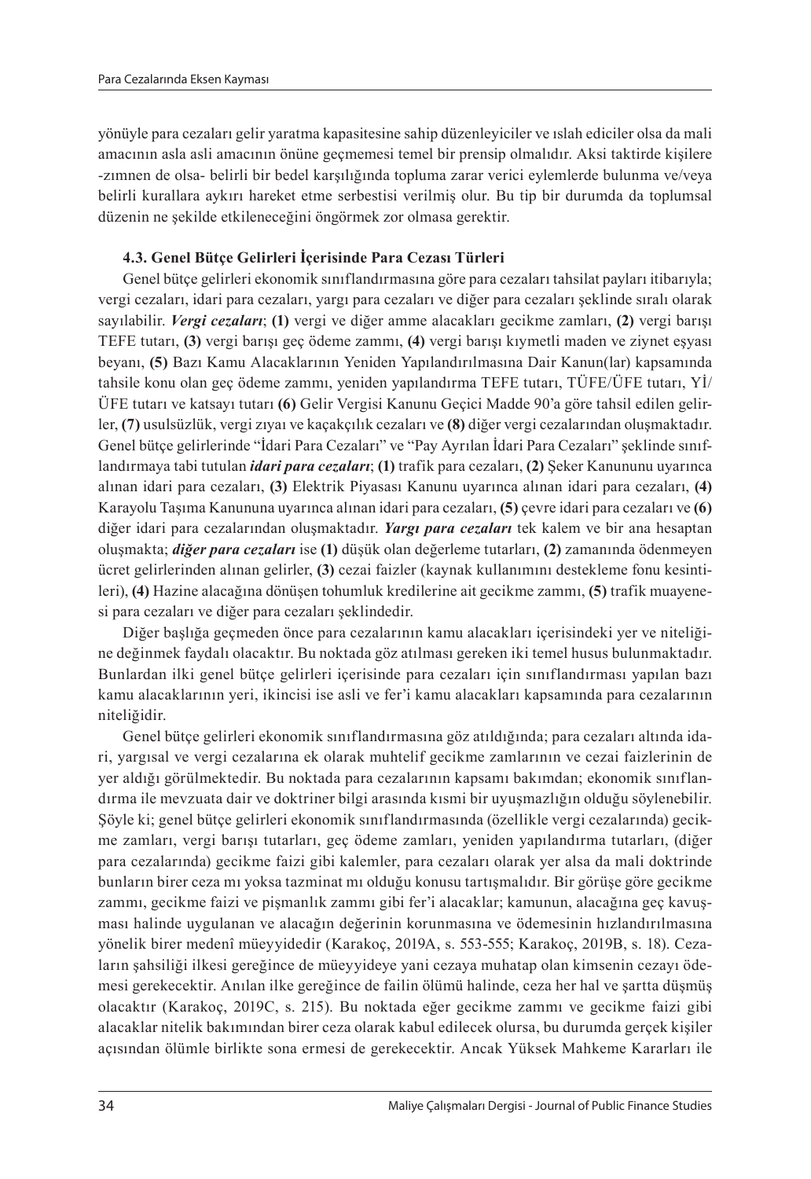yönüyle para cezaları gelir yaratma kapasitesine sahip düzenleyiciler ve ıslah ediciler olsa da mali amacının asla asli amacının önüne geçmemesi temel bir prensip olmalıdır. Aksi taktirde kişilere -zımnen de olsa- belirli bir bedel karşılığında topluma zarar verici eylemlerde bulunma ve/veya belirli kurallara aykırı hareket etme serbestisi verilmiş olur. Bu tip bir durumda da toplumsal düzenin ne şekilde etkileneceğini öngörmek zor olmasa gerektir.

### 4.3. Genel Bütçe Gelirleri İçerisinde Para Cezası Türleri

Genel bütçe gelirleri ekonomik sınıflandırmasına göre para cezaları tahsilat payları itibarıyla; vergi cezaları, idari para cezaları, yargı para cezaları ve diğer para cezaları şeklinde sıralı olarak sayılabilir. ***Vergi cezaları***; **(1)** vergi ve diğer amme alacakları gecikme zamları, **(2)** vergi barışı TEFE tutarı, **(3)** vergi barışı geç ödeme zammı, **(4)** vergi barışı kıymetli maden ve ziynet eşyası beyanı, **(5)** Bazı Kamu Alacaklarının Yeniden Yapılandırılmasına Dair Kanun(lar) kapsamında tahsile konu olan geç ödeme zammı, yeniden yapılandırma TEFE tutarı, TÜFE/ÜFE tutarı, Yİ/ÜFE tutarı ve katsayı tutarı **(6)** Gelir Vergisi Kanunu Geçici Madde 90'a göre tahsil edilen gelirler, **(7)** usulsüzlük, vergi zıyaı ve kaçakçılık cezaları ve **(8)** diğer vergi cezalarından oluşmaktadır. Genel bütçe gelirlerinde "İdari Para Cezaları" ve "Pay Ayrılan İdari Para Cezaları" şeklinde sınıflandırmaya tabi tutulan ***idari para cezaları***; **(1)** trafik para cezaları, **(2)** Şeker Kanununu uyarınca alınan idari para cezaları, **(3)** Elektrik Piyasası Kanunu uyarınca alınan idari para cezaları, **(4)** Karayolu Taşıma Kanununa uyarınca alınan idari para cezaları, **(5)** çevre idari para cezaları ve **(6)** diğer idari para cezalarından oluşmaktadır. ***Yargı para cezaları*** tek kalem ve bir ana hesaptan oluşmakta; ***diğer para cezaları*** ise **(1)** düşük olan değerleme tutarları, **(2)** zamanında ödenmeyen ücret gelirlerinden alınan gelirler, **(3)** cezai faizler (kaynak kullanımını destekleme fonu kesintileri), **(4)** Hazine alacağına dönüşen tohumluk kredilerine ait gecikme zammı, **(5)** trafik muayenesi para cezaları ve diğer para cezaları şeklindedir.

Diğer başlığa geçmeden önce para cezalarının kamu alacakları içerisindeki yer ve niteliğine değinmek faydalı olacaktır. Bu noktada göz atılması gereken iki temel husus bulunmaktadır. Bunlardan ilki genel bütçe gelirleri içerisinde para cezaları için sınıflandırması yapılan bazı kamu alacaklarının yeri, ikincisi ise asli ve fer'i kamu alacakları kapsamında para cezalarının niteliğidir.

Genel bütçe gelirleri ekonomik sınıflandırmasına göz atıldığında; para cezaları altında idari, yargısal ve vergi cezalarına ek olarak muhtelif gecikme zamlarının ve cezai faizlerinin de yer aldığı görülmektedir. Bu noktada para cezalarının kapsamı bakımından; ekonomik sınıflandırma ile mevzuata dair ve doktriner bilgi arasında kısmi bir uyuşmazlığın olduğu söylenebilir. Şöyle ki; genel bütçe gelirleri ekonomik sınıflandırmasında (özellikle vergi cezalarında) gecikme zamları, vergi barışı tutarları, geç ödeme zamları, yeniden yapılandırma tutarları, (diğer para cezalarında) gecikme faizi gibi kalemler, para cezaları olarak yer alsa da mali doktrinde bunların birer ceza mı yoksa tazminat mı olduğu konusu tartışmalıdır. Bir görüşe göre gecikme zammı, gecikme faizi ve pişmanlık zammı gibi fer'i alacaklar; kamunun, alacağına geç kavuşması halinde uygulanan ve alacağın değerinin korunmasına ve ödemesinin hızlandırılmasına yönelik birer medenî müeyyidedir (Karakoç, 2019A, s. 553-555; Karakoç, 2019B, s. 18). Cezaların şahsiliği ilkesi gereğince de müeyyideye yani cezaya muhatap olan kimsenin cezayı ödemesi gerekecektir. Anılan ilke gereğince de failin ölümü halinde, ceza her hal ve şartta düşmüş olacaktır (Karakoç, 2019C, s. 215). Bu noktada eğer gecikme zammı ve gecikme faizi gibi alacaklar nitelik bakımından birer ceza olarak kabul edilecek olursa, bu durumda gerçek kişiler açısından ölümle birlikte sona ermesi de gerekecektir. Ancak Yüksek Mahkeme Kararları ile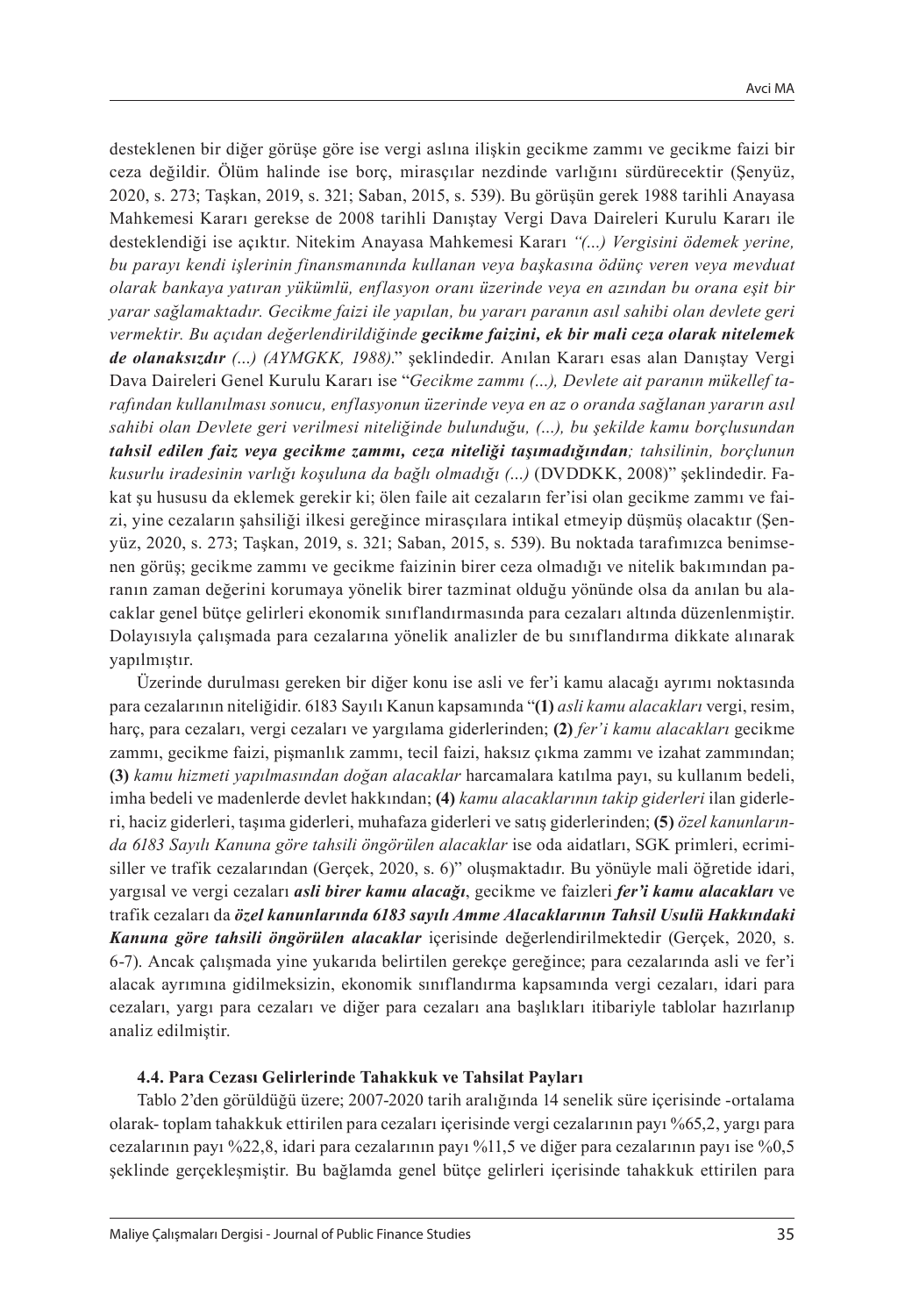desteklenen bir diğer görüşe göre ise vergi aslına ilişkin gecikme zammı ve gecikme faizi bir ceza değildir. Ölüm halinde ise borç, mirasçılar nezdinde varlığını sürdürecektir (Şenyüz, 2020, s. 273; Taşkan, 2019, s. 321; Saban, 2015, s. 539). Bu görüşün gerek 1988 tarihli Anayasa Mahkemesi Kararı gerekse de 2008 tarihli Danıştay Vergi Dava Daireleri Kurulu Kararı ile desteklendiği ise açıktır. Nitekim Anayasa Mahkemesi Kararı *"(...) Vergisini ödemek yerine, bu parayı kendi işlerinin finansmanında kullanan veya başkasına ödünç veren veya mevduat olarak bankaya yatıran yükümlü, enflasyon oranı üzerinde veya en azından bu orana eşit bir yarar sağlamaktadır. Gecikme faizi ile yapılan, bu yararı paranın asıl sahibi olan devlete geri vermektir. Bu açıdan değerlendirildiğinde* ***gecikme faizini, ek bir mali ceza olarak nitelemek de olanaksızdır*** *(...) (AYMGKK, 1988).*" şeklindedir. Anılan Kararı esas alan Danıştay Vergi Dava Daireleri Genel Kurulu Kararı ise "*Gecikme zammı (...), Devlete ait paranın mükellef tarafından kullanılması sonucu, enflasyonun üzerinde veya en az o oranda sağlanan yararın asıl sahibi olan Devlete geri verilmesi niteliğinde bulunduğu, (...), bu şekilde kamu borçlusundan* ***tahsil edilen faiz veya gecikme zammı, ceza niteliği taşımadığından****; tahsilinin, borçlunun kusurlu iradesinin varlığı koşuluna da bağlı olmadığı (...)* (DVDDKK, 2008)" şeklindedir. Fakat şu hususu da eklemek gerekir ki; ölen faile ait cezaların fer'isi olan gecikme zammı ve faizi, yine cezaların şahsiliği ilkesi gereğince mirasçılara intikal etmeyip düşmüş olacaktır (Şenyüz, 2020, s. 273; Taşkan, 2019, s. 321; Saban, 2015, s. 539). Bu noktada tarafımızca benimsenen görüş; gecikme zammı ve gecikme faizinin birer ceza olmadığı ve nitelik bakımından paranın zaman değerini korumaya yönelik birer tazminat olduğu yönünde olsa da anılan bu alacaklar genel bütçe gelirleri ekonomik sınıflandırmasında para cezaları altında düzenlenmiştir. Dolayısıyla çalışmada para cezalarına yönelik analizler de bu sınıflandırma dikkate alınarak yapılmıştır.

Üzerinde durulması gereken bir diğer konu ise asli ve fer'i kamu alacağı ayrımı noktasında para cezalarının niteliğidir. 6183 Sayılı Kanun kapsamında "**(1)** *asli kamu alacakları* vergi, resim, harç, para cezaları, vergi cezaları ve yargılama giderlerinden; **(2)** *fer'i kamu alacakları* gecikme zammı, gecikme faizi, pişmanlık zammı, tecil faizi, haksız çıkma zammı ve izahat zammından; **(3)** *kamu hizmeti yapılmasından doğan alacaklar* harcamalara katılma payı, su kullanım bedeli, imha bedeli ve madenlerde devlet hakkından; **(4)** *kamu alacaklarının takip giderleri* ilan giderleri, haciz giderleri, taşıma giderleri, muhafaza giderleri ve satış giderlerinden; **(5)** *özel kanunlarında 6183 Sayılı Kanuna göre tahsili öngörülen alacaklar* ise oda aidatları, SGK primleri, ecrimisiller ve trafik cezalarından (Gerçek, 2020, s. 6)" oluşmaktadır. Bu yönüyle mali öğretide idari, yargısal ve vergi cezaları ***asli birer kamu alacağı***, gecikme ve faizleri ***fer'i kamu alacakları*** ve trafik cezaları da ***özel kanunlarında 6183 sayılı Amme Alacaklarının Tahsil Usulü Hakkındaki Kanuna göre tahsili öngörülen alacaklar*** içerisinde değerlendirilmektedir (Gerçek, 2020, s. 6-7). Ancak çalışmada yine yukarıda belirtilen gerekçe gereğince; para cezalarında asli ve fer'i alacak ayrımına gidilmeksizin, ekonomik sınıflandırma kapsamında vergi cezaları, idari para cezaları, yargı para cezaları ve diğer para cezaları ana başlıkları itibariyle tablolar hazırlanıp analiz edilmiştir.

### 4.4. Para Cezası Gelirlerinde Tahakkuk ve Tahsilat Payları

Tablo 2'den görüldüğü üzere; 2007-2020 tarih aralığında 14 senelik süre içerisinde -ortalama olarak- toplam tahakkuk ettirilen para cezaları içerisinde vergi cezalarının payı %65,2, yargı para cezalarının payı %22,8, idari para cezalarının payı %11,5 ve diğer para cezalarının payı ise %0,5 şeklinde gerçekleşmiştir. Bu bağlamda genel bütçe gelirleri içerisinde tahakkuk ettirilen para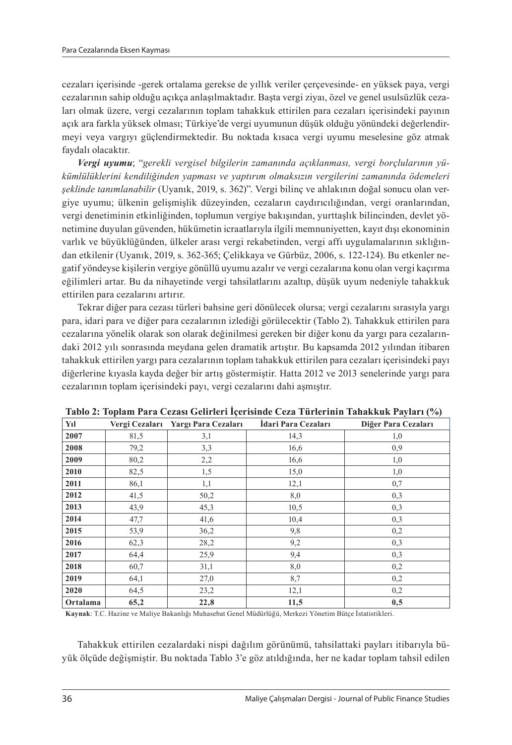cezaları içerisinde -gerek ortalama gerekse de yıllık veriler çerçevesinde- en yüksek paya, vergi cezalarının sahip olduğu açıkça anlaşılmaktadır. Başta vergi ziyaı, özel ve genel usulsüzlük cezaları olmak üzere, vergi cezalarının toplam tahakkuk ettirilen para cezaları içerisindeki payının açık ara farkla yüksek olması; Türkiye'de vergi uyumunun düşük olduğu yönündeki değerlendirmeyi veya vargıyı güçlendirmektedir. Bu noktada kısaca vergi uyumu meselesine göz atmak faydalı olacaktır.

***Vergi uyumu***; "*gerekli vergisel bilgilerin zamanında açıklanması, vergi borçlularının yükümlülüklerini kendiliğinden yapması ve yaptırım olmaksızın vergilerini zamanında ödemeleri şeklinde tanımlanabilir* (Uyanık, 2019, s. 362)". Vergi bilinç ve ahlakının doğal sonucu olan vergiye uyumu; ülkenin gelişmişlik düzeyinden, cezaların caydırıcılığından, vergi oranlarından, vergi denetiminin etkinliğinden, toplumun vergiye bakışından, yurttaşlık bilincinden, devlet yönetimine duyulan güvenden, hükümetin icraatlarıyla ilgili memnuniyetten, kayıt dışı ekonominin varlık ve büyüklüğünden, ülkeler arası vergi rekabetinden, vergi affı uygulamalarının sıklığından etkilenir (Uyanık, 2019, s. 362-365; Çelikkaya ve Gürbüz, 2006, s. 122-124). Bu etkenler negatif yöndeyse kişilerin vergiye gönüllü uyumu azalır ve vergi cezalarına konu olan vergi kaçırma eğilimleri artar. Bu da nihayetinde vergi tahsilatlarını azaltıp, düşük uyum nedeniyle tahakkuk ettirilen para cezalarını artırır.

Tekrar diğer para cezası türleri bahsine geri dönülecek olursa; vergi cezalarını sırasıyla yargı para, idari para ve diğer para cezalarının izlediği görülecektir (Tablo 2). Tahakkuk ettirilen para cezalarına yönelik olarak son olarak değinilmesi gereken bir diğer konu da yargı para cezalarındaki 2012 yılı sonrasında meydana gelen dramatik artıştır. Bu kapsamda 2012 yılından itibaren tahakkuk ettirilen yargı para cezalarının toplam tahakkuk ettirilen para cezaları içerisindeki payı diğerlerine kıyasla kayda değer bir artış göstermiştir. Hatta 2012 ve 2013 senelerinde yargı para cezalarının toplam içerisindeki payı, vergi cezalarını dahi aşmıştır.

**Tablo 2: Toplam Para Cezası Gelirleri İçerisinde Ceza Türlerinin Tahakkuk Payları (%)**

| Yıl | Vergi Cezaları | Yargı Para Cezaları | İdari Para Cezaları | Diğer Para Cezaları |
|---|---|---|---|---|
| **2007** | 81,5 | 3,1 | 14,3 | 1,0 |
| **2008** | 79,2 | 3,3 | 16,6 | 0,9 |
| **2009** | 80,2 | 2,2 | 16,6 | 1,0 |
| **2010** | 82,5 | 1,5 | 15,0 | 1,0 |
| **2011** | 86,1 | 1,1 | 12,1 | 0,7 |
| **2012** | 41,5 | 50,2 | 8,0 | 0,3 |
| **2013** | 43,9 | 45,3 | 10,5 | 0,3 |
| **2014** | 47,7 | 41,6 | 10,4 | 0,3 |
| **2015** | 53,9 | 36,2 | 9,8 | 0,2 |
| **2016** | 62,3 | 28,2 | 9,2 | 0,3 |
| **2017** | 64,4 | 25,9 | 9,4 | 0,3 |
| **2018** | 60,7 | 31,1 | 8,0 | 0,2 |
| **2019** | 64,1 | 27,0 | 8,7 | 0,2 |
| **2020** | 64,5 | 23,2 | 12,1 | 0,2 |
| **Ortalama** | **65,2** | **22,8** | **11,5** | **0,5** |

**Kaynak**: T.C. Hazine ve Maliye Bakanlığı Muhasebat Genel Müdürlüğü, Merkezi Yönetim Bütçe İstatistikleri.

Tahakkuk ettirilen cezalardaki nispi dağılım görünümü, tahsilattaki payları itibarıyla büyük ölçüde değişmiştir. Bu noktada Tablo 3'e göz atıldığında, her ne kadar toplam tahsil edilen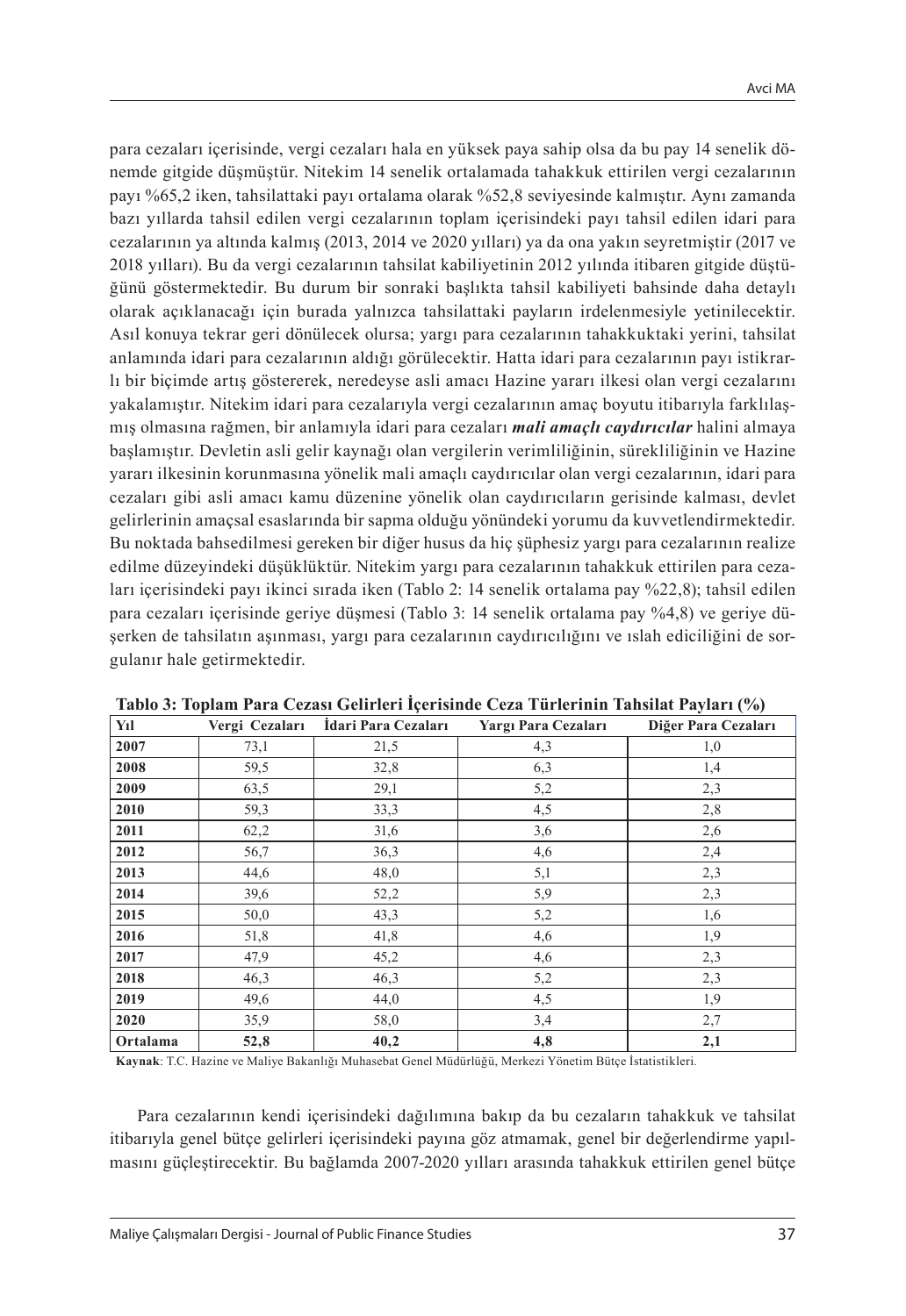para cezaları içerisinde, vergi cezaları hala en yüksek paya sahip olsa da bu pay 14 senelik dönemde gitgide düşmüştür. Nitekim 14 senelik ortalamada tahakkuk ettirilen vergi cezalarının payı %65,2 iken, tahsilattaki payı ortalama olarak %52,8 seviyesinde kalmıştır. Aynı zamanda bazı yıllarda tahsil edilen vergi cezalarının toplam içerisindeki payı tahsil edilen idari para cezalarının ya altında kalmış (2013, 2014 ve 2020 yılları) ya da ona yakın seyretmiştir (2017 ve 2018 yılları). Bu da vergi cezalarının tahsilat kabiliyetinin 2012 yılında itibaren gitgide düştüğünü göstermektedir. Bu durum bir sonraki başlıkta tahsil kabiliyeti bahsinde daha detaylı olarak açıklanacağı için burada yalnızca tahsilattaki payların irdelenmesiyle yetinilecektir. Asıl konuya tekrar geri dönülecek olursa; yargı para cezalarının tahakkuktaki yerini, tahsilat anlamında idari para cezalarının aldığı görülecektir. Hatta idari para cezalarının payı istikrarlı bir biçimde artış göstererek, neredeyse asli amacı Hazine yararı ilkesi olan vergi cezalarını yakalamıştır. Nitekim idari para cezalarıyla vergi cezalarının amaç boyutu itibarıyla farklılaşmış olmasına rağmen, bir anlamıyla idari para cezaları ***mali amaçlı caydırıcılar*** halini almaya başlamıştır. Devletin asli gelir kaynağı olan vergilerin verimliliğinin, sürekliliğinin ve Hazine yararı ilkesinin korunmasına yönelik mali amaçlı caydırıcılar olan vergi cezalarının, idari para cezaları gibi asli amacı kamu düzenine yönelik olan caydırıcıların gerisinde kalması, devlet gelirlerinin amaçsal esaslarında bir sapma olduğu yönündeki yorumu da kuvvetlendirmektedir. Bu noktada bahsedilmesi gereken bir diğer husus da hiç şüphesiz yargı para cezalarının realize edilme düzeyindeki düşüklüktür. Nitekim yargı para cezalarının tahakkuk ettirilen para cezaları içerisindeki payı ikinci sırada iken (Tablo 2: 14 senelik ortalama pay %22,8); tahsil edilen para cezaları içerisinde geriye düşmesi (Tablo 3: 14 senelik ortalama pay %4,8) ve geriye düşerken de tahsilatın aşınması, yargı para cezalarının caydırıcılığını ve ıslah ediciliğini de sorgulanır hale getirmektedir.

**Tablo 3: Toplam Para Cezası Gelirleri İçerisinde Ceza Türlerinin Tahsilat Payları (%)**

| Yıl | Vergi Cezaları | İdari Para Cezaları | Yargı Para Cezaları | Diğer Para Cezaları |
|---|---|---|---|---|
| **2007** | 73,1 | 21,5 | 4,3 | 1,0 |
| **2008** | 59,5 | 32,8 | 6,3 | 1,4 |
| **2009** | 63,5 | 29,1 | 5,2 | 2,3 |
| **2010** | 59,3 | 33,3 | 4,5 | 2,8 |
| **2011** | 62,2 | 31,6 | 3,6 | 2,6 |
| **2012** | 56,7 | 36,3 | 4,6 | 2,4 |
| **2013** | 44,6 | 48,0 | 5,1 | 2,3 |
| **2014** | 39,6 | 52,2 | 5,9 | 2,3 |
| **2015** | 50,0 | 43,3 | 5,2 | 1,6 |
| **2016** | 51,8 | 41,8 | 4,6 | 1,9 |
| **2017** | 47,9 | 45,2 | 4,6 | 2,3 |
| **2018** | 46,3 | 46,3 | 5,2 | 2,3 |
| **2019** | 49,6 | 44,0 | 4,5 | 1,9 |
| **2020** | 35,9 | 58,0 | 3,4 | 2,7 |
| **Ortalama** | **52,8** | **40,2** | **4,8** | **2,1** |

**Kaynak**: T.C. Hazine ve Maliye Bakanlığı Muhasebat Genel Müdürlüğü, Merkezi Yönetim Bütçe İstatistikleri.

Para cezalarının kendi içerisindeki dağılımına bakıp da bu cezaların tahakkuk ve tahsilat itibarıyla genel bütçe gelirleri içerisindeki payına göz atmamak, genel bir değerlendirme yapılmasını güçleştirecektir. Bu bağlamda 2007-2020 yılları arasında tahakkuk ettirilen genel bütçe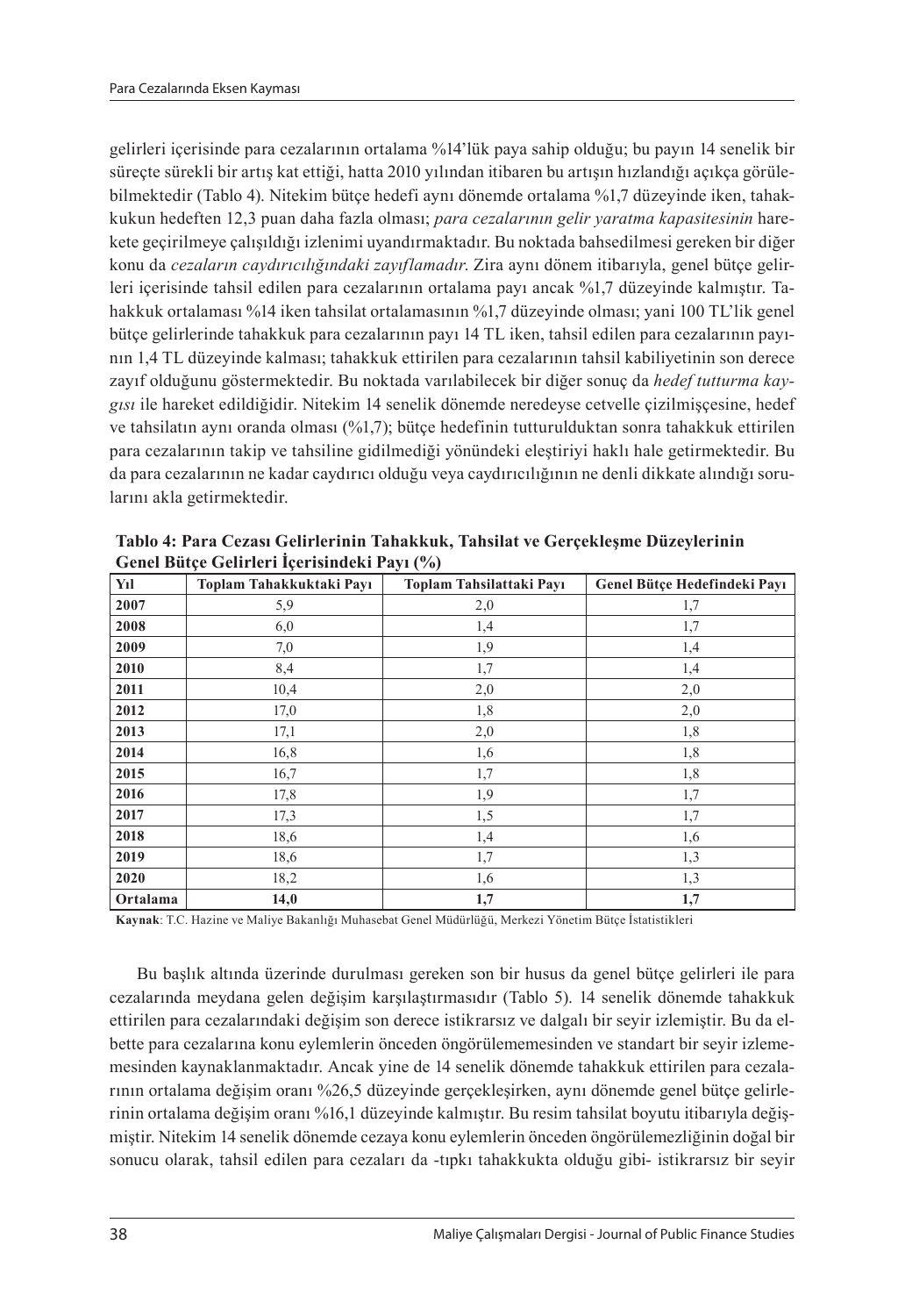gelirleri içerisinde para cezalarının ortalama %14'lük paya sahip olduğu; bu payın 14 senelik bir süreçte sürekli bir artış kat ettiği, hatta 2010 yılından itibaren bu artışın hızlandığı açıkça görülebilmektedir (Tablo 4). Nitekim bütçe hedefi aynı dönemde ortalama %1,7 düzeyinde iken, tahakkukun hedeften 12,3 puan daha fazla olması; *para cezalarının gelir yaratma kapasitesinin* harekete geçirilmeye çalışıldığı izlenimi uyandırmaktadır. Bu noktada bahsedilmesi gereken bir diğer konu da *cezaların caydırıcılığındaki zayıflamadır*. Zira aynı dönem itibarıyla, genel bütçe gelirleri içerisinde tahsil edilen para cezalarının ortalama payı ancak %1,7 düzeyinde kalmıştır. Tahakkuk ortalaması %14 iken tahsilat ortalamasının %1,7 düzeyinde olması; yani 100 TL'lik genel bütçe gelirlerinde tahakkuk para cezalarının payı 14 TL iken, tahsil edilen para cezalarının payının 1,4 TL düzeyinde kalması; tahakkuk ettirilen para cezalarının tahsil kabiliyetinin son derece zayıf olduğunu göstermektedir. Bu noktada varılabilecek bir diğer sonuç da *hedef tutturma kaygısı* ile hareket edildiğidir. Nitekim 14 senelik dönemde neredeyse cetvelle çizilmişçesine, hedef ve tahsilatın aynı oranda olması (%1,7); bütçe hedefinin tutturulduktan sonra tahakkuk ettirilen para cezalarının takip ve tahsiline gidilmediği yönündeki eleştiriyi haklı hale getirmektedir. Bu da para cezalarının ne kadar caydırıcı olduğu veya caydırıcılığının ne denli dikkate alındığı sorularını akla getirmektedir.

**Tablo 4: Para Cezası Gelirlerinin Tahakkuk, Tahsilat ve Gerçekleşme Düzeylerinin Genel Bütçe Gelirleri İçerisindeki Payı (%)**

| Yıl | Toplam Tahakkuktaki Payı | Toplam Tahsilattaki Payı | Genel Bütçe Hedefindeki Payı |
|---|---|---|---|
| **2007** | 5,9 | 2,0 | 1,7 |
| **2008** | 6,0 | 1,4 | 1,7 |
| **2009** | 7,0 | 1,9 | 1,4 |
| **2010** | 8,4 | 1,7 | 1,4 |
| **2011** | 10,4 | 2,0 | 2,0 |
| **2012** | 17,0 | 1,8 | 2,0 |
| **2013** | 17,1 | 2,0 | 1,8 |
| **2014** | 16,8 | 1,6 | 1,8 |
| **2015** | 16,7 | 1,7 | 1,8 |
| **2016** | 17,8 | 1,9 | 1,7 |
| **2017** | 17,3 | 1,5 | 1,7 |
| **2018** | 18,6 | 1,4 | 1,6 |
| **2019** | 18,6 | 1,7 | 1,3 |
| **2020** | 18,2 | 1,6 | 1,3 |
| **Ortalama** | **14,0** | **1,7** | **1,7** |

**Kaynak**: T.C. Hazine ve Maliye Bakanlığı Muhasebat Genel Müdürlüğü, Merkezi Yönetim Bütçe İstatistikleri

Bu başlık altında üzerinde durulması gereken son bir husus da genel bütçe gelirleri ile para cezalarında meydana gelen değişim karşılaştırmasıdır (Tablo 5). 14 senelik dönemde tahakkuk ettirilen para cezalarındaki değişim son derece istikrarsız ve dalgalı bir seyir izlemiştir. Bu da elbette para cezalarına konu eylemlerin önceden öngörülememesinden ve standart bir seyir izlememesinden kaynaklanmaktadır. Ancak yine de 14 senelik dönemde tahakkuk ettirilen para cezalarının ortalama değişim oranı %26,5 düzeyinde gerçekleşirken, aynı dönemde genel bütçe gelirlerinin ortalama değişim oranı %16,1 düzeyinde kalmıştır. Bu resim tahsilat boyutu itibarıyla değişmiştir. Nitekim 14 senelik dönemde cezaya konu eylemlerin önceden öngörülemezliğinin doğal bir sonucu olarak, tahsil edilen para cezaları da -tıpkı tahakkukta olduğu gibi- istikrarsız bir seyir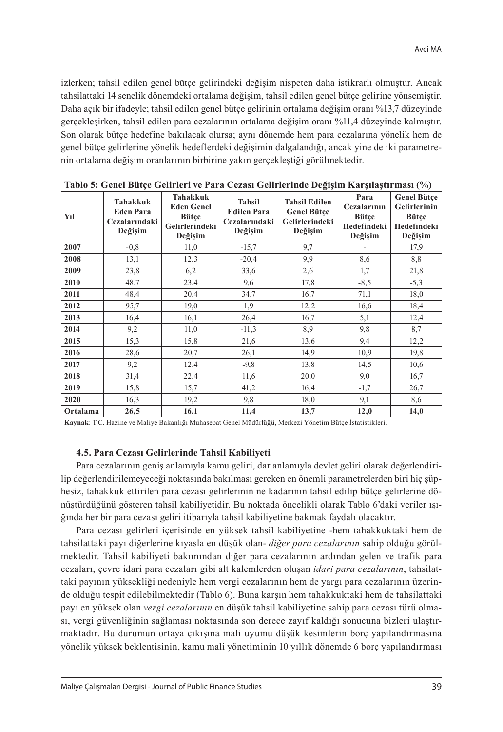izlerken; tahsil edilen genel bütçe gelirindeki değişim nispeten daha istikrarlı olmuştur. Ancak tahsilattaki 14 senelik dönemdeki ortalama değişim, tahsil edilen genel bütçe gelirine yönsemiştir. Daha açık bir ifadeyle; tahsil edilen genel bütçe gelirinin ortalama değişim oranı %13,7 düzeyinde gerçekleşirken, tahsil edilen para cezalarının ortalama değişim oranı %11,4 düzeyinde kalmıştır. Son olarak bütçe hedefine bakılacak olursa; aynı dönemde hem para cezalarına yönelik hem de genel bütçe gelirlerine yönelik hedeflerdeki değişimin dalgalandığı, ancak yine de iki parametrenin ortalama değişim oranlarının birbirine yakın gerçekleştiği görülmektedir.

**Tablo 5: Genel Bütçe Gelirleri ve Para Cezası Gelirlerinde Değişim Karşılaştırması (%)**

| Yıl | Tahakkuk Eden Para Cezalarındaki Değişim | Tahakkuk Eden Genel Bütçe Gelirlerindeki Değişim | Tahsil Edilen Para Cezalarındaki Değişim | Tahsil Edilen Genel Bütçe Gelirlerindeki Değişim | Para Cezalarının Bütçe Hedefindeki Değişim | Genel Bütçe Gelirlerinin Bütçe Hedefindeki Değişim |
|---|---|---|---|---|---|---|
| **2007** | -0,8 | 11,0 | -15,7 | 9,7 | - | 17,9 |
| **2008** | 13,1 | 12,3 | -20,4 | 9,9 | 8,6 | 8,8 |
| **2009** | 23,8 | 6,2 | 33,6 | 2,6 | 1,7 | 21,8 |
| **2010** | 48,7 | 23,4 | 9,6 | 17,8 | -8,5 | -5,3 |
| **2011** | 48,4 | 20,4 | 34,7 | 16,7 | 71,1 | 18,0 |
| **2012** | 95,7 | 19,0 | 1,9 | 12,2 | 16,6 | 18,4 |
| **2013** | 16,4 | 16,1 | 26,4 | 16,7 | 5,1 | 12,4 |
| **2014** | 9,2 | 11,0 | -11,3 | 8,9 | 9,8 | 8,7 |
| **2015** | 15,3 | 15,8 | 21,6 | 13,6 | 9,4 | 12,2 |
| **2016** | 28,6 | 20,7 | 26,1 | 14,9 | 10,9 | 19,8 |
| **2017** | 9,2 | 12,4 | -9,8 | 13,8 | 14,5 | 10,6 |
| **2018** | 31,4 | 22,4 | 11,6 | 20,0 | 9,0 | 16,7 |
| **2019** | 15,8 | 15,7 | 41,2 | 16,4 | -1,7 | 26,7 |
| **2020** | 16,3 | 19,2 | 9,8 | 18,0 | 9,1 | 8,6 |
| **Ortalama** | **26,5** | **16,1** | **11,4** | **13,7** | **12,0** | **14,0** |

**Kaynak**: T.C. Hazine ve Maliye Bakanlığı Muhasebat Genel Müdürlüğü, Merkezi Yönetim Bütçe İstatistikleri.

### 4.5. Para Cezası Gelirlerinde Tahsil Kabiliyeti

Para cezalarının geniş anlamıyla kamu geliri, dar anlamıyla devlet geliri olarak değerlendirilip değerlendirilemeyeceği noktasında bakılması gereken en önemli parametrelerden biri hiç şüphesiz, tahakkuk ettirilen para cezası gelirlerinin ne kadarının tahsil edilip bütçe gelirlerine dönüştürdüğünü gösteren tahsil kabiliyetidir. Bu noktada öncelikli olarak Tablo 6'daki veriler ışığında her bir para cezası geliri itibarıyla tahsil kabiliyetine bakmak faydalı olacaktır.

Para cezası gelirleri içerisinde en yüksek tahsil kabiliyetine -hem tahakkuktaki hem de tahsilattaki payı diğerlerine kıyasla en düşük olan- *diğer para cezalarının* sahip olduğu görülmektedir. Tahsil kabiliyeti bakımından diğer para cezalarının ardından gelen ve trafik para cezaları, çevre idari para cezaları gibi alt kalemlerden oluşan *idari para cezalarının*, tahsilattaki payının yüksekliği nedeniyle hem vergi cezalarının hem de yargı para cezalarının üzerinde olduğu tespit edilebilmektedir (Tablo 6). Buna karşın hem tahakkuktaki hem de tahsilattaki payı en yüksek olan *vergi cezalarının* en düşük tahsil kabiliyetine sahip para cezası türü olması, vergi güvenliğinin sağlaması noktasında son derece zayıf kaldığı sonucuna bizleri ulaştırmaktadır. Bu durumun ortaya çıkışına mali uyumu düşük kesimlerin borç yapılandırmasına yönelik yüksek beklentisinin, kamu mali yönetiminin 10 yıllık dönemde 6 borç yapılandırması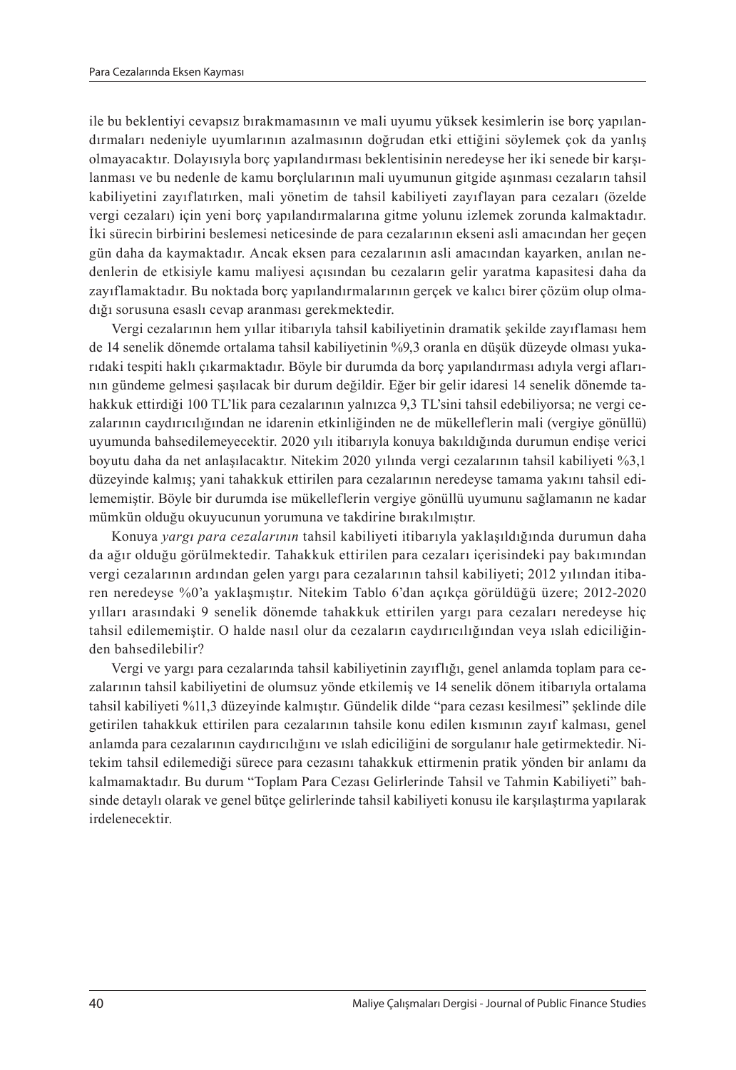ile bu beklentiyi cevapsız bırakmamasının ve mali uyumu yüksek kesimlerin ise borç yapılandırmaları nedeniyle uyumlarının azalmasının doğrudan etki ettiğini söylemek çok da yanlış olmayacaktır. Dolayısıyla borç yapılandırması beklentisinin neredeyse her iki senede bir karşılanması ve bu nedenle de kamu borçlularının mali uyumunun gitgide aşınması cezaların tahsil kabiliyetini zayıflatırken, mali yönetim de tahsil kabiliyeti zayıflayan para cezaları (özelde vergi cezaları) için yeni borç yapılandırmalarına gitme yolunu izlemek zorunda kalmaktadır. İki sürecin birbirini beslemesi neticesinde de para cezalarının ekseni asli amacından her geçen gün daha da kaymaktadır. Ancak eksen para cezalarının asli amacından kayarken, anılan nedenlerin de etkisiyle kamu maliyesi açısından bu cezaların gelir yaratma kapasitesi daha da zayıflamaktadır. Bu noktada borç yapılandırmalarının gerçek ve kalıcı birer çözüm olup olmadığı sorusuna esaslı cevap aranması gerekmektedir.

Vergi cezalarının hem yıllar itibarıyla tahsil kabiliyetinin dramatik şekilde zayıflaması hem de 14 senelik dönemde ortalama tahsil kabiliyetinin %9,3 oranla en düşük düzeyde olması yukarıdaki tespiti haklı çıkarmaktadır. Böyle bir durumda da borç yapılandırması adıyla vergi aflarının gündeme gelmesi şaşılacak bir durum değildir. Eğer bir gelir idaresi 14 senelik dönemde tahakkuk ettirdiği 100 TL'lik para cezalarının yalnızca 9,3 TL'sini tahsil edebiliyorsa; ne vergi cezalarının caydırıcılığından ne idarenin etkinliğinden ne de mükelleflerin mali (vergiye gönüllü) uyumunda bahsedilemeyecektir. 2020 yılı itibarıyla konuya bakıldığında durumun endişe verici boyutu daha da net anlaşılacaktır. Nitekim 2020 yılında vergi cezalarının tahsil kabiliyeti %3,1 düzeyinde kalmış; yani tahakkuk ettirilen para cezalarının neredeyse tamama yakını tahsil edilememiştir. Böyle bir durumda ise mükelleflerin vergiye gönüllü uyumunu sağlamanın ne kadar mümkün olduğu okuyucunun yorumuna ve takdirine bırakılmıştır.

Konuya *yargı para cezalarının* tahsil kabiliyeti itibarıyla yaklaşıldığında durumun daha da ağır olduğu görülmektedir. Tahakkuk ettirilen para cezaları içerisindeki pay bakımından vergi cezalarının ardından gelen yargı para cezalarının tahsil kabiliyeti; 2012 yılından itibaren neredeyse %0'a yaklaşmıştır. Nitekim Tablo 6'dan açıkça görüldüğü üzere; 2012-2020 yılları arasındaki 9 senelik dönemde tahakkuk ettirilen yargı para cezaları neredeyse hiç tahsil edilememiştir. O halde nasıl olur da cezaların caydırıcılığından veya ıslah ediciliğinden bahsedilebilir?

Vergi ve yargı para cezalarında tahsil kabiliyetinin zayıflığı, genel anlamda toplam para cezalarının tahsil kabiliyetini de olumsuz yönde etkilemiş ve 14 senelik dönem itibarıyla ortalama tahsil kabiliyeti %11,3 düzeyinde kalmıştır. Gündelik dilde "para cezası kesilmesi" şeklinde dile getirilen tahakkuk ettirilen para cezalarının tahsile konu edilen kısmının zayıf kalması, genel anlamda para cezalarının caydırıcılığını ve ıslah ediciliğini de sorgulanır hale getirmektedir. Nitekim tahsil edilemediği sürece para cezasını tahakkuk ettirmenin pratik yönden bir anlamı da kalmamaktadır. Bu durum "Toplam Para Cezası Gelirlerinde Tahsil ve Tahmin Kabiliyeti" bahsinde detaylı olarak ve genel bütçe gelirlerinde tahsil kabiliyeti konusu ile karşılaştırma yapılarak irdelenecektir.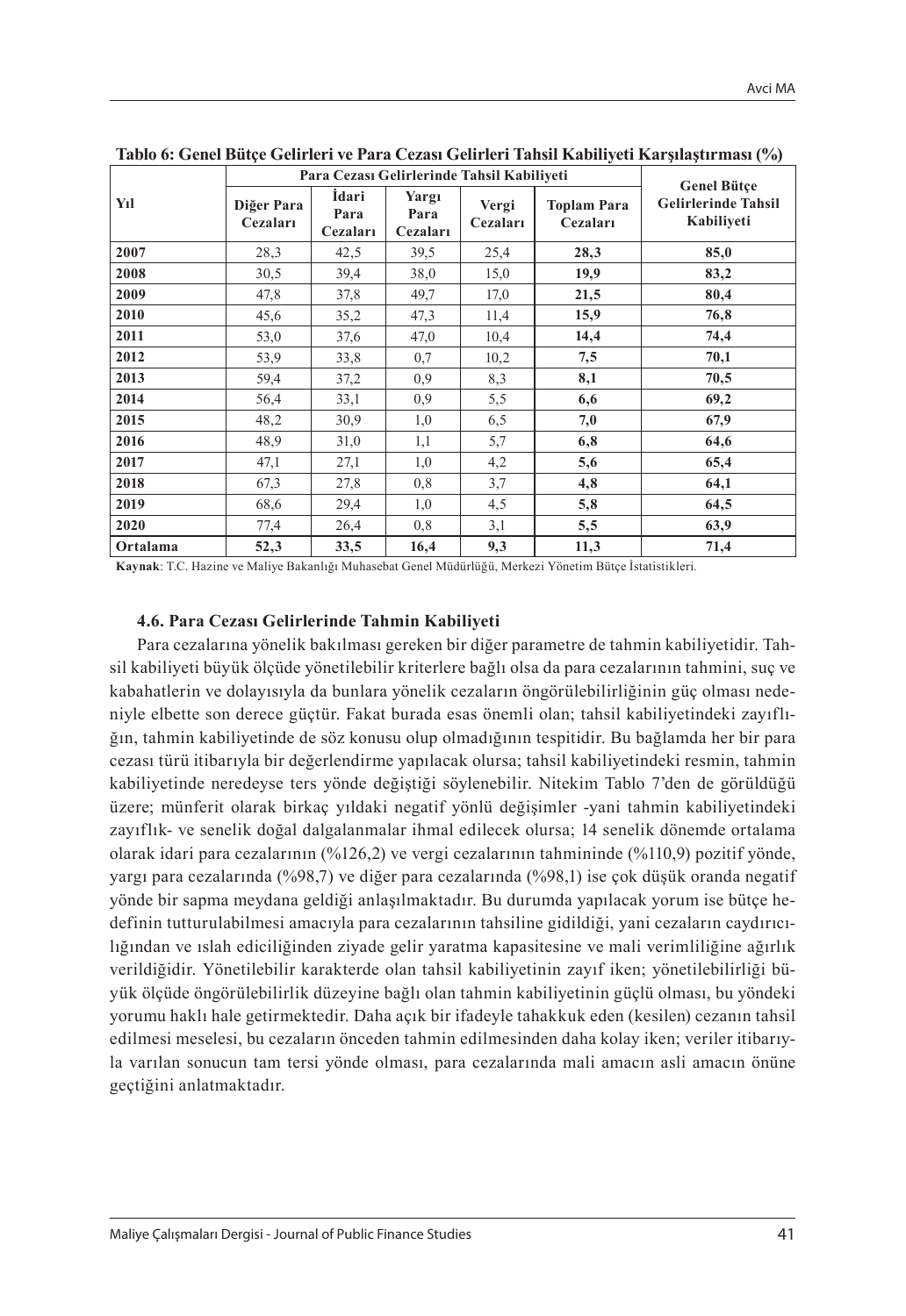**Tablo 6: Genel Bütçe Gelirleri ve Para Cezası Gelirleri Tahsil Kabiliyeti Karşılaştırması (%)**

| Yıl | Para Cezası Gelirlerinde Tahsil Kabiliyeti | | | | | Genel Bütçe Gelirlerinde Tahsil Kabiliyeti |
|---|---|---|---|---|---|---|
| | Diğer Para Cezaları | İdari Para Cezaları | Yargı Para Cezaları | Vergi Cezaları | Toplam Para Cezaları | |
| **2007** | 28,3 | 42,5 | 39,5 | 25,4 | **28,3** | **85,0** |
| **2008** | 30,5 | 39,4 | 38,0 | 15,0 | **19,9** | **83,2** |
| **2009** | 47,8 | 37,8 | 49,7 | 17,0 | **21,5** | **80,4** |
| **2010** | 45,6 | 35,2 | 47,3 | 11,4 | **15,9** | **76,8** |
| **2011** | 53,0 | 37,6 | 47,0 | 10,4 | **14,4** | **74,4** |
| **2012** | 53,9 | 33,8 | 0,7 | 10,2 | **7,5** | **70,1** |
| **2013** | 59,4 | 37,2 | 0,9 | 8,3 | **8,1** | **70,5** |
| **2014** | 56,4 | 33,1 | 0,9 | 5,5 | **6,6** | **69,2** |
| **2015** | 48,2 | 30,9 | 1,0 | 6,5 | **7,0** | **67,9** |
| **2016** | 48,9 | 31,0 | 1,1 | 5,7 | **6,8** | **64,6** |
| **2017** | 47,1 | 27,1 | 1,0 | 4,2 | **5,6** | **65,4** |
| **2018** | 67,3 | 27,8 | 0,8 | 3,7 | **4,8** | **64,1** |
| **2019** | 68,6 | 29,4 | 1,0 | 4,5 | **5,8** | **64,5** |
| **2020** | 77,4 | 26,4 | 0,8 | 3,1 | **5,5** | **63,9** |
| **Ortalama** | **52,3** | **33,5** | **16,4** | **9,3** | **11,3** | **71,4** |

**Kaynak**: T.C. Hazine ve Maliye Bakanlığı Muhasebat Genel Müdürlüğü, Merkezi Yönetim Bütçe İstatistikleri.

### 4.6. Para Cezası Gelirlerinde Tahmin Kabiliyeti

Para cezalarına yönelik bakılması gereken bir diğer parametre de tahmin kabiliyetidir. Tahsil kabiliyeti büyük ölçüde yönetilebilir kriterlere bağlı olsa da para cezalarının tahmini, suç ve kabahatlerin ve dolayısıyla da bunlara yönelik cezaların öngörülebilirliğinin güç olması nedeniyle elbette son derece güçtür. Fakat burada esas önemli olan; tahsil kabiliyetindeki zayıflığın, tahmin kabiliyetinde de söz konusu olup olmadığının tespitidir. Bu bağlamda her bir para cezası türü itibarıyla bir değerlendirme yapılacak olursa; tahsil kabiliyetindeki resmin, tahmin kabiliyetinde neredeyse ters yönde değiştiği söylenebilir. Nitekim Tablo 7'den de görüldüğü üzere; münferit olarak birkaç yıldaki negatif yönlü değişimler -yani tahmin kabiliyetindeki zayıflık- ve senelik doğal dalgalanmalar ihmal edilecek olursa; 14 senelik dönemde ortalama olarak idari para cezalarının (%126,2) ve vergi cezalarının tahmininde (%110,9) pozitif yönde, yargı para cezalarında (%98,7) ve diğer para cezalarında (%98,1) ise çok düşük oranda negatif yönde bir sapma meydana geldiği anlaşılmaktadır. Bu durumda yapılacak yorum ise bütçe hedefinin tutturulabilmesi amacıyla para cezalarının tahsiline gidildiği, yani cezaların caydırıcılığından ve ıslah ediciliğinden ziyade gelir yaratma kapasitesine ve mali verimliliğine ağırlık verildiğidir. Yönetilebilir karakterde olan tahsil kabiliyetinin zayıf iken; yönetilebilirliği büyük ölçüde öngörülebilirlik düzeyine bağlı olan tahmin kabiliyetinin güçlü olması, bu yöndeki yorumu haklı hale getirmektedir. Daha açık bir ifadeyle tahakkuk eden (kesilen) cezanın tahsil edilmesi meselesi, bu cezaların önceden tahmin edilmesinden daha kolay iken; veriler itibarıyla varılan sonucun tam tersi yönde olması, para cezalarında mali amacın asli amacın önüne geçtiğini anlatmaktadır.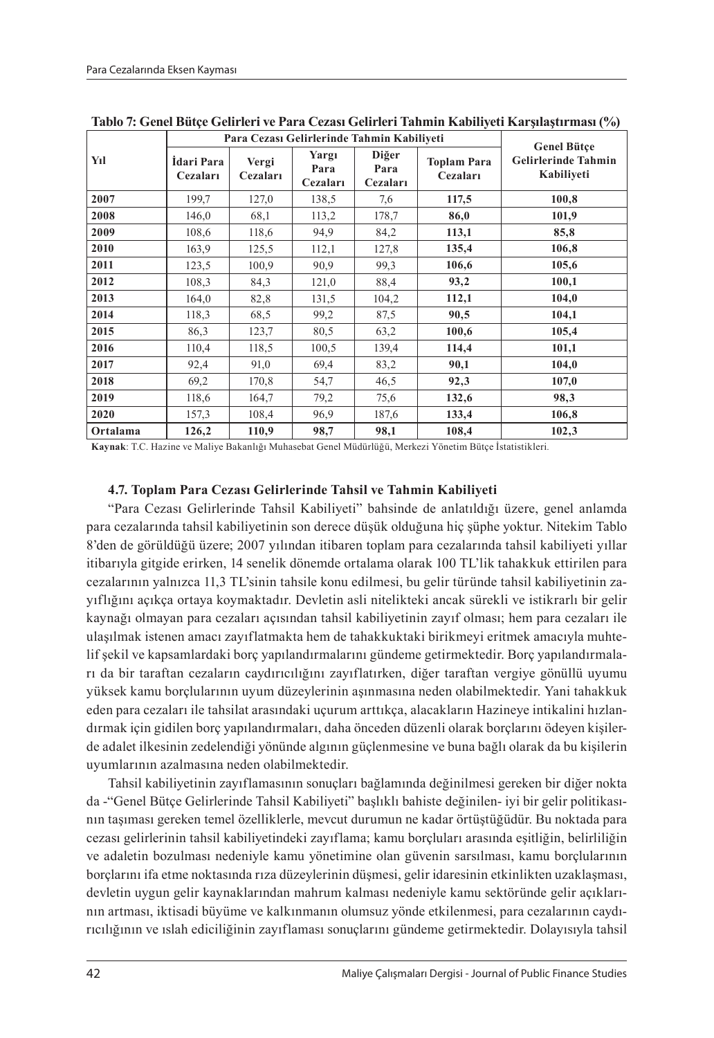**Tablo 7: Genel Bütçe Gelirleri ve Para Cezası Gelirleri Tahmin Kabiliyeti Karşılaştırması (%)**

| Yıl | Para Cezası Gelirlerinde Tahmin Kabiliyeti | | | | | Genel Bütçe Gelirlerinde Tahmin Kabiliyeti |
|---|---|---|---|---|---|---|
| | İdari Para Cezaları | Vergi Cezaları | Yargı Para Cezaları | Diğer Para Cezaları | Toplam Para Cezaları | |
| **2007** | 199,7 | 127,0 | 138,5 | 7,6 | **117,5** | **100,8** |
| **2008** | 146,0 | 68,1 | 113,2 | 178,7 | **86,0** | **101,9** |
| **2009** | 108,6 | 118,6 | 94,9 | 84,2 | **113,1** | **85,8** |
| **2010** | 163,9 | 125,5 | 112,1 | 127,8 | **135,4** | **106,8** |
| **2011** | 123,5 | 100,9 | 90,9 | 99,3 | **106,6** | **105,6** |
| **2012** | 108,3 | 84,3 | 121,0 | 88,4 | **93,2** | **100,1** |
| **2013** | 164,0 | 82,8 | 131,5 | 104,2 | **112,1** | **104,0** |
| **2014** | 118,3 | 68,5 | 99,2 | 87,5 | **90,5** | **104,1** |
| **2015** | 86,3 | 123,7 | 80,5 | 63,2 | **100,6** | **105,4** |
| **2016** | 110,4 | 118,5 | 100,5 | 139,4 | **114,4** | **101,1** |
| **2017** | 92,4 | 91,0 | 69,4 | 83,2 | **90,1** | **104,0** |
| **2018** | 69,2 | 170,8 | 54,7 | 46,5 | **92,3** | **107,0** |
| **2019** | 118,6 | 164,7 | 79,2 | 75,6 | **132,6** | **98,3** |
| **2020** | 157,3 | 108,4 | 96,9 | 187,6 | **133,4** | **106,8** |
| **Ortalama** | **126,2** | **110,9** | **98,7** | **98,1** | **108,4** | **102,3** |

**Kaynak**: T.C. Hazine ve Maliye Bakanlığı Muhasebat Genel Müdürlüğü, Merkezi Yönetim Bütçe İstatistikleri.

### 4.7. Toplam Para Cezası Gelirlerinde Tahsil ve Tahmin Kabiliyeti

"Para Cezası Gelirlerinde Tahsil Kabiliyeti" bahsinde de anlatıldığı üzere, genel anlamda para cezalarında tahsil kabiliyetinin son derece düşük olduğuna hiç şüphe yoktur. Nitekim Tablo 8'den de görüldüğü üzere; 2007 yılından itibaren toplam para cezalarında tahsil kabiliyeti yıllar itibarıyla gitgide erirken, 14 senelik dönemde ortalama olarak 100 TL'lik tahakkuk ettirilen para cezalarının yalnızca 11,3 TL'sinin tahsile konu edilmesi, bu gelir türünde tahsil kabiliyetinin zayıflığını açıkça ortaya koymaktadır. Devletin asli nitelikteki ancak sürekli ve istikrarlı bir gelir kaynağı olmayan para cezaları açısından tahsil kabiliyetinin zayıf olması; hem para cezaları ile ulaşılmak istenen amacı zayıflatmakta hem de tahakkuktaki birikmeyi eritmek amacıyla muhtelif şekil ve kapsamlardaki borç yapılandırmalarını gündeme getirmektedir. Borç yapılandırmaları da bir taraftan cezaların caydırıcılığını zayıflatırken, diğer taraftan vergiye gönüllü uyumu yüksek kamu borçlularının uyum düzeylerinin aşınmasına neden olabilmektedir. Yani tahakkuk eden para cezaları ile tahsilat arasındaki uçurum arttıkça, alacakların Hazineye intikalini hızlandırmak için gidilen borç yapılandırmaları, daha önceden düzenli olarak borçlarını ödeyen kişilerde adalet ilkesinin zedelendiği yönünde algının güçlenmesine ve buna bağlı olarak da bu kişilerin uyumlarının azalmasına neden olabilmektedir.

Tahsil kabiliyetinin zayıflamasının sonuçları bağlamında değinilmesi gereken bir diğer nokta da -"Genel Bütçe Gelirlerinde Tahsil Kabiliyeti" başlıklı bahiste değinilen- iyi bir gelir politikasının taşıması gereken temel özelliklerle, mevcut durumun ne kadar örtüştüğüdür. Bu noktada para cezası gelirlerinin tahsil kabiliyetindeki zayıflama; kamu borçluları arasında eşitliğin, belirliliğin ve adaletin bozulması nedeniyle kamu yönetimine olan güvenin sarsılması, kamu borçlularının borçlarını ifa etme noktasında rıza düzeylerinin düşmesi, gelir idaresinin etkinlikten uzaklaşması, devletin uygun gelir kaynaklarından mahrum kalması nedeniyle kamu sektöründe gelir açıklarının artması, iktisadi büyüme ve kalkınmanın olumsuz yönde etkilenmesi, para cezalarının caydırıcılığının ve ıslah ediciliğinin zayıflaması sonuçlarını gündeme getirmektedir. Dolayısıyla tahsil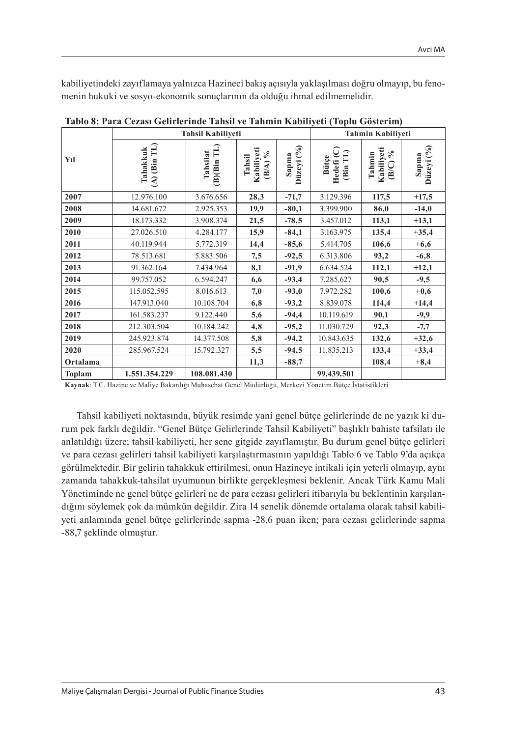kabiliyetindeki zayıflamaya yalnızca Hazineci bakış açısıyla yaklaşılması doğru olmayıp, bu fenomenin hukuki ve sosyo-ekonomik sonuçlarının da olduğu ihmal edilmemelidir.

**Tablo 8: Para Cezası Gelirlerinde Tahsil ve Tahmin Kabiliyeti (Toplu Gösterim)**

| Yıl | Tahsil Kabiliyeti | | | | Tahmin Kabiliyeti | | |
|---|---|---|---|---|---|---|---|
| | Tahakkuk (A) (Bin TL) | Tahsilat (B)(Bin TL) | Tahsil Kabiliyeti (B/A) % | Sapma Düzeyi (%) | Bütçe Hedefi (C) (Bin TL) | Tahmin Kabiliyeti (B/C) % | Sapma Düzeyi (%) |
| **2007** | 12.976.100 | 3.676.656 | **28,3** | **-71,7** | 3.129.396 | **117,5** | **+17,5** |
| **2008** | 14.681.672 | 2.925.353 | **19,9** | **-80,1** | 3.399.900 | **86,0** | **-14,0** |
| **2009** | 18.173.332 | 3.908.374 | **21,5** | **-78,5** | 3.457.012 | **113,1** | **+13,1** |
| **2010** | 27.026.510 | 4.284.177 | **15,9** | **-84,1** | 3.163.975 | **135,4** | **+35,4** |
| **2011** | 40.119.944 | 5.772.319 | **14,4** | **-85,6** | 5.414.705 | **106,6** | **+6,6** |
| **2012** | 78.513.681 | 5.883.506 | **7,5** | **-92,5** | 6.313.806 | **93,2** | **-6,8** |
| **2013** | 91.362.164 | 7.434.964 | **8,1** | **-91,9** | 6.634.524 | **112,1** | **+12,1** |
| **2014** | 99.757.052 | 6.594.247 | **6,6** | **-93,4** | 7.285.627 | **90,5** | **-9,5** |
| **2015** | 115.052.595 | 8.016.613 | **7,0** | **-93,0** | 7.972.282 | **100,6** | **+0,6** |
| **2016** | 147.913.040 | 10.108.704 | **6,8** | **-93,2** | 8.839.078 | **114,4** | **+14,4** |
| **2017** | 161.583.237 | 9.122.440 | **5,6** | **-94,4** | 10.119.619 | **90,1** | **-9,9** |
| **2018** | 212.303.504 | 10.184.242 | **4,8** | **-95,2** | 11.030.729 | **92,3** | **-7,7** |
| **2019** | 245.923.874 | 14.377.508 | **5,8** | **-94,2** | 10.843.635 | **132,6** | **+32,6** |
| **2020** | 285.967.524 | 15.792.327 | **5,5** | **-94,5** | 11.835.213 | **133,4** | **+33,4** |
| **Ortalama** | | | **11,3** | **-88,7** | | **108,4** | **+8,4** |
| **Toplam** | **1.551.354.229** | **108.081.430** | | | **99.439.501** | | |

**Kaynak**: T.C. Hazine ve Maliye Bakanlığı Muhasebat Genel Müdürlüğü, Merkezi Yönetim Bütçe İstatistikleri.

Tahsil kabiliyeti noktasında, büyük resimde yani genel bütçe gelirlerinde de ne yazık ki durum pek farklı değildir. "Genel Bütçe Gelirlerinde Tahsil Kabiliyeti" başlıklı bahiste tafsilatı ile anlatıldığı üzere; tahsil kabiliyeti, her sene gitgide zayıflamıştır. Bu durum genel bütçe gelirleri ve para cezası gelirleri tahsil kabiliyeti karşılaştırmasının yapıldığı Tablo 6 ve Tablo 9'da açıkça görülmektedir. Bir gelirin tahakkuk ettirilmesi, onun Hazineye intikali için yeterli olmayıp, aynı zamanda tahakkuk-tahsilat uyumunun birlikte gerçekleşmesi beklenir. Ancak Türk Kamu Mali Yönetiminde ne genel bütçe gelirleri ne de para cezası gelirleri itibarıyla bu beklentinin karşılandığını söylemek çok da mümkün değildir. Zira 14 senelik dönemde ortalama olarak tahsil kabiliyeti anlamında genel bütçe gelirlerinde sapma -28,6 puan iken; para cezası gelirlerinde sapma -88,7 şeklinde olmuştur.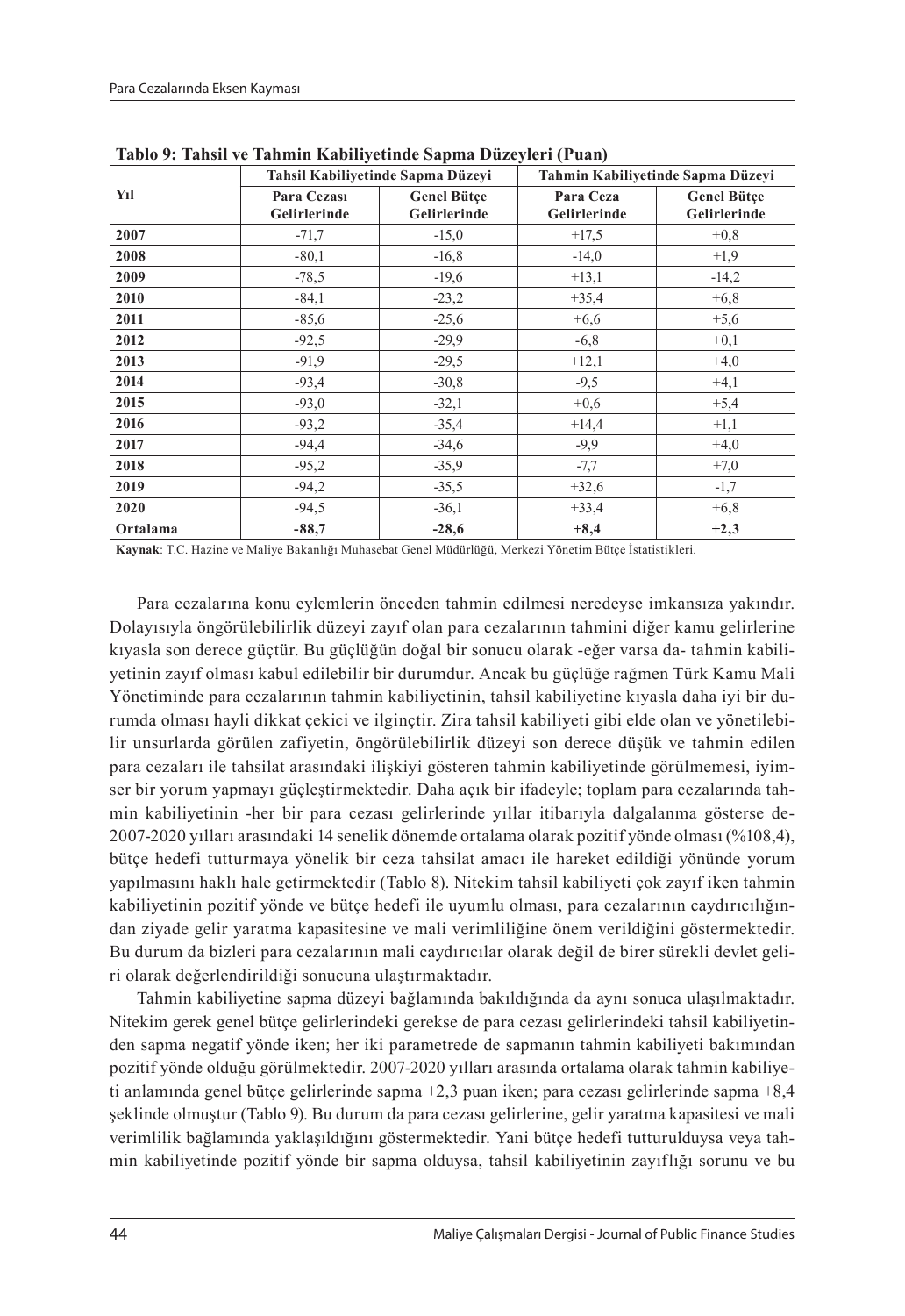**Tablo 9: Tahsil ve Tahmin Kabiliyetinde Sapma Düzeyleri (Puan)**

| Yıl | Tahsil Kabiliyetinde Sapma Düzeyi | | Tahmin Kabiliyetinde Sapma Düzeyi | |
|---|---|---|---|---|
| | Para Cezası Gelirlerinde | Genel Bütçe Gelirlerinde | Para Ceza Gelirlerinde | Genel Bütçe Gelirlerinde |
| **2007** | -71,7 | -15,0 | +17,5 | +0,8 |
| **2008** | -80,1 | -16,8 | -14,0 | +1,9 |
| **2009** | -78,5 | -19,6 | +13,1 | -14,2 |
| **2010** | -84,1 | -23,2 | +35,4 | +6,8 |
| **2011** | -85,6 | -25,6 | +6,6 | +5,6 |
| **2012** | -92,5 | -29,9 | -6,8 | +0,1 |
| **2013** | -91,9 | -29,5 | +12,1 | +4,0 |
| **2014** | -93,4 | -30,8 | -9,5 | +4,1 |
| **2015** | -93,0 | -32,1 | +0,6 | +5,4 |
| **2016** | -93,2 | -35,4 | +14,4 | +1,1 |
| **2017** | -94,4 | -34,6 | -9,9 | +4,0 |
| **2018** | -95,2 | -35,9 | -7,7 | +7,0 |
| **2019** | -94,2 | -35,5 | +32,6 | -1,7 |
| **2020** | -94,5 | -36,1 | +33,4 | +6,8 |
| **Ortalama** | **-88,7** | **-28,6** | **+8,4** | **+2,3** |

**Kaynak**: T.C. Hazine ve Maliye Bakanlığı Muhasebat Genel Müdürlüğü, Merkezi Yönetim Bütçe İstatistikleri.

Para cezalarına konu eylemlerin önceden tahmin edilmesi neredeyse imkansıza yakındır. Dolayısıyla öngörülebilirlik düzeyi zayıf olan para cezalarının tahmini diğer kamu gelirlerine kıyasla son derece güçtür. Bu güçlüğün doğal bir sonucu olarak -eğer varsa da- tahmin kabiliyetinin zayıf olması kabul edilebilir bir durumdur. Ancak bu güçlüğe rağmen Türk Kamu Mali Yönetiminde para cezalarının tahmin kabiliyetinin, tahsil kabiliyetine kıyasla daha iyi bir durumda olması hayli dikkat çekici ve ilginçtir. Zira tahsil kabiliyeti gibi elde olan ve yönetilebilir unsurlarda görülen zafiyetin, öngörülebilirlik düzeyi son derece düşük ve tahmin edilen para cezaları ile tahsilat arasındaki ilişkiyi gösteren tahmin kabiliyetinde görülmemesi, iyimser bir yorum yapmayı güçleştirmektedir. Daha açık bir ifadeyle; toplam para cezalarında tahmin kabiliyetinin -her bir para cezası gelirlerinde yıllar itibarıyla dalgalanma gösterse de- 2007-2020 yılları arasındaki 14 senelik dönemde ortalama olarak pozitif yönde olması (%108,4), bütçe hedefi tutturmaya yönelik bir ceza tahsilat amacı ile hareket edildiği yönünde yorum yapılmasını haklı hale getirmektedir (Tablo 8). Nitekim tahsil kabiliyeti çok zayıf iken tahmin kabiliyetinin pozitif yönde ve bütçe hedefi ile uyumlu olması, para cezalarının caydırıcılığından ziyade gelir yaratma kapasitesine ve mali verimliliğine önem verildiğini göstermektedir. Bu durum da bizleri para cezalarının mali caydırıcılar olarak değil de birer sürekli devlet geliri olarak değerlendirildiği sonucuna ulaştırmaktadır.

Tahmin kabiliyetine sapma düzeyi bağlamında bakıldığında da aynı sonuca ulaşılmaktadır. Nitekim gerek genel bütçe gelirlerindeki gerekse de para cezası gelirlerindeki tahsil kabiliyetinden sapma negatif yönde iken; her iki parametrede de sapmanın tahmin kabiliyeti bakımından pozitif yönde olduğu görülmektedir. 2007-2020 yılları arasında ortalama olarak tahmin kabiliyeti anlamında genel bütçe gelirlerinde sapma +2,3 puan iken; para cezası gelirlerinde sapma +8,4 şeklinde olmuştur (Tablo 9). Bu durum da para cezası gelirlerine, gelir yaratma kapasitesi ve mali verimlilik bağlamında yaklaşıldığını göstermektedir. Yani bütçe hedefi tutturulduysa veya tahmin kabiliyetinde pozitif yönde bir sapma olduysa, tahsil kabiliyetinin zayıflığı sorunu ve bu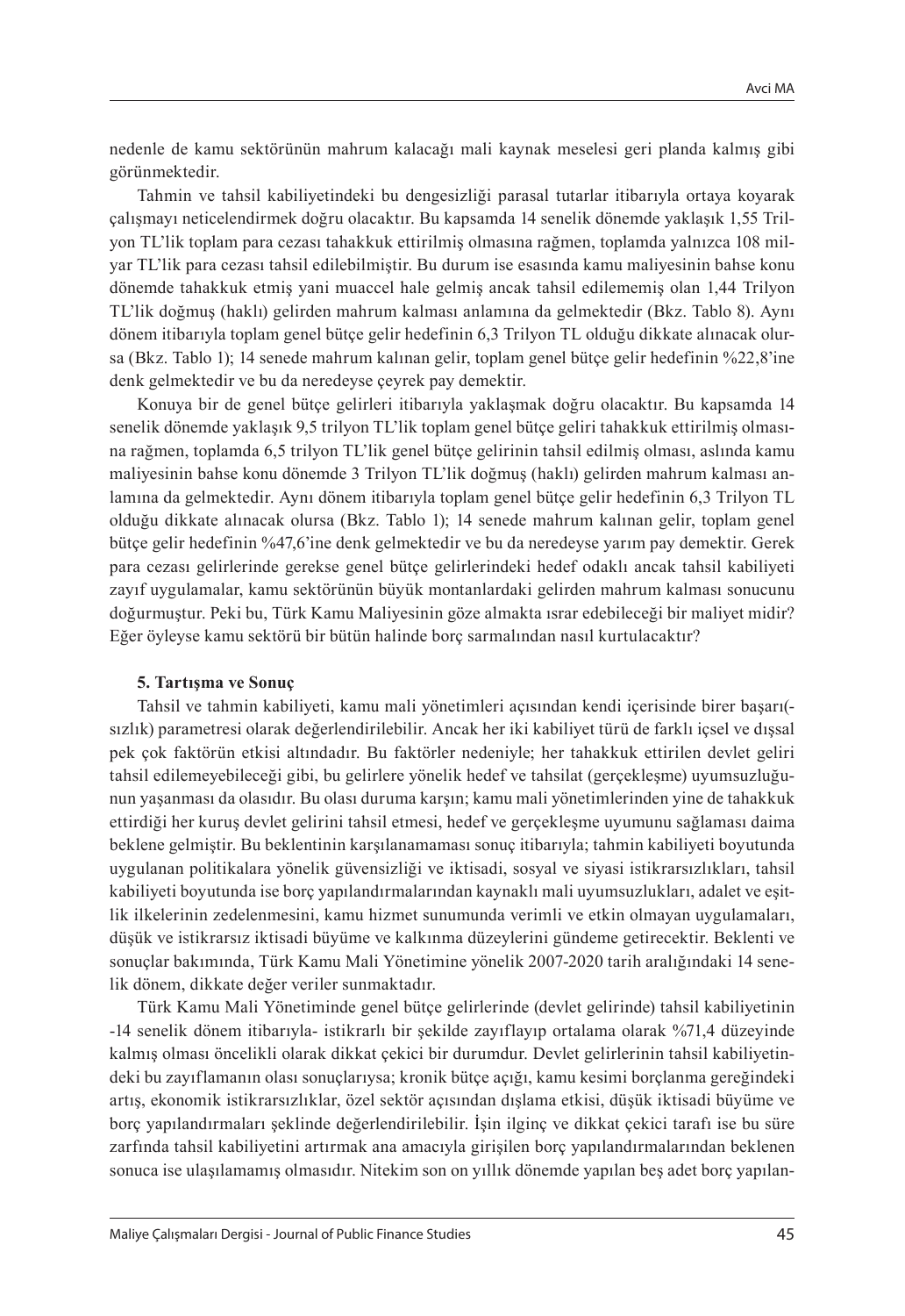nedenle de kamu sektörünün mahrum kalacağı mali kaynak meselesi geri planda kalmış gibi görünmektedir.

Tahmin ve tahsil kabiliyetindeki bu dengesizliği parasal tutarlar itibarıyla ortaya koyarak çalışmayı neticelendirmek doğru olacaktır. Bu kapsamda 14 senelik dönemde yaklaşık 1,55 Trilyon TL'lik toplam para cezası tahakkuk ettirilmiş olmasına rağmen, toplamda yalnızca 108 milyar TL'lik para cezası tahsil edilebilmiştir. Bu durum ise esasında kamu maliyesinin bahse konu dönemde tahakkuk etmiş yani muaccel hale gelmiş ancak tahsil edilememiş olan 1,44 Trilyon TL'lik doğmuş (haklı) gelirden mahrum kalması anlamına da gelmektedir (Bkz. Tablo 8). Aynı dönem itibarıyla toplam genel bütçe gelir hedefinin 6,3 Trilyon TL olduğu dikkate alınacak olursa (Bkz. Tablo 1); 14 senede mahrum kalınan gelir, toplam genel bütçe gelir hedefinin %22,8'ine denk gelmektedir ve bu da neredeyse çeyrek pay demektir.

Konuya bir de genel bütçe gelirleri itibarıyla yaklaşmak doğru olacaktır. Bu kapsamda 14 senelik dönemde yaklaşık 9,5 trilyon TL'lik toplam genel bütçe geliri tahakkuk ettirilmiş olmasına rağmen, toplamda 6,5 trilyon TL'lik genel bütçe gelirinin tahsil edilmiş olması, aslında kamu maliyesinin bahse konu dönemde 3 Trilyon TL'lik doğmuş (haklı) gelirden mahrum kalması anlamına da gelmektedir. Aynı dönem itibarıyla toplam genel bütçe gelir hedefinin 6,3 Trilyon TL olduğu dikkate alınacak olursa (Bkz. Tablo 1); 14 senede mahrum kalınan gelir, toplam genel bütçe gelir hedefinin %47,6'ine denk gelmektedir ve bu da neredeyse yarım pay demektir. Gerek para cezası gelirlerinde gerekse genel bütçe gelirlerindeki hedef odaklı ancak tahsil kabiliyeti zayıf uygulamalar, kamu sektörünün büyük montanlardaki gelirden mahrum kalması sonucunu doğurmuştur. Peki bu, Türk Kamu Maliyesinin göze almakta ısrar edebileceği bir maliyet midir? Eğer öyleyse kamu sektörü bir bütün halinde borç sarmalından nasıl kurtulacaktır?

**5. Tartışma ve Sonuç**

Tahsil ve tahmin kabiliyeti, kamu mali yönetimleri açısından kendi içerisinde birer başarı(-sızlık) parametresi olarak değerlendirilebilir. Ancak her iki kabiliyet türü de farklı içsel ve dışsal pek çok faktörün etkisi altındadır. Bu faktörler nedeniyle; her tahakkuk ettirilen devlet geliri tahsil edilemeyebileceği gibi, bu gelirlere yönelik hedef ve tahsilat (gerçekleşme) uyumsuzluğunun yaşanması da olasıdır. Bu olası duruma karşın; kamu mali yönetimlerinden yine de tahakkuk ettirdiği her kuruş devlet gelirini tahsil etmesi, hedef ve gerçekleşme uyumunu sağlaması daima beklene gelmiştir. Bu beklentinin karşılanamaması sonuç itibarıyla; tahmin kabiliyeti boyutunda uygulanan politikalara yönelik güvensizliği ve iktisadi, sosyal ve siyasi istikrarsızlıkları, tahsil kabiliyeti boyutunda ise borç yapılandırmalarından kaynaklı mali uyumsuzlukları, adalet ve eşitlik ilkelerinin zedelenmesini, kamu hizmet sunumunda verimli ve etkin olmayan uygulamaları, düşük ve istikrarsız iktisadi büyüme ve kalkınma düzeylerini gündeme getirecektir. Beklenti ve sonuçlar bakımında, Türk Kamu Mali Yönetimine yönelik 2007-2020 tarih aralığındaki 14 senelik dönem, dikkate değer veriler sunmaktadır.

Türk Kamu Mali Yönetiminde genel bütçe gelirlerinde (devlet gelirinde) tahsil kabiliyetinin -14 senelik dönem itibarıyla- istikrarlı bir şekilde zayıflayıp ortalama olarak %71,4 düzeyinde kalmış olması öncelikli olarak dikkat çekici bir durumdur. Devlet gelirlerinin tahsil kabiliyetindeki bu zayıflamanın olası sonuçlarıysa; kronik bütçe açığı, kamu kesimi borçlanma gereğindeki artış, ekonomik istikrarsızlıklar, özel sektör açısından dışlama etkisi, düşük iktisadi büyüme ve borç yapılandırmaları şeklinde değerlendirilebilir. İşin ilginç ve dikkat çekici tarafı ise bu süre zarfında tahsil kabiliyetini artırmak ana amacıyla girişilen borç yapılandırmalarından beklenen sonuca ise ulaşılamamış olmasıdır. Nitekim son on yıllık dönemde yapılan beş adet borç yapılan-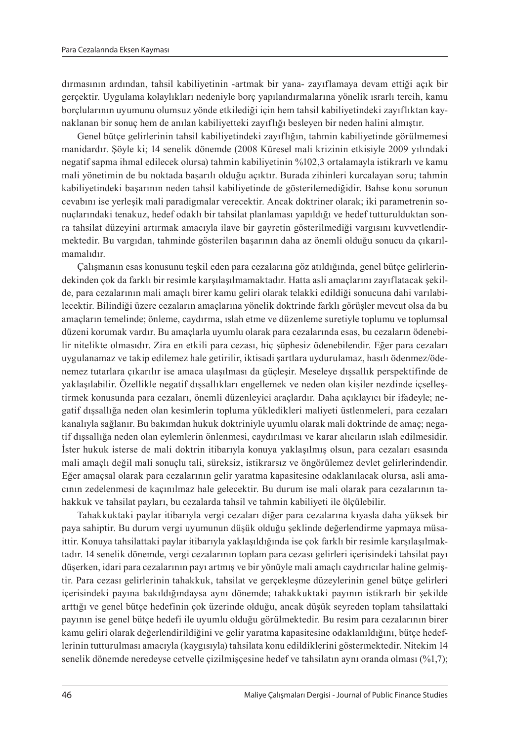dırmasının ardından, tahsil kabiliyetinin -artmak bir yana- zayıflamaya devam ettiği açık bir gerçektir. Uygulama kolaylıkları nedeniyle borç yapılandırmalarına yönelik ısrarlı tercih, kamu borçlularının uyumunu olumsuz yönde etkilediği için hem tahsil kabiliyetindeki zayıflıktan kaynaklanan bir sonuç hem de anılan kabiliyetteki zayıflığı besleyen bir neden halini almıştır.

Genel bütçe gelirlerinin tahsil kabiliyetindeki zayıflığın, tahmin kabiliyetinde görülmemesi manidardır. Şöyle ki; 14 senelik dönemde (2008 Küresel mali krizinin etkisiyle 2009 yılındaki negatif sapma ihmal edilecek olursa) tahmin kabiliyetinin %102,3 ortalamayla istikrarlı ve kamu mali yönetimin de bu noktada başarılı olduğu açıktır. Burada zihinleri kurcalayan soru; tahmin kabiliyetindeki başarının neden tahsil kabiliyetinde de gösterilemediğidir. Bahse konu sorunun cevabını ise yerleşik mali paradigmalar verecektir. Ancak doktriner olarak; iki parametrenin sonuçlarındaki tenakuz, hedef odaklı bir tahsilat planlaması yapıldığı ve hedef tutturulduktan sonra tahsilat düzeyini artırmak amacıyla ilave bir gayretin gösterilmediği vargısını kuvvetlendirmektedir. Bu vargıdan, tahminde gösterilen başarının daha az önemli olduğu sonucu da çıkarılmamalıdır.

Çalışmanın esas konusunu teşkil eden para cezalarına göz atıldığında, genel bütçe gelirlerindekinden çok da farklı bir resimle karşılaşılmamaktadır. Hatta asli amaçlarını zayıflatacak şekilde, para cezalarının mali amaçlı birer kamu geliri olarak telakki edildiği sonucuna dahi varılabilecektir. Bilindiği üzere cezaların amaçlarına yönelik doktrinde farklı görüşler mevcut olsa da bu amaçların temelinde; önleme, caydırma, ıslah etme ve düzenleme suretiyle toplumu ve toplumsal düzeni korumak vardır. Bu amaçlarla uyumlu olarak para cezalarında esas, bu cezaların ödenebilir nitelikte olmasıdır. Zira en etkili para cezası, hiç şüphesiz ödenebilendir. Eğer para cezaları uygulanamaz ve takip edilemez hale getirilir, iktisadi şartlara uydurulamaz, hasılı ödenmez/ödenemez tutarlara çıkarılır ise amaca ulaşılması da güçleşir. Meseleye dışsallık perspektifinde de yaklaşılabilir. Özellikle negatif dışsallıkları engellemek ve neden olan kişiler nezdinde içselleştirmek konusunda para cezaları, önemli düzenleyici araçlardır. Daha açıklayıcı bir ifadeyle; negatif dışsallığa neden olan kesimlerin topluma yükledikleri maliyeti üstlenmeleri, para cezaları kanalıyla sağlanır. Bu bakımdan hukuk doktriniyle uyumlu olarak mali doktrinde de amaç; negatif dışsallığa neden olan eylemlerin önlenmesi, caydırılması ve karar alıcıların ıslah edilmesidir. İster hukuk isterse de mali doktrin itibarıyla konuya yaklaşılmış olsun, para cezaları esasında mali amaçlı değil mali sonuçlu tali, süreksiz, istikrarsız ve öngörülemez devlet gelirlerindendir. Eğer amaçsal olarak para cezalarının gelir yaratma kapasitesine odaklanılacak olursa, asli amacının zedelenmesi de kaçınılmaz hale gelecektir. Bu durum ise mali olarak para cezalarının tahakkuk ve tahsilat payları, bu cezalarda tahsil ve tahmin kabiliyeti ile ölçülebilir.

Tahakkuktaki paylar itibarıyla vergi cezaları diğer para cezalarına kıyasla daha yüksek bir paya sahiptir. Bu durum vergi uyumunun düşük olduğu şeklinde değerlendirme yapmaya müsaittir. Konuya tahsilattaki paylar itibarıyla yaklaşıldığında ise çok farklı bir resimle karşılaşılmaktadır. 14 senelik dönemde, vergi cezalarının toplam para cezası gelirleri içerisindeki tahsilat payı düşerken, idari para cezalarının payı artmış ve bir yönüyle mali amaçlı caydırıcılar haline gelmiştir. Para cezası gelirlerinin tahakkuk, tahsilat ve gerçekleşme düzeylerinin genel bütçe gelirleri içerisindeki payına bakıldığındaysa aynı dönemde; tahakkuktaki payının istikrarlı bir şekilde arttığı ve genel bütçe hedefinin çok üzerinde olduğu, ancak düşük seyreden toplam tahsilattaki payının ise genel bütçe hedefi ile uyumlu olduğu görülmektedir. Bu resim para cezalarının birer kamu geliri olarak değerlendirildiğini ve gelir yaratma kapasitesine odaklanıldığını, bütçe hedeflerinin tutturulması amacıyla (kaygısıyla) tahsilata konu edildiklerini göstermektedir. Nitekim 14 senelik dönemde neredeyse cetvelle çizilmişçesine hedef ve tahsilatın aynı oranda olması (%1,7);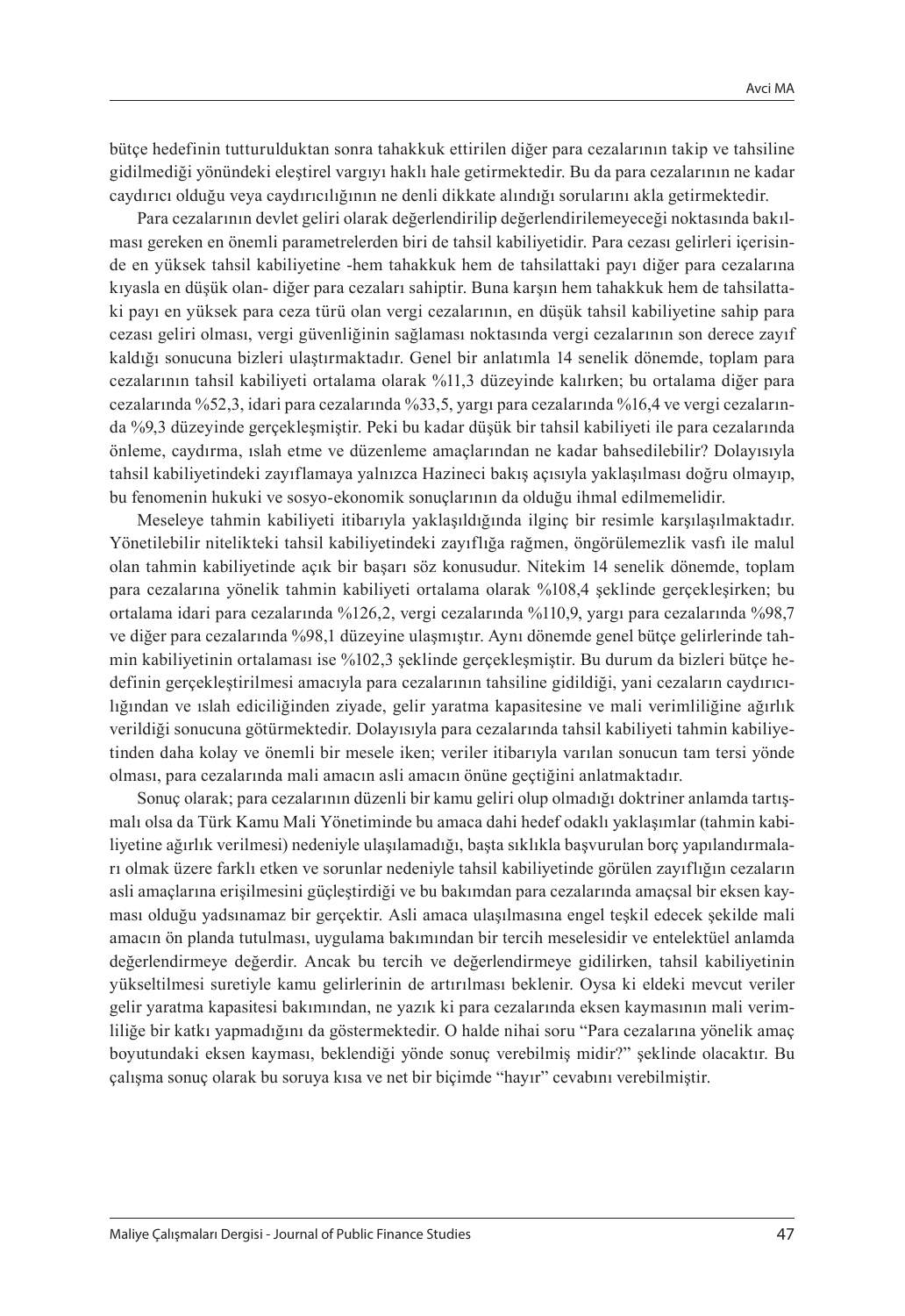bütçe hedefinin tutturulduktan sonra tahakkuk ettirilen diğer para cezalarının takip ve tahsiline gidilmediği yönündeki eleştirel vargıyı haklı hale getirmektedir. Bu da para cezalarının ne kadar caydırıcı olduğu veya caydırıcılığının ne denli dikkate alındığı sorularını akla getirmektedir.

Para cezalarının devlet geliri olarak değerlendirilip değerlendirilemeyeceği noktasında bakılması gereken en önemli parametrelerden biri de tahsil kabiliyetidir. Para cezası gelirleri içerisinde en yüksek tahsil kabiliyetine -hem tahakkuk hem de tahsilattaki payı diğer para cezalarına kıyasla en düşük olan- diğer para cezaları sahiptir. Buna karşın hem tahakkuk hem de tahsilattaki payı en yüksek para ceza türü olan vergi cezalarının, en düşük tahsil kabiliyetine sahip para cezası geliri olması, vergi güvenliğinin sağlaması noktasında vergi cezalarının son derece zayıf kaldığı sonucuna bizleri ulaştırmaktadır. Genel bir anlatımla 14 senelik dönemde, toplam para cezalarının tahsil kabiliyeti ortalama olarak %11,3 düzeyinde kalırken; bu ortalama diğer para cezalarında %52,3, idari para cezalarında %33,5, yargı para cezalarında %16,4 ve vergi cezalarında %9,3 düzeyinde gerçekleşmiştir. Peki bu kadar düşük bir tahsil kabiliyeti ile para cezalarında önleme, caydırma, ıslah etme ve düzenleme amaçlarından ne kadar bahsedilebilir? Dolayısıyla tahsil kabiliyetindeki zayıflamaya yalnızca Hazineci bakış açısıyla yaklaşılması doğru olmayıp, bu fenomenin hukuki ve sosyo-ekonomik sonuçlarının da olduğu ihmal edilmemelidir.

Meseleye tahmin kabiliyeti itibarıyla yaklaşıldığında ilginç bir resimle karşılaşılmaktadır. Yönetilebilir nitelikteki tahsil kabiliyetindeki zayıflığa rağmen, öngörülemezlik vasfı ile malul olan tahmin kabiliyetinde açık bir başarı söz konusudur. Nitekim 14 senelik dönemde, toplam para cezalarına yönelik tahmin kabiliyeti ortalama olarak %108,4 şeklinde gerçekleşirken; bu ortalama idari para cezalarında %126,2, vergi cezalarında %110,9, yargı para cezalarında %98,7 ve diğer para cezalarında %98,1 düzeyine ulaşmıştır. Aynı dönemde genel bütçe gelirlerinde tahmin kabiliyetinin ortalaması ise %102,3 şeklinde gerçekleşmiştir. Bu durum da bizleri bütçe hedefinin gerçekleştirilmesi amacıyla para cezalarının tahsiline gidildiği, yani cezaların caydırıcılığından ve ıslah ediciliğinden ziyade, gelir yaratma kapasitesine ve mali verimliliğine ağırlık verildiği sonucuna götürmektedir. Dolayısıyla para cezalarında tahsil kabiliyeti tahmin kabiliyetinden daha kolay ve önemli bir mesele iken; veriler itibarıyla varılan sonucun tam tersi yönde olması, para cezalarında mali amacın asli amacın önüne geçtiğini anlatmaktadır.

Sonuç olarak; para cezalarının düzenli bir kamu geliri olup olmadığı doktriner anlamda tartışmalı olsa da Türk Kamu Mali Yönetiminde bu amaca dahi hedef odaklı yaklaşımlar (tahmin kabiliyetine ağırlık verilmesi) nedeniyle ulaşılamadığı, başta sıklıkla başvurulan borç yapılandırmaları olmak üzere farklı etken ve sorunlar nedeniyle tahsil kabiliyetinde görülen zayıflığın cezaların asli amaçlarına erişilmesini güçleştirdiği ve bu bakımdan para cezalarında amaçsal bir eksen kayması olduğu yadsınamaz bir gerçektir. Asli amaca ulaşılmasına engel teşkil edecek şekilde mali amacın ön planda tutulması, uygulama bakımından bir tercih meselesidir ve entelektüel anlamda değerlendirmeye değerdir. Ancak bu tercih ve değerlendirmeye gidilirken, tahsil kabiliyetinin yükseltilmesi suretiyle kamu gelirlerinin de artırılması beklenir. Oysa ki eldeki mevcut veriler gelir yaratma kapasitesi bakımından, ne yazık ki para cezalarında eksen kaymasının mali verimliliğe bir katkı yapmadığını da göstermektedir. O halde nihai soru "Para cezalarına yönelik amaç boyutundaki eksen kayması, beklendiği yönde sonuç verebilmiş midir?" şeklinde olacaktır. Bu çalışma sonuç olarak bu soruya kısa ve net bir biçimde "hayır" cevabını verebilmiştir.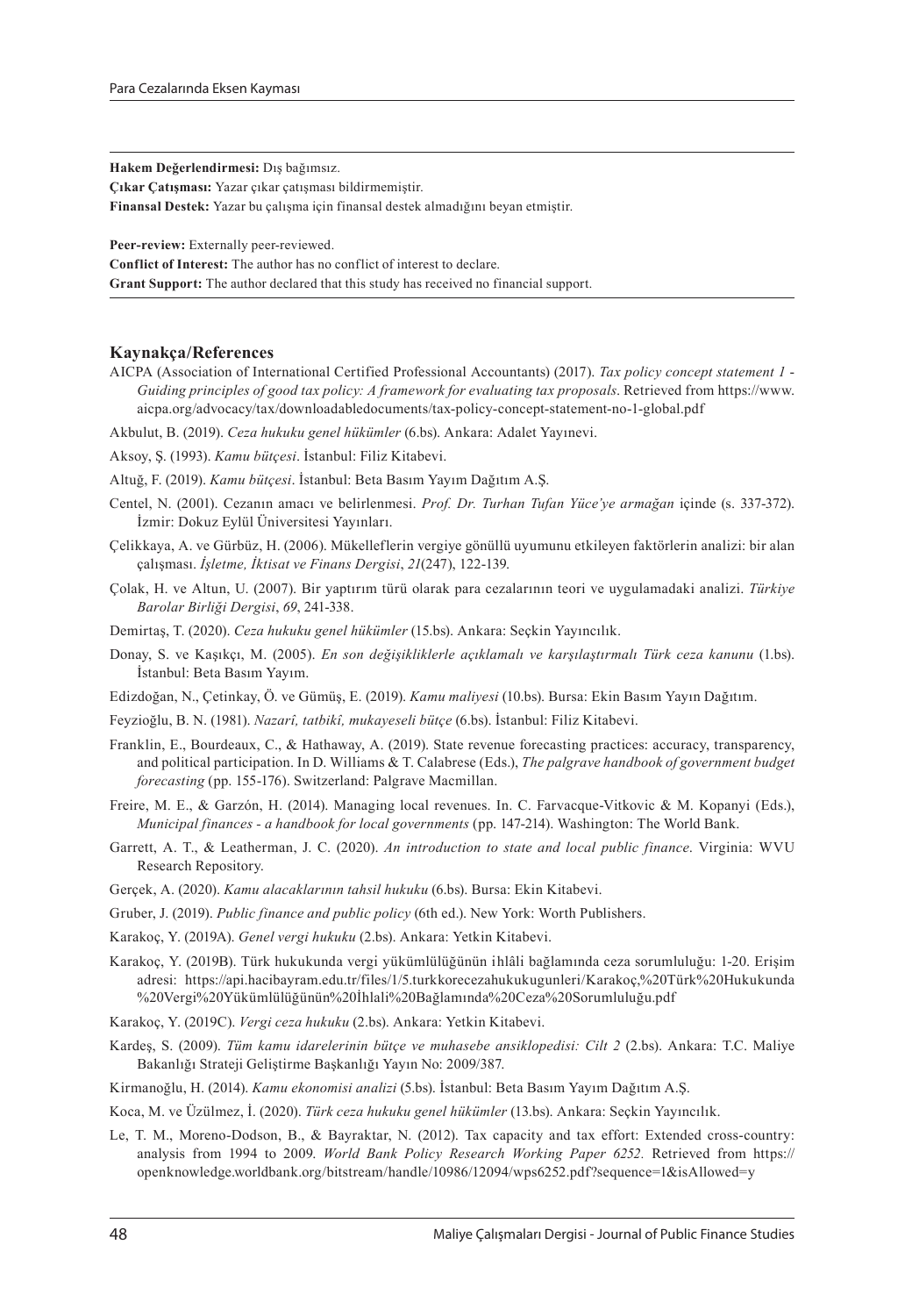**Hakem Değerlendirmesi:** Dış bağımsız.
**Çıkar Çatışması:** Yazar çıkar çatışması bildirmemiştir.
**Finansal Destek:** Yazar bu çalışma için finansal destek almadığını beyan etmiştir.

**Peer-review:** Externally peer-reviewed.
**Conflict of Interest:** The author has no conflict of interest to declare.
**Grant Support:** The author declared that this study has received no financial support.

## Kaynakça/References

AICPA (Association of International Certified Professional Accountants) (2017). *Tax policy concept statement 1 - Guiding principles of good tax policy: A framework for evaluating tax proposals*. Retrieved from https://www.aicpa.org/advocacy/tax/downloadabledocuments/tax-policy-concept-statement-no-1-global.pdf

Akbulut, B. (2019). *Ceza hukuku genel hükümler* (6.bs). Ankara: Adalet Yayınevi.

Aksoy, Ş. (1993). *Kamu bütçesi*. İstanbul: Filiz Kitabevi.

Altuğ, F. (2019). *Kamu bütçesi*. İstanbul: Beta Basım Yayım Dağıtım A.Ş.

Centel, N. (2001). Cezanın amacı ve belirlenmesi. *Prof. Dr. Turhan Tufan Yüce'ye armağan* içinde (s. 337-372). İzmir: Dokuz Eylül Üniversitesi Yayınları.

Çelikkaya, A. ve Gürbüz, H. (2006). Mükelleflerin vergiye gönüllü uyumunu etkileyen faktörlerin analizi: bir alan çalışması. *İşletme, İktisat ve Finans Dergisi*, *21*(247), 122-139.

Çolak, H. ve Altun, U. (2007). Bir yaptırım türü olarak para cezalarının teori ve uygulamadaki analizi. *Türkiye Barolar Birliği Dergisi*, *69*, 241-338.

Demirtaş, T. (2020). *Ceza hukuku genel hükümler* (15.bs). Ankara: Seçkin Yayıncılık.

Donay, S. ve Kaşıkçı, M. (2005). *En son değişikliklerle açıklamalı ve karşılaştırmalı Türk ceza kanunu* (1.bs). İstanbul: Beta Basım Yayım.

Edizdoğan, N., Çetinkay, Ö. ve Gümüş, E. (2019). *Kamu maliyesi* (10.bs). Bursa: Ekin Basım Yayın Dağıtım.

Feyzioğlu, B. N. (1981). *Nazarî, tatbikî, mukayeseli bütçe* (6.bs). İstanbul: Filiz Kitabevi.

Franklin, E., Bourdeaux, C., & Hathaway, A. (2019). State revenue forecasting practices: accuracy, transparency, and political participation. In D. Williams & T. Calabrese (Eds.), *The palgrave handbook of government budget forecasting* (pp. 155-176). Switzerland: Palgrave Macmillan.

Freire, M. E., & Garzón, H. (2014). Managing local revenues. In. C. Farvacque-Vitkovic & M. Kopanyi (Eds.), *Municipal finances - a handbook for local governments* (pp. 147-214). Washington: The World Bank.

Garrett, A. T., & Leatherman, J. C. (2020). *An introduction to state and local public finance*. Virginia: WVU Research Repository.

Gerçek, A. (2020). *Kamu alacaklarının tahsil hukuku* (6.bs). Bursa: Ekin Kitabevi.

Gruber, J. (2019). *Public finance and public policy* (6th ed.). New York: Worth Publishers.

Karakoç, Y. (2019A). *Genel vergi hukuku* (2.bs). Ankara: Yetkin Kitabevi.

Karakoç, Y. (2019B). Türk hukukunda vergi yükümlülüğünün ihlâli bağlamında ceza sorumluluğu: 1-20. Erişim adresi: https://api.hacibayram.edu.tr/files/1/5.turkkorecezahukukugunleri/Karakoç,%20Türk%20Hukukunda%20Vergi%20Yükümlülüğünün%20İhlali%20Bağlamında%20Ceza%20Sorumluluğu.pdf

Karakoç, Y. (2019C). *Vergi ceza hukuku* (2.bs). Ankara: Yetkin Kitabevi.

Kardeş, S. (2009). *Tüm kamu idarelerinin bütçe ve muhasebe ansiklopedisi: Cilt 2* (2.bs). Ankara: T.C. Maliye Bakanlığı Strateji Geliştirme Başkanlığı Yayın No: 2009/387.

Kirmanoğlu, H. (2014). *Kamu ekonomisi analizi* (5.bs). İstanbul: Beta Basım Yayım Dağıtım A.Ş.

Koca, M. ve Üzülmez, İ. (2020). *Türk ceza hukuku genel hükümler* (13.bs). Ankara: Seçkin Yayıncılık.

Le, T. M., Moreno-Dodson, B., & Bayraktar, N. (2012). Tax capacity and tax effort: Extended cross-country: analysis from 1994 to 2009. *World Bank Policy Research Working Paper 6252.* Retrieved from https://openknowledge.worldbank.org/bitstream/handle/10986/12094/wps6252.pdf?sequence=1&isAllowed=y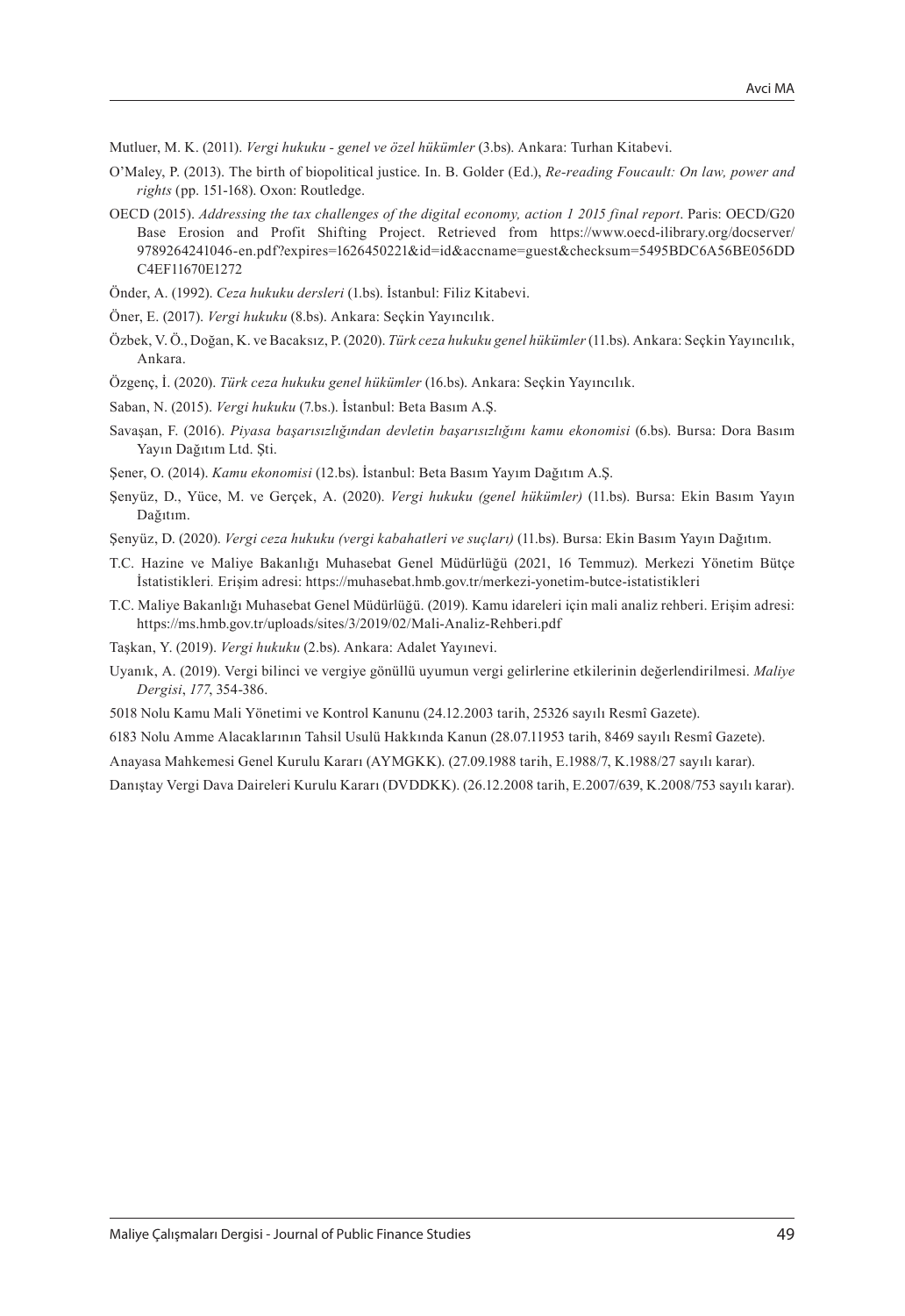Mutluer, M. K. (2011). *Vergi hukuku - genel ve özel hükümler* (3.bs). Ankara: Turhan Kitabevi.

O'Maley, P. (2013). The birth of biopolitical justice. In. B. Golder (Ed.), *Re-reading Foucault: On law, power and rights* (pp. 151-168). Oxon: Routledge.

OECD (2015). *Addressing the tax challenges of the digital economy, action 1 2015 final report*. Paris: OECD/G20 Base Erosion and Profit Shifting Project. Retrieved from https://www.oecd-ilibrary.org/docserver/9789264241046-en.pdf?expires=1626450221&id=id&accname=guest&checksum=5495BDC6A56BE056DDC4EF11670E1272

Önder, A. (1992). *Ceza hukuku dersleri* (1.bs). İstanbul: Filiz Kitabevi.

Öner, E. (2017). *Vergi hukuku* (8.bs). Ankara: Seçkin Yayıncılık.

Özbek, V. Ö., Doğan, K. ve Bacaksız, P. (2020). *Türk ceza hukuku genel hükümler* (11.bs). Ankara: Seçkin Yayıncılık, Ankara.

Özgenç, İ. (2020). *Türk ceza hukuku genel hükümler* (16.bs). Ankara: Seçkin Yayıncılık.

Saban, N. (2015). *Vergi hukuku* (7.bs.). İstanbul: Beta Basım A.Ş.

Savaşan, F. (2016). *Piyasa başarısızlığından devletin başarısızlığını kamu ekonomisi* (6.bs). Bursa: Dora Basım Yayın Dağıtım Ltd. Şti.

Şener, O. (2014). *Kamu ekonomisi* (12.bs). İstanbul: Beta Basım Yayım Dağıtım A.Ş.

Şenyüz, D., Yüce, M. ve Gerçek, A. (2020). *Vergi hukuku (genel hükümler)* (11.bs). Bursa: Ekin Basım Yayın Dağıtım.

Şenyüz, D. (2020). *Vergi ceza hukuku (vergi kabahatleri ve suçları)* (11.bs). Bursa: Ekin Basım Yayın Dağıtım.

T.C. Hazine ve Maliye Bakanlığı Muhasebat Genel Müdürlüğü (2021, 16 Temmuz). Merkezi Yönetim Bütçe İstatistikleri. Erişim adresi: https://muhasebat.hmb.gov.tr/merkezi-yonetim-butce-istatistikleri

T.C. Maliye Bakanlığı Muhasebat Genel Müdürlüğü. (2019). Kamu idareleri için mali analiz rehberi. Erişim adresi: https://ms.hmb.gov.tr/uploads/sites/3/2019/02/Mali-Analiz-Rehberi.pdf

Taşkan, Y. (2019). *Vergi hukuku* (2.bs). Ankara: Adalet Yayınevi.

Uyanık, A. (2019). Vergi bilinci ve vergiye gönüllü uyumun vergi gelirlerine etkilerinin değerlendirilmesi. *Maliye Dergisi*, *177*, 354-386.

5018 Nolu Kamu Mali Yönetimi ve Kontrol Kanunu (24.12.2003 tarih, 25326 sayılı Resmî Gazete).

6183 Nolu Amme Alacaklarının Tahsil Usulü Hakkında Kanun (28.07.11953 tarih, 8469 sayılı Resmî Gazete).

Anayasa Mahkemesi Genel Kurulu Kararı (AYMGKK). (27.09.1988 tarih, E.1988/7, K.1988/27 sayılı karar).

Danıştay Vergi Dava Daireleri Kurulu Kararı (DVDDKK). (26.12.2008 tarih, E.2007/639, K.2008/753 sayılı karar).